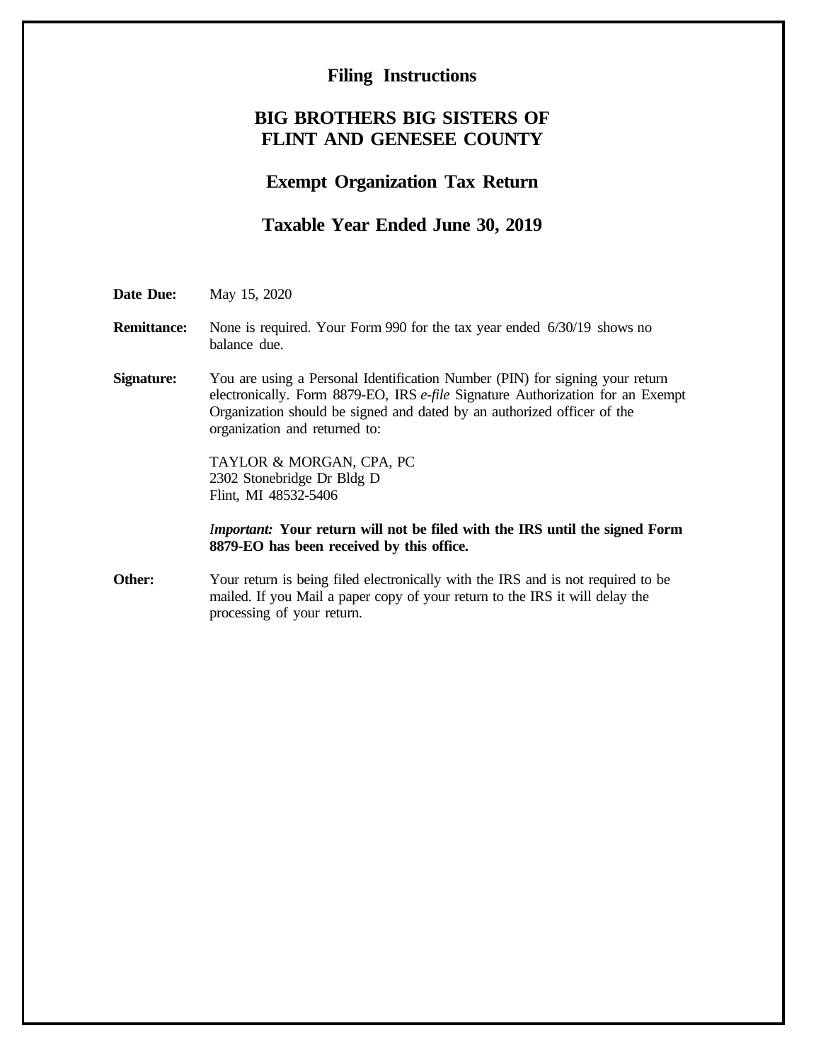# Filing Instructions

## BIG BROTHERS BIG SISTERS OF FLINT AND GENESEE COUNTY

## Exempt Organization Tax Return

## Taxable Year Ended June 30, 2019

**Date Due:** May 15, 2020

**Remittance:** None is required. Your Form 990 for the tax year ended 6/30/19 shows no balance due.

**Signature:** You are using a Personal Identification Number (PIN) for signing your return electronically. Form 8879-EO, IRS *e-file* Signature Authorization for an Exempt Organization should be signed and dated by an authorized officer of the organization and returned to:

TAYLOR & MORGAN, CPA, PC
2302 Stonebridge Dr Bldg D
Flint, MI 48532-5406

*Important:* **Your return will not be filed with the IRS until the signed Form 8879-EO has been received by this office.**

**Other:** Your return is being filed electronically with the IRS and is not required to be mailed. If you Mail a paper copy of your return to the IRS it will delay the processing of your return.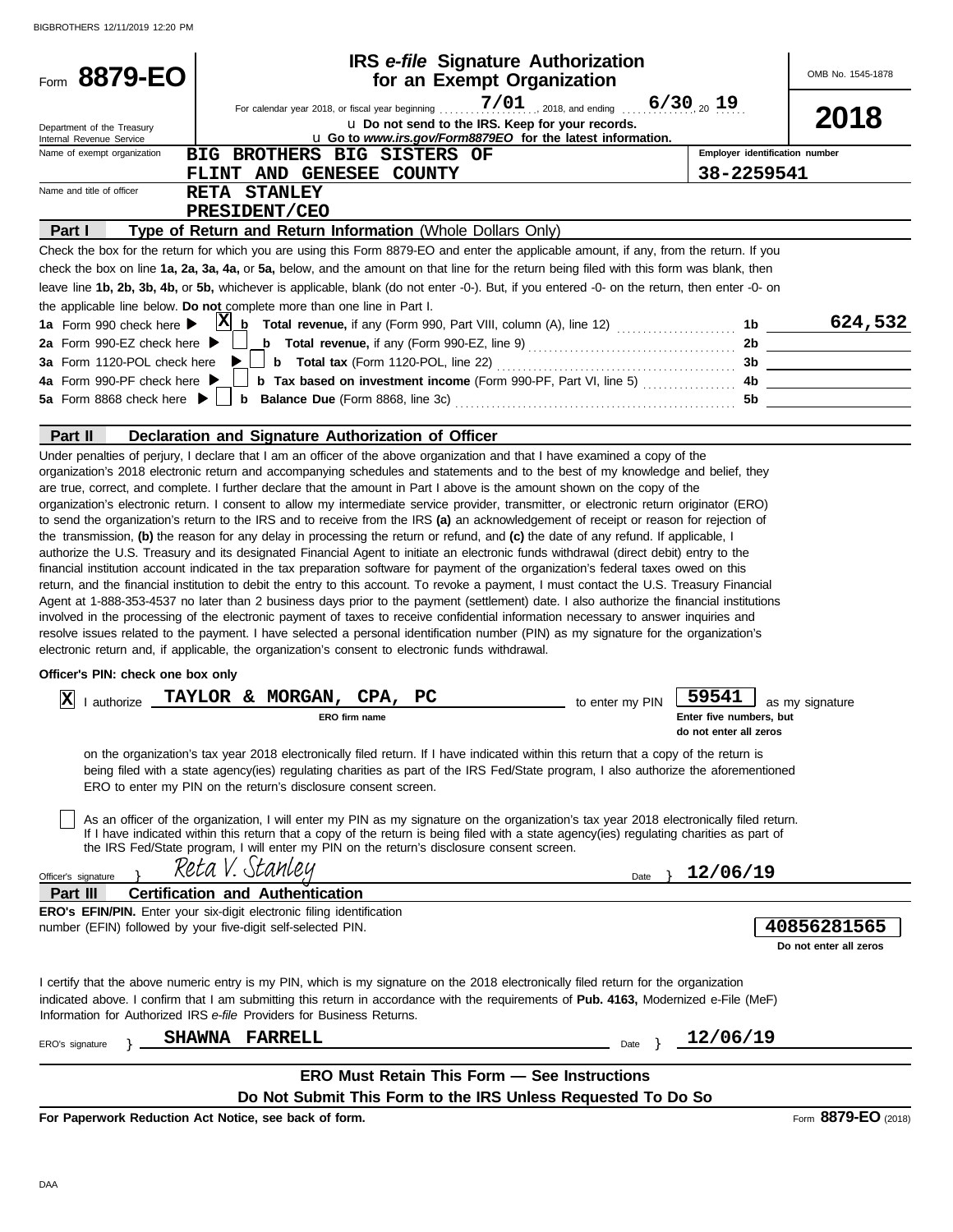BIGBROTHERS 12/11/2019 12:20 PM

# Form 8879-EO

## IRS *e-file* Signature Authorization for an Exempt Organization

OMB No. 1545-1878

For calendar year 2018, or fiscal year beginning 7/01, 2018, and ending 6/30, 20 19

**2018**

Department of the Treasury
Internal Revenue Service

u **Do not send to the IRS. Keep for your records.**
u **Go to *www.irs.gov/Form8879EO* for the latest information.**

| | | |
|---|---|---|
| Name of exempt organization | BIG BROTHERS BIG SISTERS OF FLINT AND GENESEE COUNTY | Employer identification number 38-2259541 |
| Name and title of officer | RETA STANLEY PRESIDENT/CEO | |

**Part I — Type of Return and Return Information** (Whole Dollars Only)

Check the box for the return for which you are using this Form 8879-EO and enter the applicable amount, if any, from the return. If you check the box on line **1a, 2a, 3a, 4a,** or **5a,** below, and the amount on that line for the return being filed with this form was blank, then leave line **1b, 2b, 3b, 4b,** or **5b,** whichever is applicable, blank (do not enter -0-). But, if you entered -0- on the return, then enter -0- on the applicable line below. **Do not** complete more than one line in Part I.

| | | | |
|---|---|---|---|
| **1a** Form 990 check here ▶ [X] | **b Total revenue,** if any (Form 990, Part VIII, column (A), line 12) | 1b | 624,532 |
| **2a** Form 990-EZ check here ▶ [ ] | **b Total revenue,** if any (Form 990-EZ, line 9) | 2b | |
| **3a** Form 1120-POL check here ▶ [ ] | **b Total tax** (Form 1120-POL, line 22) | 3b | |
| **4a** Form 990-PF check here ▶ [ ] | **b Tax based on investment income** (Form 990-PF, Part VI, line 5) | 4b | |
| **5a** Form 8868 check here ▶ [ ] | **b Balance Due** (Form 8868, line 3c) | 5b | |

**Part II — Declaration and Signature Authorization of Officer**

Under penalties of perjury, I declare that I am an officer of the above organization and that I have examined a copy of the organization's 2018 electronic return and accompanying schedules and statements and to the best of my knowledge and belief, they are true, correct, and complete. I further declare that the amount in Part I above is the amount shown on the copy of the organization's electronic return. I consent to allow my intermediate service provider, transmitter, or electronic return originator (ERO) to send the organization's return to the IRS and to receive from the IRS **(a)** an acknowledgement of receipt or reason for rejection of the transmission, **(b)** the reason for any delay in processing the return or refund, and **(c)** the date of any refund. If applicable, I authorize the U.S. Treasury and its designated Financial Agent to initiate an electronic funds withdrawal (direct debit) entry to the financial institution account indicated in the tax preparation software for payment of the organization's federal taxes owed on this return, and the financial institution to debit the entry to this account. To revoke a payment, I must contact the U.S. Treasury Financial Agent at 1-888-353-4537 no later than 2 business days prior to the payment (settlement) date. I also authorize the financial institutions involved in the processing of the electronic payment of taxes to receive confidential information necessary to answer inquiries and resolve issues related to the payment. I have selected a personal identification number (PIN) as my signature for the organization's electronic return and, if applicable, the organization's consent to electronic funds withdrawal.

**Officer's PIN: check one box only**

[X] I authorize TAYLOR & MORGAN, CPA, PC (ERO firm name) to enter my PIN 59541 (Enter five numbers, but do not enter all zeros) as my signature on the organization's tax year 2018 electronically filed return. If I have indicated within this return that a copy of the return is being filed with a state agency(ies) regulating charities as part of the IRS Fed/State program, I also authorize the aforementioned ERO to enter my PIN on the return's disclosure consent screen.

[ ] As an officer of the organization, I will enter my PIN as my signature on the organization's tax year 2018 electronically filed return. If I have indicated within this return that a copy of the return is being filed with a state agency(ies) regulating charities as part of the IRS Fed/State program, I will enter my PIN on the return's disclosure consent screen.

Officer's signature } Reta V. Stanley Date } 12/06/19

**Part III — Certification and Authentication**

**ERO's EFIN/PIN.** Enter your six-digit electronic filing identification number (EFIN) followed by your five-digit self-selected PIN. **40856281565** (Do not enter all zeros)

I certify that the above numeric entry is my PIN, which is my signature on the 2018 electronically filed return for the organization indicated above. I confirm that I am submitting this return in accordance with the requirements of **Pub. 4163,** Modernized e-File (MeF) Information for Authorized IRS *e-file* Providers for Business Returns.

ERO's signature } SHAWNA FARRELL Date } 12/06/19

**ERO Must Retain This Form — See Instructions**

**Do Not Submit This Form to the IRS Unless Requested To Do So**

**For Paperwork Reduction Act Notice, see back of form.** Form **8879-EO** (2018)

DAA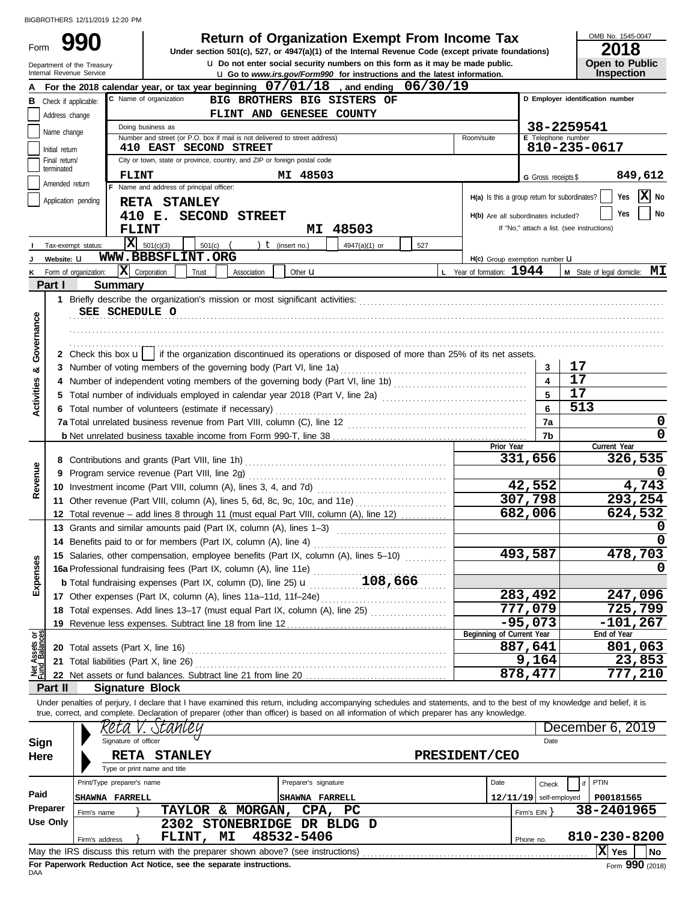BIGBROTHERS 12/11/2019 12:20 PM

# Form 990 — Return of Organization Exempt From Income Tax

**Under section 501(c), 527, or 4947(a)(1) of the Internal Revenue Code (except private foundations)**

u Do not enter social security numbers on this form as it may be made public.

u Go to *www.irs.gov/Form990* for instructions and the latest information.

Department of the Treasury
Internal Revenue Service

OMB No. 1545-0047

**2018**

**Open to Public Inspection**

**A** For the 2018 calendar year, or tax year beginning **07/01/18**, and ending **06/30/19**

**B** Check if applicable:
- Address change
- Name change
- Initial return
- Final return/terminated
- Amended return
- Application pending

**C** Name of organization: **BIG BROTHERS BIG SISTERS OF FLINT AND GENESEE COUNTY**

Doing business as

Number and street (or P.O. box if mail is not delivered to street address): **410 EAST SECOND STREET** — Room/suite

City or town, state or province, country, and ZIP or foreign postal code: **FLINT MI 48503**

**D** Employer identification number: **38-2259541**

**E** Telephone number: **810-235-0617**

**G** Gross receipts $ **849,612**

**F** Name and address of principal officer: **RETA STANLEY, 410 E. SECOND STREET, FLINT MI 48503**

**H(a)** Is this a group return for subordinates? Yes [ ] No [X]

**H(b)** Are all subordinates included? Yes [ ] No [ ]
If "No," attach a list. (see instructions)

**I** Tax-exempt status: [X] 501(c)(3) [ ] 501(c) ( ) t (insert no.) [ ] 4947(a)(1) or [ ] 527

**J** Website: u **WWW.BBBSFLINT.ORG**

**H(c)** Group exemption number u

**K** Form of organization: [X] Corporation [ ] Trust [ ] Association [ ] Other u

**L** Year of formation: **1944**

**M** State of legal domicile: **MI**

## Part I Summary

**Activities & Governance**

1 Briefly describe the organization's mission or most significant activities: SEE SCHEDULE O

2 Check this box u [ ] if the organization discontinued its operations or disposed of more than 25% of its net assets.

| | | Line | |
|---|---|---|---|
| 3 | Number of voting members of the governing body (Part VI, line 1a) | 3 | 17 |
| 4 | Number of independent voting members of the governing body (Part VI, line 1b) | 4 | 17 |
| 5 | Total number of individuals employed in calendar year 2018 (Part V, line 2a) | 5 | 17 |
| 6 | Total number of volunteers (estimate if necessary) | 6 | 513 |
| 7a | Total unrelated business revenue from Part VIII, column (C), line 12 | 7a | 0 |
| b | Net unrelated business taxable income from Form 990-T, line 38 | 7b | 0 |

| | | | Prior Year | Current Year |
|---|---|---|---|---|
| **Revenue** | 8 | Contributions and grants (Part VIII, line 1h) | 331,656 | 326,535 |
| | 9 | Program service revenue (Part VIII, line 2g) | | 0 |
| | 10 | Investment income (Part VIII, column (A), lines 3, 4, and 7d) | 42,552 | 4,743 |
| | 11 | Other revenue (Part VIII, column (A), lines 5, 6d, 8c, 9c, 10c, and 11e) | 307,798 | 293,254 |
| | 12 | Total revenue – add lines 8 through 11 (must equal Part VIII, column (A), line 12) | 682,006 | 624,532 |
| **Expenses** | 13 | Grants and similar amounts paid (Part IX, column (A), lines 1–3) | | 0 |
| | 14 | Benefits paid to or for members (Part IX, column (A), line 4) | | 0 |
| | 15 | Salaries, other compensation, employee benefits (Part IX, column (A), lines 5–10) | 493,587 | 478,703 |
| | 16a | Professional fundraising fees (Part IX, column (A), line 11e) | | 0 |
| | b | Total fundraising expenses (Part IX, column (D), line 25) u 108,666 | | |
| | 17 | Other expenses (Part IX, column (A), lines 11a–11d, 11f–24e) | 283,492 | 247,096 |
| | 18 | Total expenses. Add lines 13–17 (must equal Part IX, column (A), line 25) | 777,079 | 725,799 |
| | 19 | Revenue less expenses. Subtract line 18 from line 12 | -95,073 | -101,267 |
| | | | **Beginning of Current Year** | **End of Year** |
| **Net Assets or Fund Balances** | 20 | Total assets (Part X, line 16) | 887,641 | 801,063 |
| | 21 | Total liabilities (Part X, line 26) | 9,164 | 23,853 |
| | 22 | Net assets or fund balances. Subtract line 21 from line 20 | 878,477 | 777,210 |

## Part II Signature Block

Under penalties of perjury, I declare that I have examined this return, including accompanying schedules and statements, and to the best of my knowledge and belief, it is true, correct, and complete. Declaration of preparer (other than officer) is based on all information of which preparer has any knowledge.

**Sign Here**

Signature of officer: *Reta V. Stanley* — Date: December 6, 2019

Type or print name and title: **RETA STANLEY PRESIDENT/CEO**

**Paid Preparer Use Only**

| Print/Type preparer's name | Preparer's signature | Date | Check if self-employed | PTIN |
|---|---|---|---|---|
| SHAWNA FARRELL | SHAWNA FARRELL | 12/11/19 | self-employed | P00181565 |

Firm's name: **TAYLOR & MORGAN, CPA, PC** — Firm's EIN: **38-2401965**

Firm's address: **2302 STONEBRIDGE DR BLDG D, FLINT, MI 48532-5406** — Phone no. **810-230-8200**

May the IRS discuss this return with the preparer shown above? (see instructions) [X] Yes [ ] No

**For Paperwork Reduction Act Notice, see the separate instructions.**

DAA

Form **990** (2018)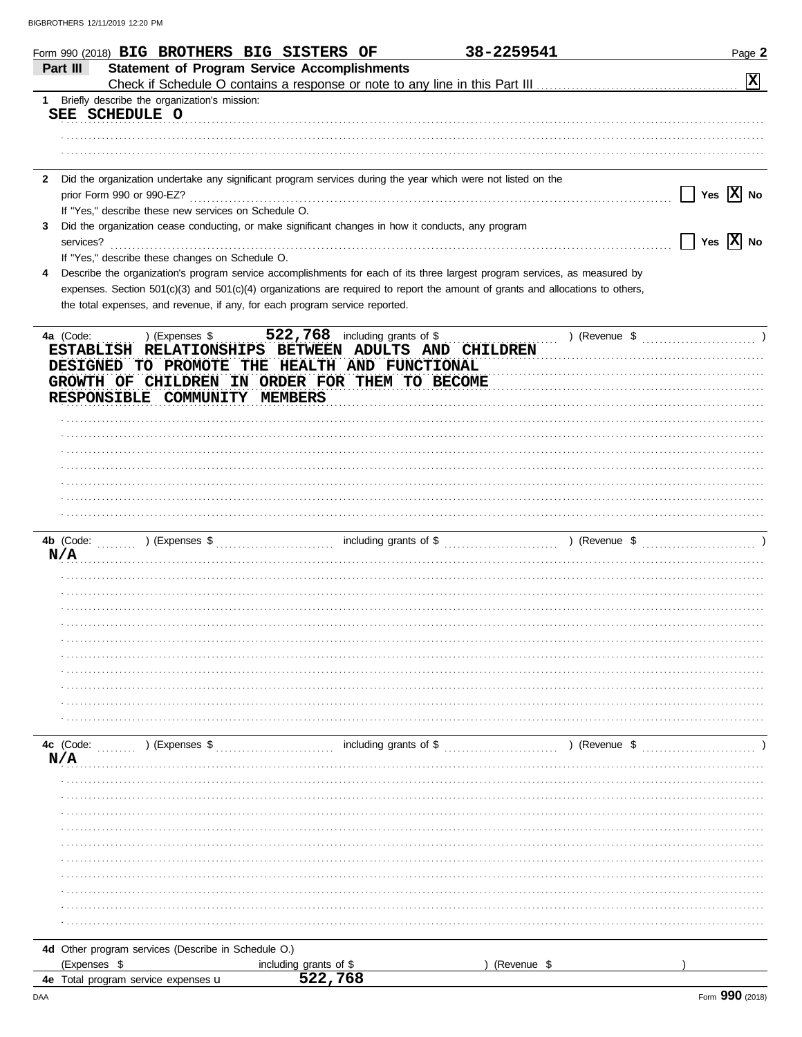Form 990 (2018) **BIG BROTHERS BIG SISTERS OF** **38-2259541** Page **2**

## Part III Statement of Program Service Accomplishments

Check if Schedule O contains a response or note to any line in this Part III .......... [X]

**1** Briefly describe the organization's mission:

SEE SCHEDULE O

**2** Did the organization undertake any significant program services during the year which were not listed on the prior Form 990 or 990-EZ? .......... [ ] Yes [X] No

If "Yes," describe these new services on Schedule O.

**3** Did the organization cease conducting, or make significant changes in how it conducts, any program services? .......... [ ] Yes [X] No

If "Yes," describe these changes on Schedule O.

**4** Describe the organization's program service accomplishments for each of its three largest program services, as measured by expenses. Section 501(c)(3) and 501(c)(4) organizations are required to report the amount of grants and allocations to others, the total expenses, and revenue, if any, for each program service reported.

**4a** (Code: ) (Expenses $ 522,768 including grants of $ ) (Revenue $ )

ESTABLISH RELATIONSHIPS BETWEEN ADULTS AND CHILDREN DESIGNED TO PROMOTE THE HEALTH AND FUNCTIONAL GROWTH OF CHILDREN IN ORDER FOR THEM TO BECOME RESPONSIBLE COMMUNITY MEMBERS

**4b** (Code: ) (Expenses $ including grants of $ ) (Revenue $ )

N/A

**4c** (Code: ) (Expenses $ including grants of $ ) (Revenue $ )

N/A

**4d** Other program services (Describe in Schedule O.)

(Expenses $ including grants of $ ) (Revenue $ )

**4e** Total program service expenses u 522,768

Form **990** (2018)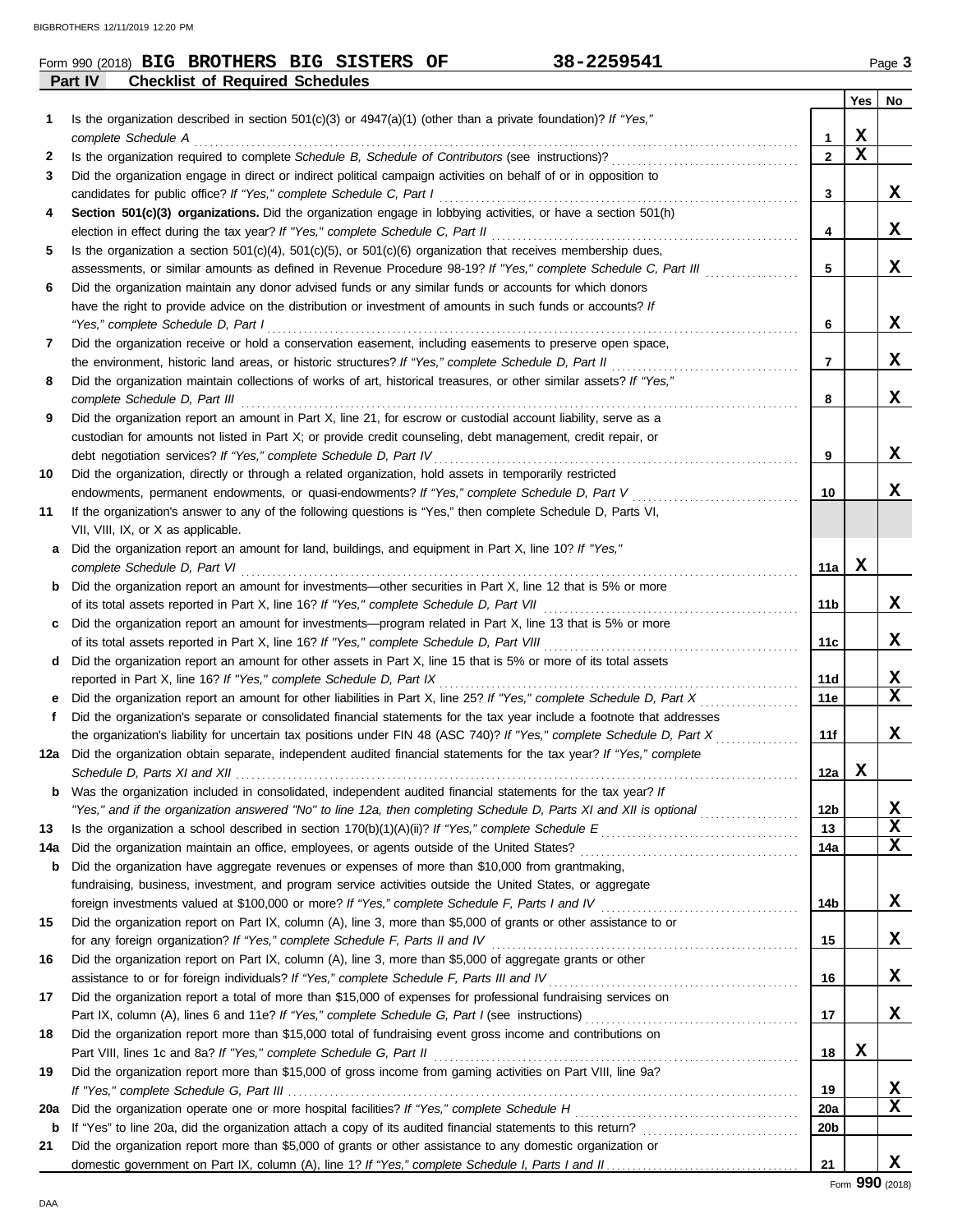Form 990 (2018) **BIG BROTHERS BIG SISTERS OF** **38-2259541** Page **3**

**Part IV Checklist of Required Schedules**

| | | | Yes | No |
|---|---|---|---|---|
| **1** | Is the organization described in section 501(c)(3) or 4947(a)(1) (other than a private foundation)? *If "Yes," complete Schedule A* | **1** | X | |
| **2** | Is the organization required to complete *Schedule B, Schedule of Contributors* (see instructions)? | **2** | X | |
| **3** | Did the organization engage in direct or indirect political campaign activities on behalf of or in opposition to candidates for public office? *If "Yes," complete Schedule C, Part I* | **3** | | X |
| **4** | **Section 501(c)(3) organizations.** Did the organization engage in lobbying activities, or have a section 501(h) election in effect during the tax year? *If "Yes," complete Schedule C, Part II* | **4** | | X |
| **5** | Is the organization a section 501(c)(4), 501(c)(5), or 501(c)(6) organization that receives membership dues, assessments, or similar amounts as defined in Revenue Procedure 98-19? *If "Yes," complete Schedule C, Part III* | **5** | | X |
| **6** | Did the organization maintain any donor advised funds or any similar funds or accounts for which donors have the right to provide advice on the distribution or investment of amounts in such funds or accounts? *If "Yes," complete Schedule D, Part I* | **6** | | X |
| **7** | Did the organization receive or hold a conservation easement, including easements to preserve open space, the environment, historic land areas, or historic structures? *If "Yes," complete Schedule D, Part II* | **7** | | X |
| **8** | Did the organization maintain collections of works of art, historical treasures, or other similar assets? *If "Yes," complete Schedule D, Part III* | **8** | | X |
| **9** | Did the organization report an amount in Part X, line 21, for escrow or custodial account liability, serve as a custodian for amounts not listed in Part X; or provide credit counseling, debt management, credit repair, or debt negotiation services? *If "Yes," complete Schedule D, Part IV* | **9** | | X |
| **10** | Did the organization, directly or through a related organization, hold assets in temporarily restricted endowments, permanent endowments, or quasi-endowments? *If "Yes," complete Schedule D, Part V* | **10** | | X |
| **11** | If the organization's answer to any of the following questions is "Yes," then complete Schedule D, Parts VI, VII, VIII, IX, or X as applicable. | | | |
| **a** | Did the organization report an amount for land, buildings, and equipment in Part X, line 10? *If "Yes," complete Schedule D, Part VI* | **11a** | X | |
| **b** | Did the organization report an amount for investments—other securities in Part X, line 12 that is 5% or more of its total assets reported in Part X, line 16? *If "Yes," complete Schedule D, Part VII* | **11b** | | X |
| **c** | Did the organization report an amount for investments—program related in Part X, line 13 that is 5% or more of its total assets reported in Part X, line 16? *If "Yes," complete Schedule D, Part VIII* | **11c** | | X |
| **d** | Did the organization report an amount for other assets in Part X, line 15 that is 5% or more of its total assets reported in Part X, line 16? *If "Yes," complete Schedule D, Part IX* | **11d** | | X |
| **e** | Did the organization report an amount for other liabilities in Part X, line 25? *If "Yes," complete Schedule D, Part X* | **11e** | | X |
| **f** | Did the organization's separate or consolidated financial statements for the tax year include a footnote that addresses the organization's liability for uncertain tax positions under FIN 48 (ASC 740)? *If "Yes," complete Schedule D, Part X* | **11f** | | X |
| **12a** | Did the organization obtain separate, independent audited financial statements for the tax year? *If "Yes," complete Schedule D, Parts XI and XII* | **12a** | X | |
| **b** | Was the organization included in consolidated, independent audited financial statements for the tax year? *If "Yes," and if the organization answered "No" to line 12a, then completing Schedule D, Parts XI and XII is optional* | **12b** | | X |
| **13** | Is the organization a school described in section 170(b)(1)(A)(ii)? *If "Yes," complete Schedule E* | **13** | | X |
| **14a** | Did the organization maintain an office, employees, or agents outside of the United States? | **14a** | | X |
| **b** | Did the organization have aggregate revenues or expenses of more than $10,000 from grantmaking, fundraising, business, investment, and program service activities outside the United States, or aggregate foreign investments valued at $100,000 or more? *If "Yes," complete Schedule F, Parts I and IV* | **14b** | | X |
| **15** | Did the organization report on Part IX, column (A), line 3, more than $5,000 of grants or other assistance to or for any foreign organization? *If "Yes," complete Schedule F, Parts II and IV* | **15** | | X |
| **16** | Did the organization report on Part IX, column (A), line 3, more than $5,000 of aggregate grants or other assistance to or for foreign individuals? *If "Yes," complete Schedule F, Parts III and IV* | **16** | | X |
| **17** | Did the organization report a total of more than $15,000 of expenses for professional fundraising services on Part IX, column (A), lines 6 and 11e? *If "Yes," complete Schedule G, Part I* (see instructions) | **17** | | X |
| **18** | Did the organization report more than $15,000 total of fundraising event gross income and contributions on Part VIII, lines 1c and 8a? *If "Yes," complete Schedule G, Part II* | **18** | X | |
| **19** | Did the organization report more than $15,000 of gross income from gaming activities on Part VIII, line 9a? *If "Yes," complete Schedule G, Part III* | **19** | | X |
| **20a** | Did the organization operate one or more hospital facilities? *If "Yes," complete Schedule H* | **20a** | | X |
| **b** | If "Yes" to line 20a, did the organization attach a copy of its audited financial statements to this return? | **20b** | | |
| **21** | Did the organization report more than $5,000 of grants or other assistance to any domestic organization or domestic government on Part IX, column (A), line 1? *If "Yes," complete Schedule I, Parts I and II* | **21** | | X |

Form **990** (2018)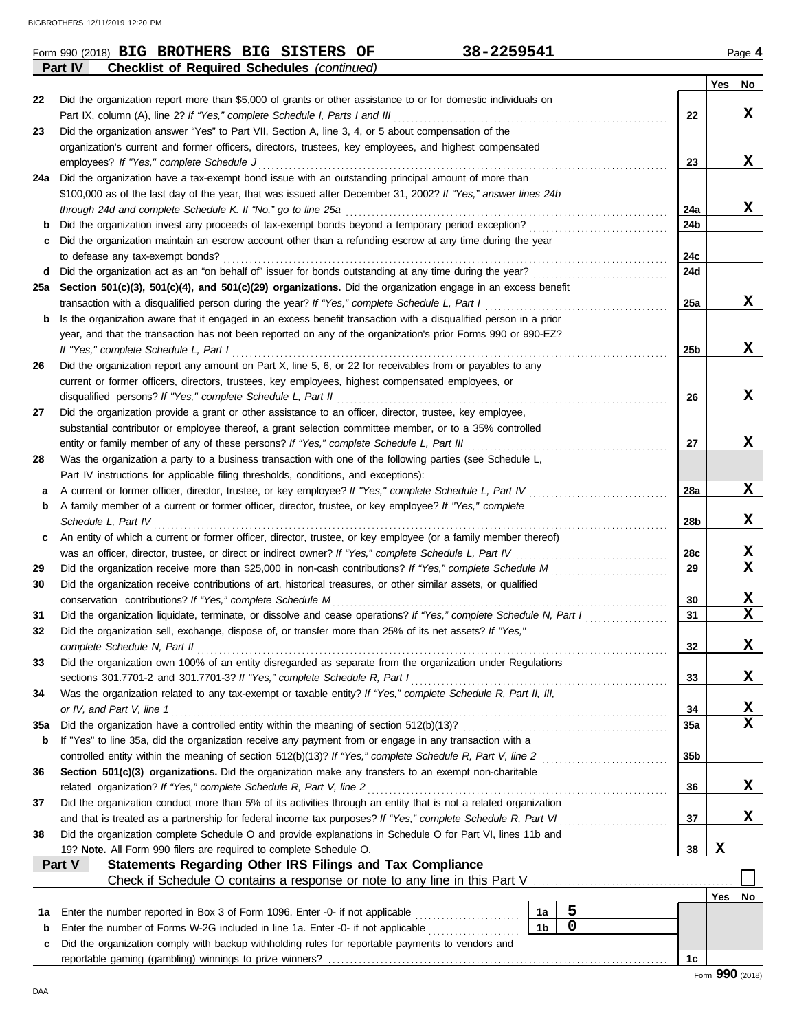Form 990 (2018) **BIG BROTHERS BIG SISTERS OF** **38-2259541** Page **4**

**Part IV** **Checklist of Required Schedules** *(continued)*

| | | | Yes | No |
|---|---|---|---|---|
| 22 | Did the organization report more than $5,000 of grants or other assistance to or for domestic individuals on Part IX, column (A), line 2? *If "Yes," complete Schedule I, Parts I and III* | 22 | | X |
| 23 | Did the organization answer "Yes" to Part VII, Section A, line 3, 4, or 5 about compensation of the organization's current and former officers, directors, trustees, key employees, and highest compensated employees? *If "Yes," complete Schedule J* | 23 | | X |
| 24a | Did the organization have a tax-exempt bond issue with an outstanding principal amount of more than $100,000 as of the last day of the year, that was issued after December 31, 2002? *If "Yes," answer lines 24b through 24d and complete Schedule K. If "No," go to line 25a* | 24a | | X |
| b | Did the organization invest any proceeds of tax-exempt bonds beyond a temporary period exception? | 24b | | |
| c | Did the organization maintain an escrow account other than a refunding escrow at any time during the year to defease any tax-exempt bonds? | 24c | | |
| d | Did the organization act as an "on behalf of" issuer for bonds outstanding at any time during the year? | 24d | | |
| 25a | **Section 501(c)(3), 501(c)(4), and 501(c)(29) organizations.** Did the organization engage in an excess benefit transaction with a disqualified person during the year? *If "Yes," complete Schedule L, Part I* | 25a | | X |
| b | Is the organization aware that it engaged in an excess benefit transaction with a disqualified person in a prior year, and that the transaction has not been reported on any of the organization's prior Forms 990 or 990-EZ? *If "Yes," complete Schedule L, Part I* | 25b | | X |
| 26 | Did the organization report any amount on Part X, line 5, 6, or 22 for receivables from or payables to any current or former officers, directors, trustees, key employees, highest compensated employees, or disqualified persons? *If "Yes," complete Schedule L, Part II* | 26 | | X |
| 27 | Did the organization provide a grant or other assistance to an officer, director, trustee, key employee, substantial contributor or employee thereof, a grant selection committee member, or to a 35% controlled entity or family member of any of these persons? *If "Yes," complete Schedule L, Part III* | 27 | | X |
| 28 | Was the organization a party to a business transaction with one of the following parties (see Schedule L, Part IV instructions for applicable filing thresholds, conditions, and exceptions): | | | |
| a | A current or former officer, director, trustee, or key employee? *If "Yes," complete Schedule L, Part IV* | 28a | | X |
| b | A family member of a current or former officer, director, trustee, or key employee? *If "Yes," complete Schedule L, Part IV* | 28b | | X |
| c | An entity of which a current or former officer, director, trustee, or key employee (or a family member thereof) was an officer, director, trustee, or direct or indirect owner? *If "Yes," complete Schedule L, Part IV* | 28c | | X |
| 29 | Did the organization receive more than $25,000 in non-cash contributions? *If "Yes," complete Schedule M* | 29 | | X |
| 30 | Did the organization receive contributions of art, historical treasures, or other similar assets, or qualified conservation contributions? *If "Yes," complete Schedule M* | 30 | | X |
| 31 | Did the organization liquidate, terminate, or dissolve and cease operations? *If "Yes," complete Schedule N, Part I* | 31 | | X |
| 32 | Did the organization sell, exchange, dispose of, or transfer more than 25% of its net assets? *If "Yes," complete Schedule N, Part II* | 32 | | X |
| 33 | Did the organization own 100% of an entity disregarded as separate from the organization under Regulations sections 301.7701-2 and 301.7701-3? *If "Yes," complete Schedule R, Part I* | 33 | | X |
| 34 | Was the organization related to any tax-exempt or taxable entity? *If "Yes," complete Schedule R, Part II, III, or IV, and Part V, line 1* | 34 | | X |
| 35a | Did the organization have a controlled entity within the meaning of section 512(b)(13)? | 35a | | X |
| b | If "Yes" to line 35a, did the organization receive any payment from or engage in any transaction with a controlled entity within the meaning of section 512(b)(13)? *If "Yes," complete Schedule R, Part V, line 2* | 35b | | |
| 36 | **Section 501(c)(3) organizations.** Did the organization make any transfers to an exempt non-charitable related organization? *If "Yes," complete Schedule R, Part V, line 2* | 36 | | X |
| 37 | Did the organization conduct more than 5% of its activities through an entity that is not a related organization and that is treated as a partnership for federal income tax purposes? *If "Yes," complete Schedule R, Part VI* | 37 | | X |
| 38 | Did the organization complete Schedule O and provide explanations in Schedule O for Part VI, lines 11b and 19? **Note.** All Form 990 filers are required to complete Schedule O. | 38 | X | |

**Part V** **Statements Regarding Other IRS Filings and Tax Compliance**

Check if Schedule O contains a response or note to any line in this Part V ☐

| | | | | | Yes | No |
|---|---|---|---|---|---|---|
| 1a | Enter the number reported in Box 3 of Form 1096. Enter -0- if not applicable | 1a | 5 | | | |
| b | Enter the number of Forms W-2G included in line 1a. Enter -0- if not applicable | 1b | 0 | | | |
| c | Did the organization comply with backup withholding rules for reportable payments to vendors and reportable gaming (gambling) winnings to prize winners? | | | 1c | | |

Form **990** (2018)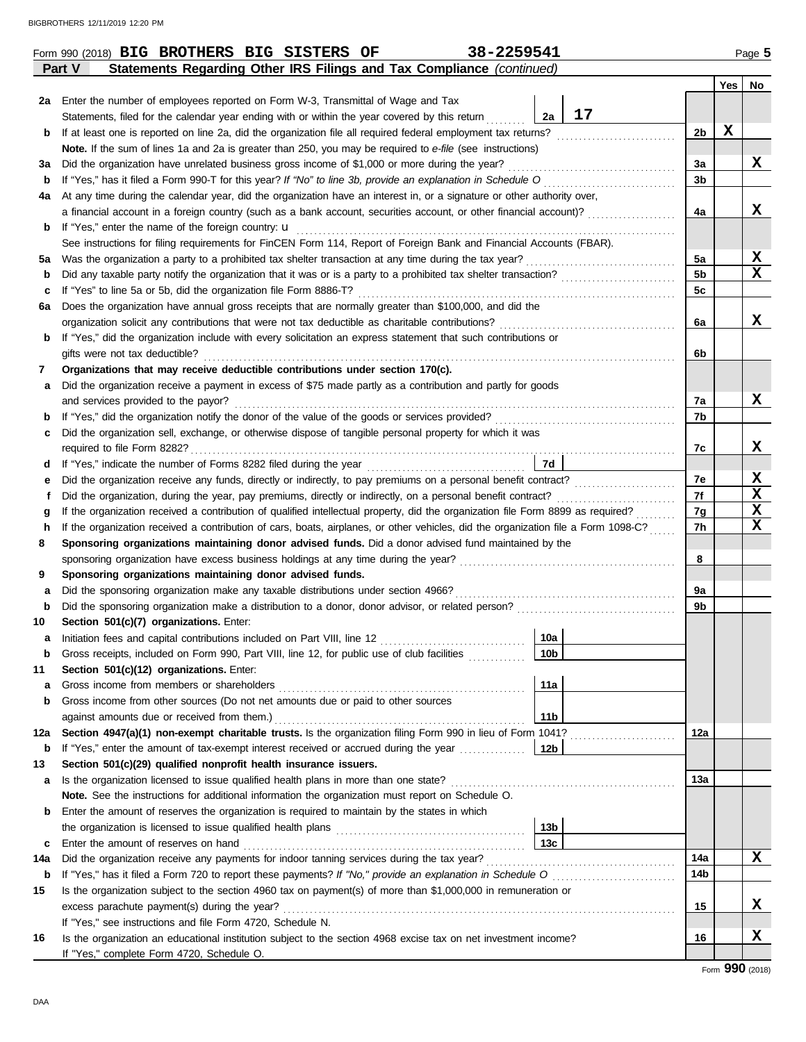Form 990 (2018) **BIG BROTHERS BIG SISTERS OF** **38-2259541** Page **5**

## Part V Statements Regarding Other IRS Filings and Tax Compliance *(continued)*

| | | | | Yes | No |
|---|---|---|---|---|---|
| **2a** | Enter the number of employees reported on Form W-3, Transmittal of Wage and Tax Statements, filed for the calendar year ending with or within the year covered by this return | 2a | 17 | | |
| **b** | If at least one is reported on line 2a, did the organization file all required federal employment tax returns? | | 2b | X | |
| | **Note.** If the sum of lines 1a and 2a is greater than 250, you may be required to *e-file* (see instructions) | | | | |
| **3a** | Did the organization have unrelated business gross income of $1,000 or more during the year? | | 3a | | X |
| **b** | If "Yes," has it filed a Form 990-T for this year? *If "No" to line 3b, provide an explanation in Schedule O* | | 3b | | |
| **4a** | At any time during the calendar year, did the organization have an interest in, or a signature or other authority over, a financial account in a foreign country (such as a bank account, securities account, or other financial account)? | | 4a | | X |
| **b** | If "Yes," enter the name of the foreign country: u | | | | |
| | See instructions for filing requirements for FinCEN Form 114, Report of Foreign Bank and Financial Accounts (FBAR). | | | | |
| **5a** | Was the organization a party to a prohibited tax shelter transaction at any time during the tax year? | | 5a | | X |
| **b** | Did any taxable party notify the organization that it was or is a party to a prohibited tax shelter transaction? | | 5b | | X |
| **c** | If "Yes" to line 5a or 5b, did the organization file Form 8886-T? | | 5c | | |
| **6a** | Does the organization have annual gross receipts that are normally greater than $100,000, and did the organization solicit any contributions that were not tax deductible as charitable contributions? | | 6a | | X |
| **b** | If "Yes," did the organization include with every solicitation an express statement that such contributions or gifts were not tax deductible? | | 6b | | |
| **7** | **Organizations that may receive deductible contributions under section 170(c).** | | | | |
| **a** | Did the organization receive a payment in excess of $75 made partly as a contribution and partly for goods and services provided to the payor? | | 7a | | X |
| **b** | If "Yes," did the organization notify the donor of the value of the goods or services provided? | | 7b | | |
| **c** | Did the organization sell, exchange, or otherwise dispose of tangible personal property for which it was required to file Form 8282? | | 7c | | X |
| **d** | If "Yes," indicate the number of Forms 8282 filed during the year | 7d | | | |
| **e** | Did the organization receive any funds, directly or indirectly, to pay premiums on a personal benefit contract? | | 7e | | X |
| **f** | Did the organization, during the year, pay premiums, directly or indirectly, on a personal benefit contract? | | 7f | | X |
| **g** | If the organization received a contribution of qualified intellectual property, did the organization file Form 8899 as required? | | 7g | | X |
| **h** | If the organization received a contribution of cars, boats, airplanes, or other vehicles, did the organization file a Form 1098-C? | | 7h | | X |
| **8** | **Sponsoring organizations maintaining donor advised funds.** Did a donor advised fund maintained by the sponsoring organization have excess business holdings at any time during the year? | | 8 | | |
| **9** | **Sponsoring organizations maintaining donor advised funds.** | | | | |
| **a** | Did the sponsoring organization make any taxable distributions under section 4966? | | 9a | | |
| **b** | Did the sponsoring organization make a distribution to a donor, donor advisor, or related person? | | 9b | | |
| **10** | **Section 501(c)(7) organizations.** Enter: | | | | |
| **a** | Initiation fees and capital contributions included on Part VIII, line 12 | 10a | | | |
| **b** | Gross receipts, included on Form 990, Part VIII, line 12, for public use of club facilities | 10b | | | |
| **11** | **Section 501(c)(12) organizations.** Enter: | | | | |
| **a** | Gross income from members or shareholders | 11a | | | |
| **b** | Gross income from other sources (Do not net amounts due or paid to other sources against amounts due or received from them.) | 11b | | | |
| **12a** | **Section 4947(a)(1) non-exempt charitable trusts.** Is the organization filing Form 990 in lieu of Form 1041? | | 12a | | |
| **b** | If "Yes," enter the amount of tax-exempt interest received or accrued during the year | 12b | | | |
| **13** | **Section 501(c)(29) qualified nonprofit health insurance issuers.** | | | | |
| **a** | Is the organization licensed to issue qualified health plans in more than one state? | | 13a | | |
| | **Note.** See the instructions for additional information the organization must report on Schedule O. | | | | |
| **b** | Enter the amount of reserves the organization is required to maintain by the states in which the organization is licensed to issue qualified health plans | 13b | | | |
| **c** | Enter the amount of reserves on hand | 13c | | | |
| **14a** | Did the organization receive any payments for indoor tanning services during the tax year? | | 14a | | X |
| **b** | If "Yes," has it filed a Form 720 to report these payments? *If "No," provide an explanation in Schedule O* | | 14b | | |
| **15** | Is the organization subject to the section 4960 tax on payment(s) of more than $1,000,000 in remuneration or excess parachute payment(s) during the year? | | 15 | | X |
| | If "Yes," see instructions and file Form 4720, Schedule N. | | | | |
| **16** | Is the organization an educational institution subject to the section 4968 excise tax on net investment income? | | 16 | | X |
| | If "Yes," complete Form 4720, Schedule O. | | | | |

Form **990** (2018)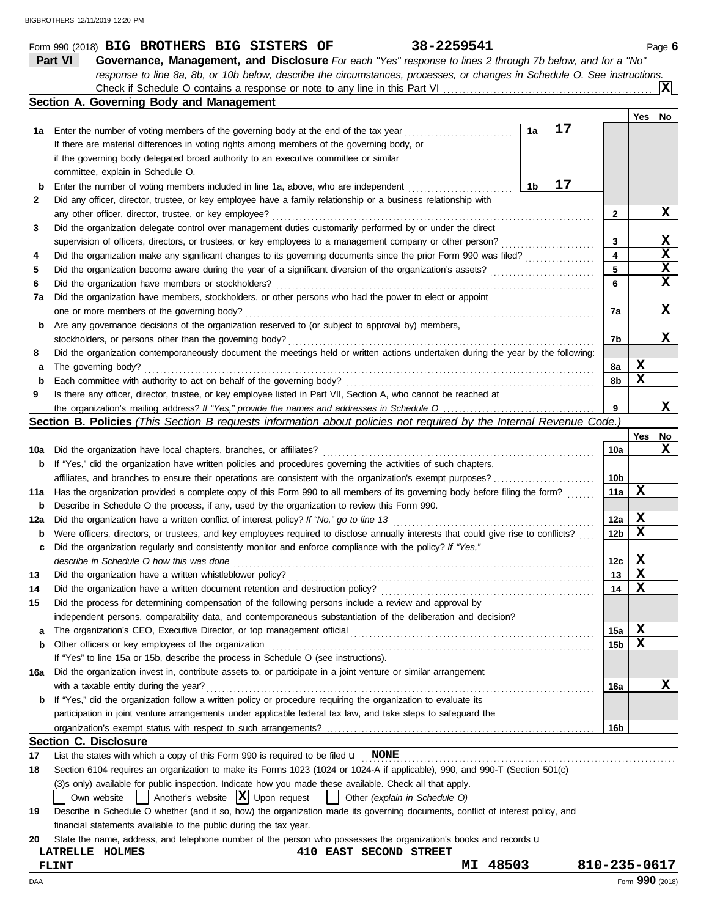Form 990 (2018) **BIG BROTHERS BIG SISTERS OF** 38-2259541 Page **6**

## Part VI Governance, Management, and Disclosure

*For each "Yes" response to lines 2 through 7b below, and for a "No" response to line 8a, 8b, or 10b below, describe the circumstances, processes, or changes in Schedule O. See instructions.*

Check if Schedule O contains a response or note to any line in this Part VI ..... **X**

### Section A. Governing Body and Management

| | | | Yes | No |
|---|---|---|---|---|
| **1a** | Enter the number of voting members of the governing body at the end of the tax year ..... **1a** 17 | | | |
| | If there are material differences in voting rights among members of the governing body, or if the governing body delegated broad authority to an executive committee or similar committee, explain in Schedule O. | | | |
| **b** | Enter the number of voting members included in line 1a, above, who are independent ..... **1b** 17 | | | |
| **2** | Did any officer, director, trustee, or key employee have a family relationship or a business relationship with any other officer, director, trustee, or key employee? | 2 | | X |
| **3** | Did the organization delegate control over management duties customarily performed by or under the direct supervision of officers, directors, or trustees, or key employees to a management company or other person? | 3 | | X |
| **4** | Did the organization make any significant changes to its governing documents since the prior Form 990 was filed? | 4 | | X |
| **5** | Did the organization become aware during the year of a significant diversion of the organization's assets? | 5 | | X |
| **6** | Did the organization have members or stockholders? | 6 | | X |
| **7a** | Did the organization have members, stockholders, or other persons who had the power to elect or appoint one or more members of the governing body? | 7a | | X |
| **b** | Are any governance decisions of the organization reserved to (or subject to approval by) members, stockholders, or persons other than the governing body? | 7b | | X |
| **8** | Did the organization contemporaneously document the meetings held or written actions undertaken during the year by the following: | | | |
| **a** | The governing body? | 8a | X | |
| **b** | Each committee with authority to act on behalf of the governing body? | 8b | X | |
| **9** | Is there any officer, director, trustee, or key employee listed in Part VII, Section A, who cannot be reached at the organization's mailing address? *If "Yes," provide the names and addresses in Schedule O* | 9 | | X |

### Section B. Policies *(This Section B requests information about policies not required by the Internal Revenue Code.)*

| | | | Yes | No |
|---|---|---|---|---|
| **10a** | Did the organization have local chapters, branches, or affiliates? | 10a | | X |
| **b** | If "Yes," did the organization have written policies and procedures governing the activities of such chapters, affiliates, and branches to ensure their operations are consistent with the organization's exempt purposes? | 10b | | |
| **11a** | Has the organization provided a complete copy of this Form 990 to all members of its governing body before filing the form? | 11a | X | |
| **b** | Describe in Schedule O the process, if any, used by the organization to review this Form 990. | | | |
| **12a** | Did the organization have a written conflict of interest policy? *If "No," go to line 13* | 12a | X | |
| **b** | Were officers, directors, or trustees, and key employees required to disclose annually interests that could give rise to conflicts? | 12b | X | |
| **c** | Did the organization regularly and consistently monitor and enforce compliance with the policy? *If "Yes," describe in Schedule O how this was done* | 12c | X | |
| **13** | Did the organization have a written whistleblower policy? | 13 | X | |
| **14** | Did the organization have a written document retention and destruction policy? | 14 | X | |
| **15** | Did the process for determining compensation of the following persons include a review and approval by independent persons, comparability data, and contemporaneous substantiation of the deliberation and decision? | | | |
| **a** | The organization's CEO, Executive Director, or top management official | 15a | X | |
| **b** | Other officers or key employees of the organization | 15b | X | |
| | If "Yes" to line 15a or 15b, describe the process in Schedule O (see instructions). | | | |
| **16a** | Did the organization invest in, contribute assets to, or participate in a joint venture or similar arrangement with a taxable entity during the year? | 16a | | X |
| **b** | If "Yes," did the organization follow a written policy or procedure requiring the organization to evaluate its participation in joint venture arrangements under applicable federal tax law, and take steps to safeguard the organization's exempt status with respect to such arrangements? | 16b | | |

### Section C. Disclosure

**17** List the states with which a copy of this Form 990 is required to be filed **NONE**

**18** Section 6104 requires an organization to make its Forms 1023 (1024 or 1024-A if applicable), 990, and 990-T (Section 501(c)(3)s only) available for public inspection. Indicate how you made these available. Check all that apply.

☐ Own website ☐ Another's website ☒ Upon request ☐ Other *(explain in Schedule O)*

**19** Describe in Schedule O whether (and if so, how) the organization made its governing documents, conflict of interest policy, and financial statements available to the public during the tax year.

**20** State the name, address, and telephone number of the person who possesses the organization's books and records

LATRELLE HOLMES 410 EAST SECOND STREET
FLINT MI 48503 810-235-0617

Form **990** (2018)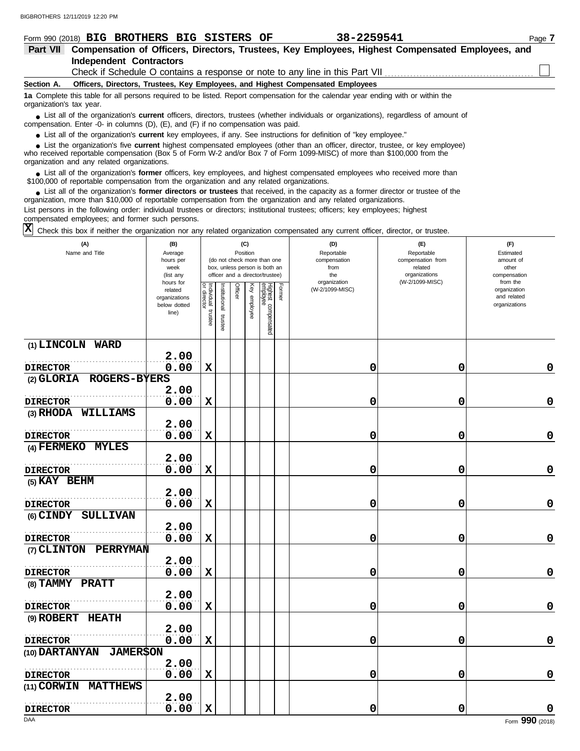Form 990 (2018) **BIG BROTHERS BIG SISTERS OF** **38-2259541** Page **7**

## Part VII Compensation of Officers, Directors, Trustees, Key Employees, Highest Compensated Employees, and Independent Contractors

Check if Schedule O contains a response or note to any line in this Part VII ☐

**Section A. Officers, Directors, Trustees, Key Employees, and Highest Compensated Employees**

**1a** Complete this table for all persons required to be listed. Report compensation for the calendar year ending with or within the organization's tax year.

- List all of the organization's **current** officers, directors, trustees (whether individuals or organizations), regardless of amount of compensation. Enter -0- in columns (D), (E), and (F) if no compensation was paid.
- List all of the organization's **current** key employees, if any. See instructions for definition of "key employee."
- List the organization's five **current** highest compensated employees (other than an officer, director, trustee, or key employee) who received reportable compensation (Box 5 of Form W-2 and/or Box 7 of Form 1099-MISC) of more than $100,000 from the organization and any related organizations.
- List all of the organization's **former** officers, key employees, and highest compensated employees who received more than $100,000 of reportable compensation from the organization and any related organizations.
- List all of the organization's **former directors or trustees** that received, in the capacity as a former director or trustee of the organization, more than $10,000 of reportable compensation from the organization and any related organizations.

List persons in the following order: individual trustees or directors; institutional trustees; officers; key employees; highest compensated employees; and former such persons.

☒ Check this box if neither the organization nor any related organization compensated any current officer, director, or trustee.

| (A) Name and Title | (B) Average hours per week (list any hours for related organizations below dotted line) | (C) Position: Individual trustee or director | Institutional trustee | Officer | Key employee | Highest compensated employee | Former | (D) Reportable compensation from the organization (W-2/1099-MISC) | (E) Reportable compensation from related organizations (W-2/1099-MISC) | (F) Estimated amount of other compensation from the organization and related organizations |
|---|---|---|---|---|---|---|---|---|---|---|
| (1) LINCOLN WARD<br>DIRECTOR | 2.00<br>0.00 | X | | | | | | 0 | 0 | 0 |
| (2) GLORIA ROGERS-BYERS<br>DIRECTOR | 2.00<br>0.00 | X | | | | | | 0 | 0 | 0 |
| (3) RHODA WILLIAMS<br>DIRECTOR | 2.00<br>0.00 | X | | | | | | 0 | 0 | 0 |
| (4) FERMEKO MYLES<br>DIRECTOR | 2.00<br>0.00 | X | | | | | | 0 | 0 | 0 |
| (5) KAY BEHM<br>DIRECTOR | 2.00<br>0.00 | X | | | | | | 0 | 0 | 0 |
| (6) CINDY SULLIVAN<br>DIRECTOR | 2.00<br>0.00 | X | | | | | | 0 | 0 | 0 |
| (7) CLINTON PERRYMAN<br>DIRECTOR | 2.00<br>0.00 | X | | | | | | 0 | 0 | 0 |
| (8) TAMMY PRATT<br>DIRECTOR | 2.00<br>0.00 | X | | | | | | 0 | 0 | 0 |
| (9) ROBERT HEATH<br>DIRECTOR | 2.00<br>0.00 | X | | | | | | 0 | 0 | 0 |
| (10) DARTANYAN JAMERSON<br>DIRECTOR | 2.00<br>0.00 | X | | | | | | 0 | 0 | 0 |
| (11) CORWIN MATTHEWS<br>DIRECTOR | 2.00<br>0.00 | X | | | | | | 0 | 0 | 0 |

Form **990** (2018)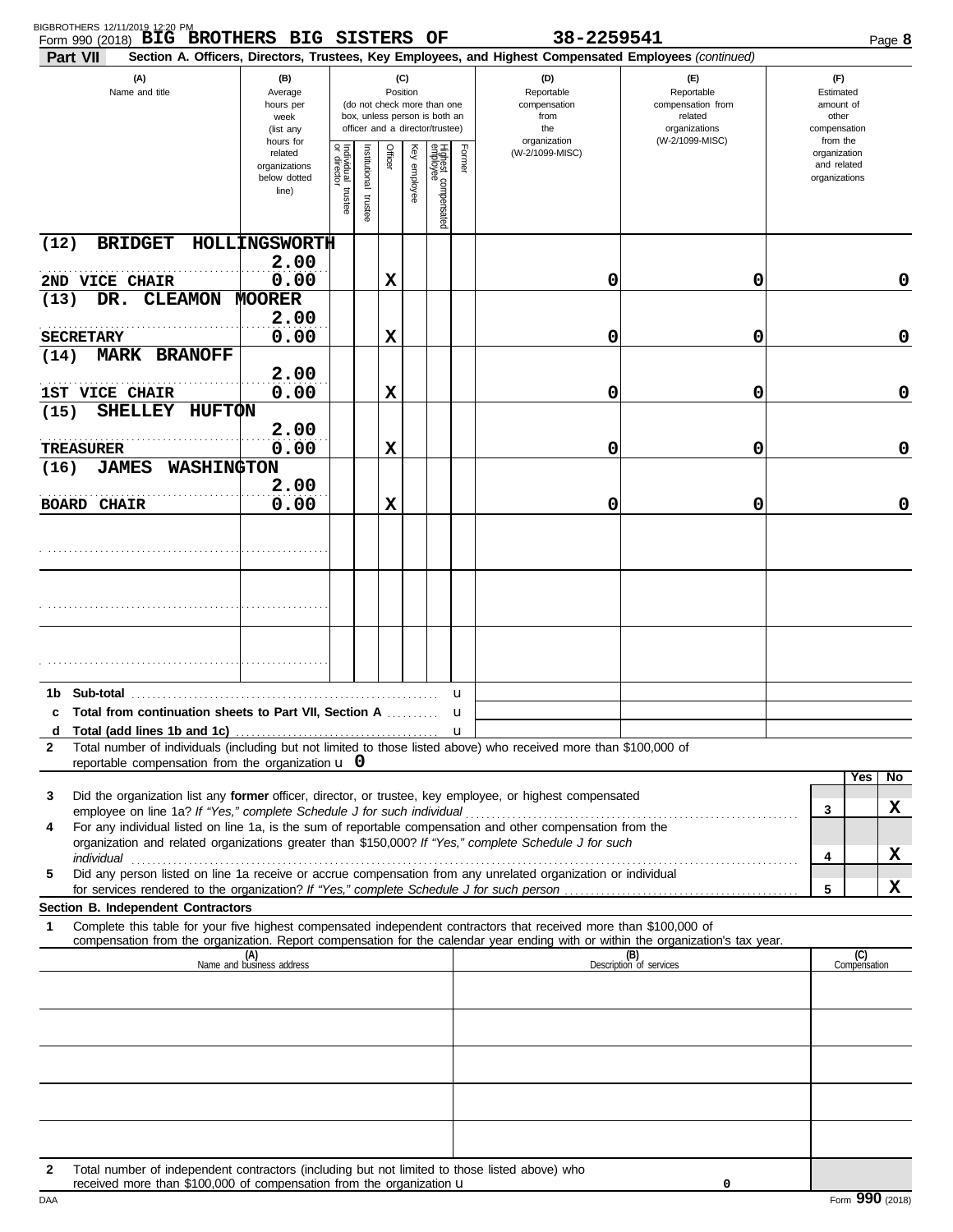Form 990 (2018) **BIG BROTHERS BIG SISTERS OF** **38-2259541**

## Part VII Section A. Officers, Directors, Trustees, Key Employees, and Highest Compensated Employees *(continued)*

| (A) Name and title | (B) Average hours per week (list any hours for related organizations below dotted line) | (C) Position: Individual trustee or director | Institutional trustee | Officer | Key employee | Highest compensated employee | Former | (D) Reportable compensation from the organization (W-2/1099-MISC) | (E) Reportable compensation from related organizations (W-2/1099-MISC) | (F) Estimated amount of other compensation from the organization and related organizations |
|---|---|---|---|---|---|---|---|---|---|---|
| (12) BRIDGET HOLLINGSWORTH<br>2ND VICE CHAIR | 2.00<br>0.00 | | | X | | | | 0 | 0 | 0 |
| (13) DR. CLEAMON MOORER<br>SECRETARY | 2.00<br>0.00 | | | X | | | | 0 | 0 | 0 |
| (14) MARK BRANOFF<br>1ST VICE CHAIR | 2.00<br>0.00 | | | X | | | | 0 | 0 | 0 |
| (15) SHELLEY HUFTON<br>TREASURER | 2.00<br>0.00 | | | X | | | | 0 | 0 | 0 |
| (16) JAMES WASHINGTON<br>BOARD CHAIR | 2.00<br>0.00 | | | X | | | | 0 | 0 | 0 |
| | | | | | | | | | | |
| | | | | | | | | | | |
| | | | | | | | | | | |

**1b Sub-total** . . . . . . u

**c Total from continuation sheets to Part VII, Section A** . . . . u

**d Total (add lines 1b and 1c)** . . . . u

**2** Total number of individuals (including but not limited to those listed above) who received more than $100,000 of reportable compensation from the organization u 0

| | | Yes | No |
|---|---|---|---|
| **3** Did the organization list any **former** officer, director, or trustee, key employee, or highest compensated employee on line 1a? *If "Yes," complete Schedule J for such individual* | 3 | | X |
| **4** For any individual listed on line 1a, is the sum of reportable compensation and other compensation from the organization and related organizations greater than $150,000? *If "Yes," complete Schedule J for such individual* | 4 | | X |
| **5** Did any person listed on line 1a receive or accrue compensation from any unrelated organization or individual for services rendered to the organization? *If "Yes," complete Schedule J for such person* | 5 | | X |

**Section B. Independent Contractors**

**1** Complete this table for your five highest compensated independent contractors that received more than $100,000 of compensation from the organization. Report compensation for the calendar year ending with or within the organization's tax year.

| (A) Name and business address | (B) Description of services | (C) Compensation |
|---|---|---|
| | | |
| | | |
| | | |
| | | |
| | | |

**2** Total number of independent contractors (including but not limited to those listed above) who received more than $100,000 of compensation from the organization u 0

Form **990** (2018)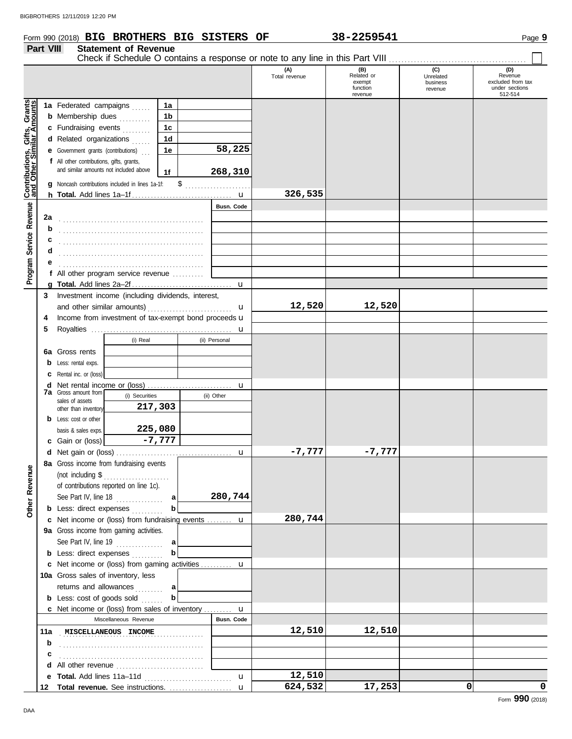Form 990 (2018) **BIG BROTHERS BIG SISTERS OF** **38-2259541**

## Part VIII Statement of Revenue

Check if Schedule O contains a response or note to any line in this Part VIII ☐

| | | | (A) Total revenue | (B) Related or exempt function revenue | (C) Unrelated business revenue | (D) Revenue excluded from tax under sections 512-514 |
|---|---|---|---|---|---|---|
| **Contributions, Gifts, Grants and Other Similar Amounts** | 1a Federated campaigns | 1a | | | | |
| | b Membership dues | 1b | | | | |
| | c Fundraising events | 1c | | | | |
| | d Related organizations | 1d | | | | |
| | e Government grants (contributions) | 1e 58,225 | | | | |
| | f All other contributions, gifts, grants, and similar amounts not included above | 1f 268,310 | | | | |
| | g Noncash contributions included in lines 1a-1f: $ | | | | | |
| | h **Total.** Add lines 1a–1f | | 326,535 | | | |
| **Program Service Revenue** | | Busn. Code | | | | |
| | 2a | | | | | |
| | b | | | | | |
| | c | | | | | |
| | d | | | | | |
| | e | | | | | |
| | f All other program service revenue | | | | | |
| | g **Total.** Add lines 2a–2f | | | | | |
| | 3 Investment income (including dividends, interest, and other similar amounts) | | 12,520 | 12,520 | | |
| | 4 Income from investment of tax-exempt bond proceeds | | | | | |
| | 5 Royalties | | | | | |
| | | (i) Real / (ii) Personal | | | | |
| | 6a Gross rents | | | | | |
| | b Less: rental exps. | | | | | |
| | c Rental inc. or (loss) | | | | | |
| | d Net rental income or (loss) | | | | | |
| | 7a Gross amount from sales of assets other than inventory | (i) Securities 217,303 / (ii) Other | | | | |
| | b Less: cost or other basis & sales exps. | (i) 225,080 | | | | |
| | c Gain or (loss) | (i) -7,777 | | | | |
| | d Net gain or (loss) | | -7,777 | -7,777 | | |
| **Other Revenue** | 8a Gross income from fundraising events (not including $ of contributions reported on line 1c). See Part IV, line 18 | a 280,744 | | | | |
| | b Less: direct expenses | b | | | | |
| | c Net income or (loss) from fundraising events | | 280,744 | | | |
| | 9a Gross income from gaming activities. See Part IV, line 19 | a | | | | |
| | b Less: direct expenses | b | | | | |
| | c Net income or (loss) from gaming activities | | | | | |
| | 10a Gross sales of inventory, less returns and allowances | a | | | | |
| | b Less: cost of goods sold | b | | | | |
| | c Net income or (loss) from sales of inventory | | | | | |
| | Miscellaneous Revenue | Busn. Code | | | | |
| | 11a MISCELLANEOUS INCOME | | 12,510 | 12,510 | | |
| | b | | | | | |
| | c | | | | | |
| | d All other revenue | | | | | |
| | e **Total.** Add lines 11a–11d | | 12,510 | | | |
| | 12 **Total revenue.** See instructions. | | 624,532 | 17,253 | 0 | 0 |

Form **990** (2018)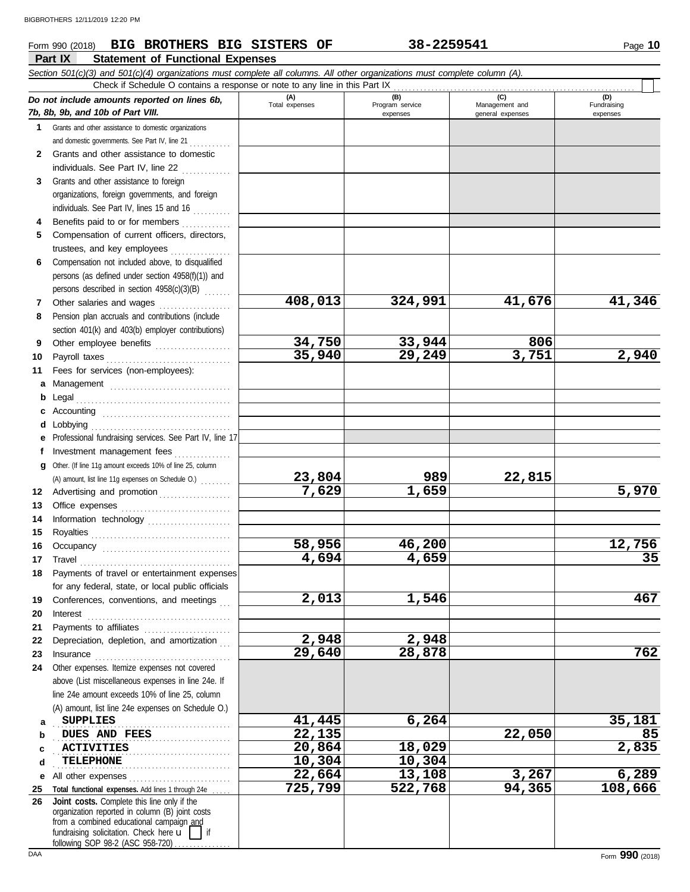Form 990 (2018) **BIG BROTHERS BIG SISTERS OF** **38-2259541**

## Part IX Statement of Functional Expenses

*Section 501(c)(3) and 501(c)(4) organizations must complete all columns. All other organizations must complete column (A).*

Check if Schedule O contains a response or note to any line in this Part IX

| *Do not include amounts reported on lines 6b, 7b, 8b, 9b, and 10b of Part VIII.* | (A) Total expenses | (B) Program service expenses | (C) Management and general expenses | (D) Fundraising expenses |
|---|---|---|---|---|
| **1** Grants and other assistance to domestic organizations and domestic governments. See Part IV, line 21 | | | | |
| **2** Grants and other assistance to domestic individuals. See Part IV, line 22 | | | | |
| **3** Grants and other assistance to foreign organizations, foreign governments, and foreign individuals. See Part IV, lines 15 and 16 | | | | |
| **4** Benefits paid to or for members | | | | |
| **5** Compensation of current officers, directors, trustees, and key employees | | | | |
| **6** Compensation not included above, to disqualified persons (as defined under section 4958(f)(1)) and persons described in section 4958(c)(3)(B) | | | | |
| **7** Other salaries and wages | 408,013 | 324,991 | 41,676 | 41,346 |
| **8** Pension plan accruals and contributions (include section 401(k) and 403(b) employer contributions) | | | | |
| **9** Other employee benefits | 34,750 | 33,944 | 806 | |
| **10** Payroll taxes | 35,940 | 29,249 | 3,751 | 2,940 |
| **11** Fees for services (non-employees): | | | | |
| **a** Management | | | | |
| **b** Legal | | | | |
| **c** Accounting | | | | |
| **d** Lobbying | | | | |
| **e** Professional fundraising services. See Part IV, line 17 | | | | |
| **f** Investment management fees | | | | |
| **g** Other. (If line 11g amount exceeds 10% of line 25, column (A) amount, list line 11g expenses on Schedule O.) | 23,804 | 989 | 22,815 | |
| **12** Advertising and promotion | 7,629 | 1,659 | | 5,970 |
| **13** Office expenses | | | | |
| **14** Information technology | | | | |
| **15** Royalties | | | | |
| **16** Occupancy | 58,956 | 46,200 | | 12,756 |
| **17** Travel | 4,694 | 4,659 | | 35 |
| **18** Payments of travel or entertainment expenses for any federal, state, or local public officials | | | | |
| **19** Conferences, conventions, and meetings | 2,013 | 1,546 | | 467 |
| **20** Interest | | | | |
| **21** Payments to affiliates | | | | |
| **22** Depreciation, depletion, and amortization | 2,948 | 2,948 | | |
| **23** Insurance | 29,640 | 28,878 | | 762 |
| **24** Other expenses. Itemize expenses not covered above (List miscellaneous expenses in line 24e. If line 24e amount exceeds 10% of line 25, column (A) amount, list line 24e expenses on Schedule O.) | | | | |
| **a** SUPPLIES | 41,445 | 6,264 | | 35,181 |
| **b** DUES AND FEES | 22,135 | | 22,050 | 85 |
| **c** ACTIVITIES | 20,864 | 18,029 | | 2,835 |
| **d** TELEPHONE | 10,304 | 10,304 | | |
| **e** All other expenses | 22,664 | 13,108 | 3,267 | 6,289 |
| **25** **Total functional expenses.** Add lines 1 through 24e | 725,799 | 522,768 | 94,365 | 108,666 |
| **26** **Joint costs.** Complete this line only if the organization reported in column (B) joint costs from a combined educational campaign and fundraising solicitation. Check here u [ ] if following SOP 98-2 (ASC 958-720) | | | | |

Form **990** (2018)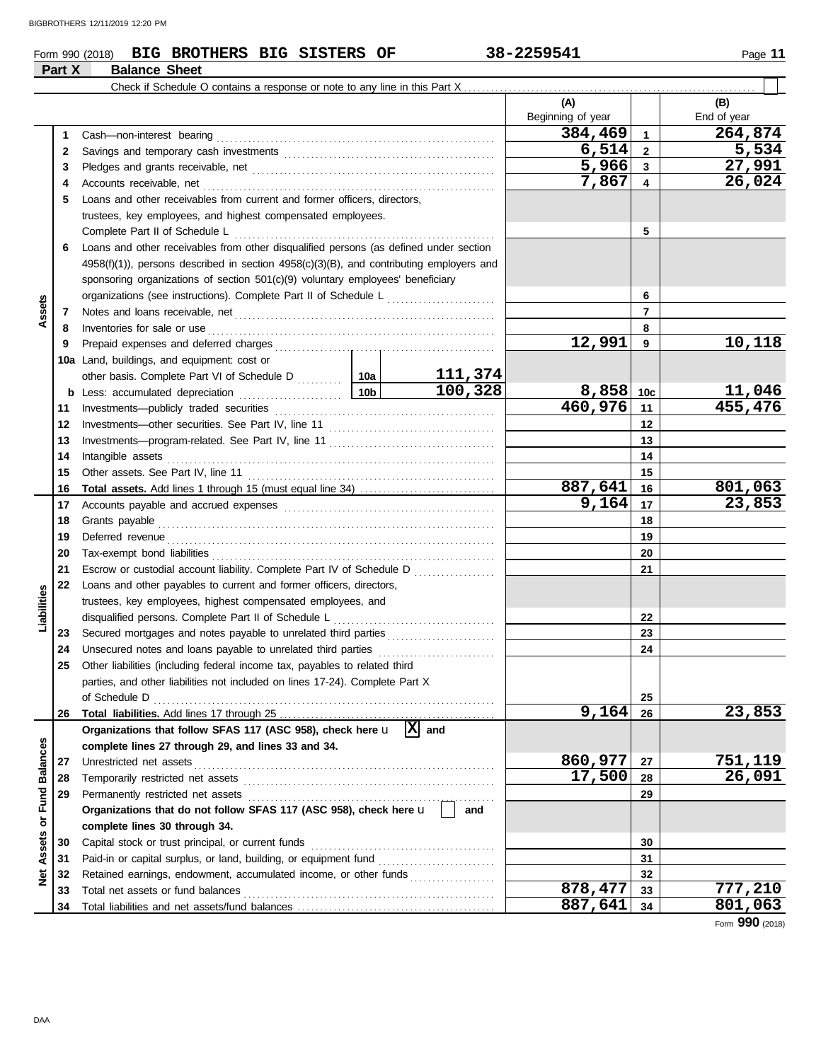Form 990 (2018) **BIG BROTHERS BIG SISTERS OF** 38-2259541 Page **11**

## Part X Balance Sheet

Check if Schedule O contains a response or note to any line in this Part X ☐

| | | | | (A) Beginning of year | | (B) End of year |
|---|---|---|---|---|---|---|
| **Assets** | 1 | Cash—non-interest bearing | | 384,469 | 1 | 264,874 |
| | 2 | Savings and temporary cash investments | | 6,514 | 2 | 5,534 |
| | 3 | Pledges and grants receivable, net | | 5,966 | 3 | 27,991 |
| | 4 | Accounts receivable, net | | 7,867 | 4 | 26,024 |
| | 5 | Loans and other receivables from current and former officers, directors, trustees, key employees, and highest compensated employees. Complete Part II of Schedule L | | | 5 | |
| | 6 | Loans and other receivables from other disqualified persons (as defined under section 4958(f)(1)), persons described in section 4958(c)(3)(B), and contributing employers and sponsoring organizations of section 501(c)(9) voluntary employees' beneficiary organizations (see instructions). Complete Part II of Schedule L | | | 6 | |
| | 7 | Notes and loans receivable, net | | | 7 | |
| | 8 | Inventories for sale or use | | | 8 | |
| | 9 | Prepaid expenses and deferred charges | | 12,991 | 9 | 10,118 |
| | 10a | Land, buildings, and equipment: cost or other basis. Complete Part VI of Schedule D | 10a 111,374 | | | |
| | b | Less: accumulated depreciation | 10b 100,328 | 8,858 | 10c | 11,046 |
| | 11 | Investments—publicly traded securities | | 460,976 | 11 | 455,476 |
| | 12 | Investments—other securities. See Part IV, line 11 | | | 12 | |
| | 13 | Investments—program-related. See Part IV, line 11 | | | 13 | |
| | 14 | Intangible assets | | | 14 | |
| | 15 | Other assets. See Part IV, line 11 | | | 15 | |
| | 16 | **Total assets.** Add lines 1 through 15 (must equal line 34) | | 887,641 | 16 | 801,063 |
| **Liabilities** | 17 | Accounts payable and accrued expenses | | 9,164 | 17 | 23,853 |
| | 18 | Grants payable | | | 18 | |
| | 19 | Deferred revenue | | | 19 | |
| | 20 | Tax-exempt bond liabilities | | | 20 | |
| | 21 | Escrow or custodial account liability. Complete Part IV of Schedule D | | | 21 | |
| | 22 | Loans and other payables to current and former officers, directors, trustees, key employees, highest compensated employees, and disqualified persons. Complete Part II of Schedule L | | | 22 | |
| | 23 | Secured mortgages and notes payable to unrelated third parties | | | 23 | |
| | 24 | Unsecured notes and loans payable to unrelated third parties | | | 24 | |
| | 25 | Other liabilities (including federal income tax, payables to related third parties, and other liabilities not included on lines 17-24). Complete Part X of Schedule D | | | 25 | |
| | 26 | **Total liabilities.** Add lines 17 through 25 | | 9,164 | 26 | 23,853 |
| **Net Assets or Fund Balances** | | **Organizations that follow SFAS 117 (ASC 958), check here** ☒ **and complete lines 27 through 29, and lines 33 and 34.** | | | | |
| | 27 | Unrestricted net assets | | 860,977 | 27 | 751,119 |
| | 28 | Temporarily restricted net assets | | 17,500 | 28 | 26,091 |
| | 29 | Permanently restricted net assets | | | 29 | |
| | | **Organizations that do not follow SFAS 117 (ASC 958), check here** ☐ **and complete lines 30 through 34.** | | | | |
| | 30 | Capital stock or trust principal, or current funds | | | 30 | |
| | 31 | Paid-in or capital surplus, or land, building, or equipment fund | | | 31 | |
| | 32 | Retained earnings, endowment, accumulated income, or other funds | | | 32 | |
| | 33 | Total net assets or fund balances | | 878,477 | 33 | 777,210 |
| | 34 | Total liabilities and net assets/fund balances | | 887,641 | 34 | 801,063 |

Form **990** (2018)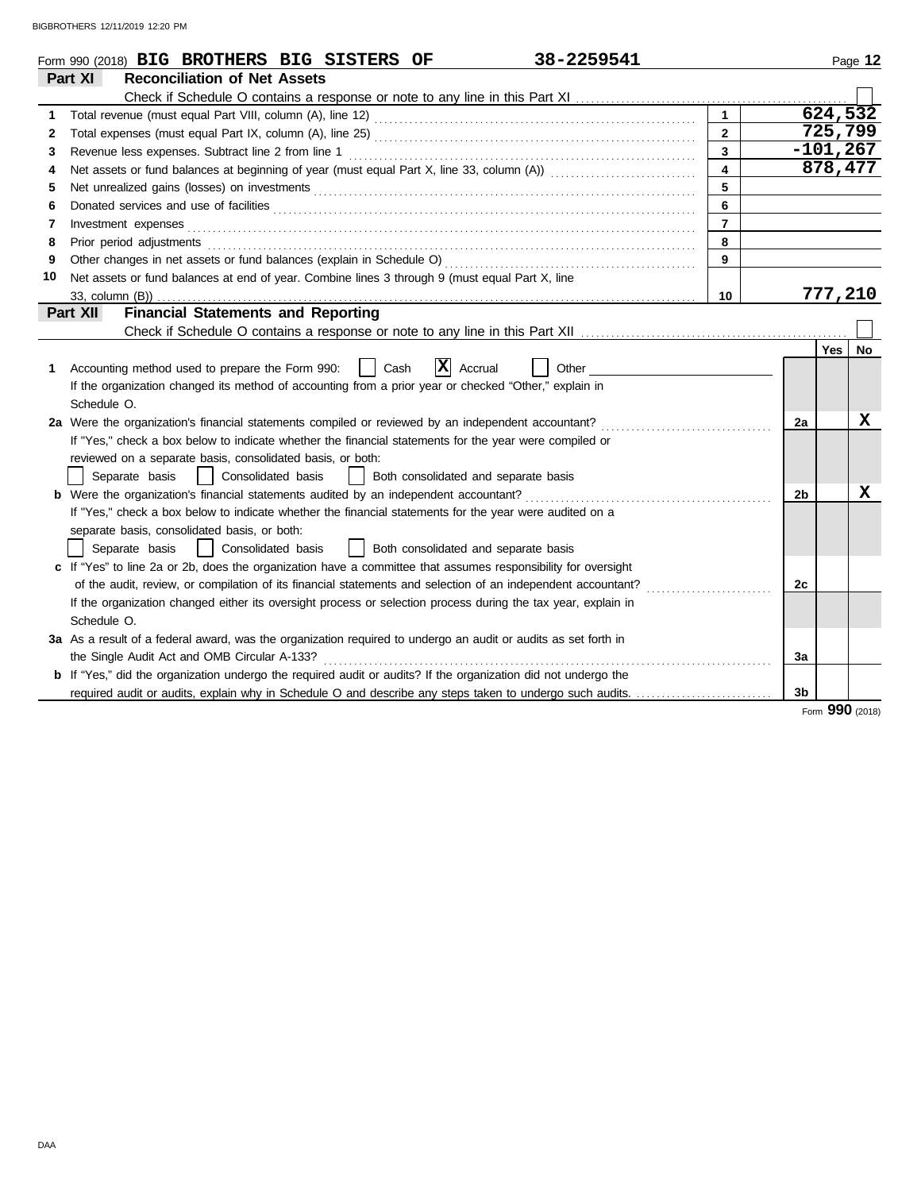Form 990 (2018) **BIG BROTHERS BIG SISTERS OF** **38-2259541**

## Part XI — Reconciliation of Net Assets

Check if Schedule O contains a response or note to any line in this Part XI ☐

| | | | |
|---|---|---|---|
| 1 | Total revenue (must equal Part VIII, column (A), line 12) | 1 | 624,532 |
| 2 | Total expenses (must equal Part IX, column (A), line 25) | 2 | 725,799 |
| 3 | Revenue less expenses. Subtract line 2 from line 1 | 3 | -101,267 |
| 4 | Net assets or fund balances at beginning of year (must equal Part X, line 33, column (A)) | 4 | 878,477 |
| 5 | Net unrealized gains (losses) on investments | 5 | |
| 6 | Donated services and use of facilities | 6 | |
| 7 | Investment expenses | 7 | |
| 8 | Prior period adjustments | 8 | |
| 9 | Other changes in net assets or fund balances (explain in Schedule O) | 9 | |
| 10 | Net assets or fund balances at end of year. Combine lines 3 through 9 (must equal Part X, line 33, column (B)) | 10 | 777,210 |

## Part XII — Financial Statements and Reporting

Check if Schedule O contains a response or note to any line in this Part XII ☐

| | | | Yes | No |
|---|---|---|---|---|
| 1 | Accounting method used to prepare the Form 990: ☐ Cash ☒ Accrual ☐ Other<br>If the organization changed its method of accounting from a prior year or checked "Other," explain in Schedule O. | | | |
| 2a | Were the organization's financial statements compiled or reviewed by an independent accountant?<br>If "Yes," check a box below to indicate whether the financial statements for the year were compiled or reviewed on a separate basis, consolidated basis, or both:<br>☐ Separate basis ☐ Consolidated basis ☐ Both consolidated and separate basis | 2a | | X |
| b | Were the organization's financial statements audited by an independent accountant?<br>If "Yes," check a box below to indicate whether the financial statements for the year were audited on a separate basis, consolidated basis, or both:<br>☐ Separate basis ☐ Consolidated basis ☐ Both consolidated and separate basis | 2b | | X |
| c | If "Yes" to line 2a or 2b, does the organization have a committee that assumes responsibility for oversight of the audit, review, or compilation of its financial statements and selection of an independent accountant?<br>If the organization changed either its oversight process or selection process during the tax year, explain in Schedule O. | 2c | | |
| 3a | As a result of a federal award, was the organization required to undergo an audit or audits as set forth in the Single Audit Act and OMB Circular A-133? | 3a | | |
| b | If "Yes," did the organization undergo the required audit or audits? If the organization did not undergo the required audit or audits, explain why in Schedule O and describe any steps taken to undergo such audits. | 3b | | |

Form **990** (2018)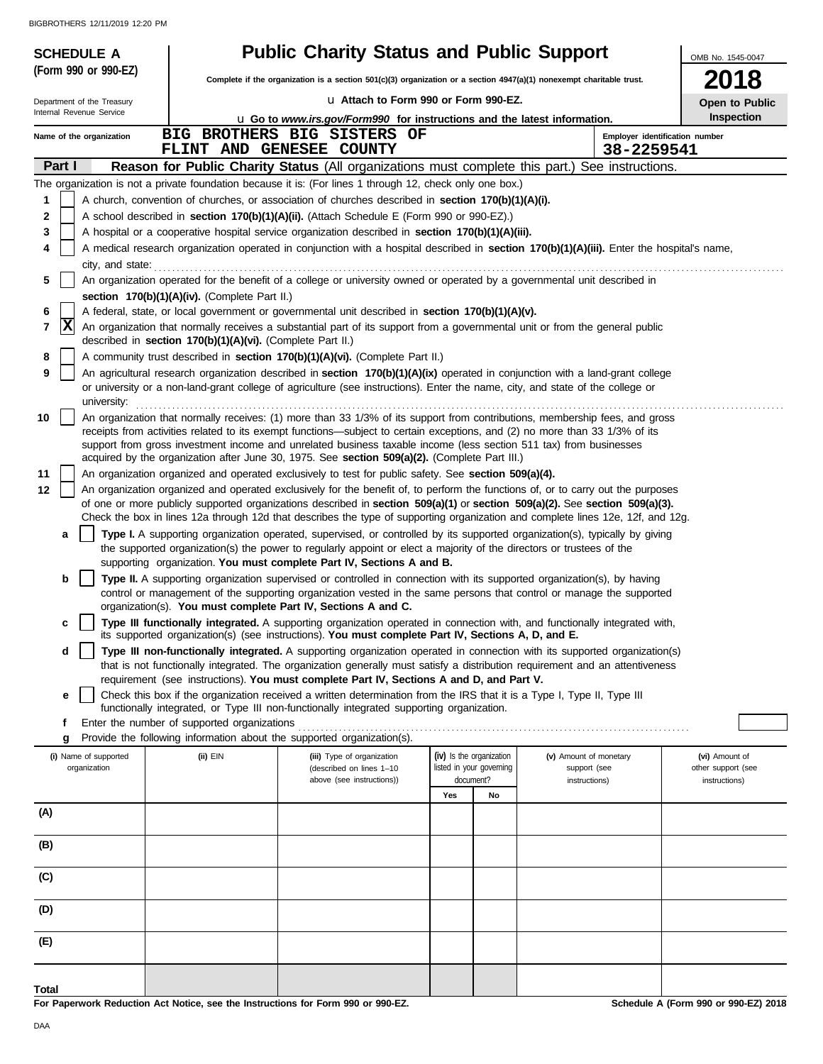**SCHEDULE A**
**(Form 990 or 990-EZ)**

Department of the Treasury
Internal Revenue Service

# Public Charity Status and Public Support

**Complete if the organization is a section 501(c)(3) organization or a section 4947(a)(1) nonexempt charitable trust.**

u Attach to Form 990 or Form 990-EZ.

u Go to *www.irs.gov/Form990* for instructions and the latest information.

OMB No. 1545-0047

**2018**

**Open to Public Inspection**

Name of the organization: BIG BROTHERS BIG SISTERS OF FLINT AND GENESEE COUNTY

Employer identification number: 38-2259541

**Part I** **Reason for Public Charity Status** (All organizations must complete this part.) See instructions.

The organization is not a private foundation because it is: (For lines 1 through 12, check only one box.)

1 [ ] A church, convention of churches, or association of churches described in **section 170(b)(1)(A)(i).**

2 [ ] A school described in **section 170(b)(1)(A)(ii).** (Attach Schedule E (Form 990 or 990-EZ).)

3 [ ] A hospital or a cooperative hospital service organization described in **section 170(b)(1)(A)(iii).**

4 [ ] A medical research organization operated in conjunction with a hospital described in **section 170(b)(1)(A)(iii).** Enter the hospital's name, city, and state:

5 [ ] An organization operated for the benefit of a college or university owned or operated by a governmental unit described in **section 170(b)(1)(A)(iv).** (Complete Part II.)

6 [ ] A federal, state, or local government or governmental unit described in **section 170(b)(1)(A)(v).**

7 [X] An organization that normally receives a substantial part of its support from a governmental unit or from the general public described in **section 170(b)(1)(A)(vi).** (Complete Part II.)

8 [ ] A community trust described in **section 170(b)(1)(A)(vi).** (Complete Part II.)

9 [ ] An agricultural research organization described in **section 170(b)(1)(A)(ix)** operated in conjunction with a land-grant college or university or a non-land-grant college of agriculture (see instructions). Enter the name, city, and state of the college or university:

10 [ ] An organization that normally receives: (1) more than 33 1/3% of its support from contributions, membership fees, and gross receipts from activities related to its exempt functions—subject to certain exceptions, and (2) no more than 33 1/3% of its support from gross investment income and unrelated business taxable income (less section 511 tax) from businesses acquired by the organization after June 30, 1975. See **section 509(a)(2).** (Complete Part III.)

11 [ ] An organization organized and operated exclusively to test for public safety. See **section 509(a)(4).**

12 [ ] An organization organized and operated exclusively for the benefit of, to perform the functions of, or to carry out the purposes of one or more publicly supported organizations described in **section 509(a)(1)** or **section 509(a)(2).** See **section 509(a)(3).** Check the box in lines 12a through 12d that describes the type of supporting organization and complete lines 12e, 12f, and 12g.

a [ ] **Type I.** A supporting organization operated, supervised, or controlled by its supported organization(s), typically by giving the supported organization(s) the power to regularly appoint or elect a majority of the directors or trustees of the supporting organization. **You must complete Part IV, Sections A and B.**

b [ ] **Type II.** A supporting organization supervised or controlled in connection with its supported organization(s), by having control or management of the supporting organization vested in the same persons that control or manage the supported organization(s). **You must complete Part IV, Sections A and C.**

c [ ] **Type III functionally integrated.** A supporting organization operated in connection with, and functionally integrated with, its supported organization(s) (see instructions). **You must complete Part IV, Sections A, D, and E.**

d [ ] **Type III non-functionally integrated.** A supporting organization operated in connection with its supported organization(s) that is not functionally integrated. The organization generally must satisfy a distribution requirement and an attentiveness requirement (see instructions). **You must complete Part IV, Sections A and D, and Part V.**

e [ ] Check this box if the organization received a written determination from the IRS that it is a Type I, Type II, Type III functionally integrated, or Type III non-functionally integrated supporting organization.

f Enter the number of supported organizations

g Provide the following information about the supported organization(s).

| (i) Name of supported organization | (ii) EIN | (iii) Type of organization (described on lines 1–10 above (see instructions)) | (iv) Is the organization listed in your governing document? | | (v) Amount of monetary support (see instructions) | (vi) Amount of other support (see instructions) |
|---|---|---|---|---|---|---|
| | | | Yes | No | | |
| (A) | | | | | | |
| (B) | | | | | | |
| (C) | | | | | | |
| (D) | | | | | | |
| (E) | | | | | | |
| Total | | | | | | |

**For Paperwork Reduction Act Notice, see the Instructions for Form 990 or 990-EZ.** **Schedule A (Form 990 or 990-EZ) 2018**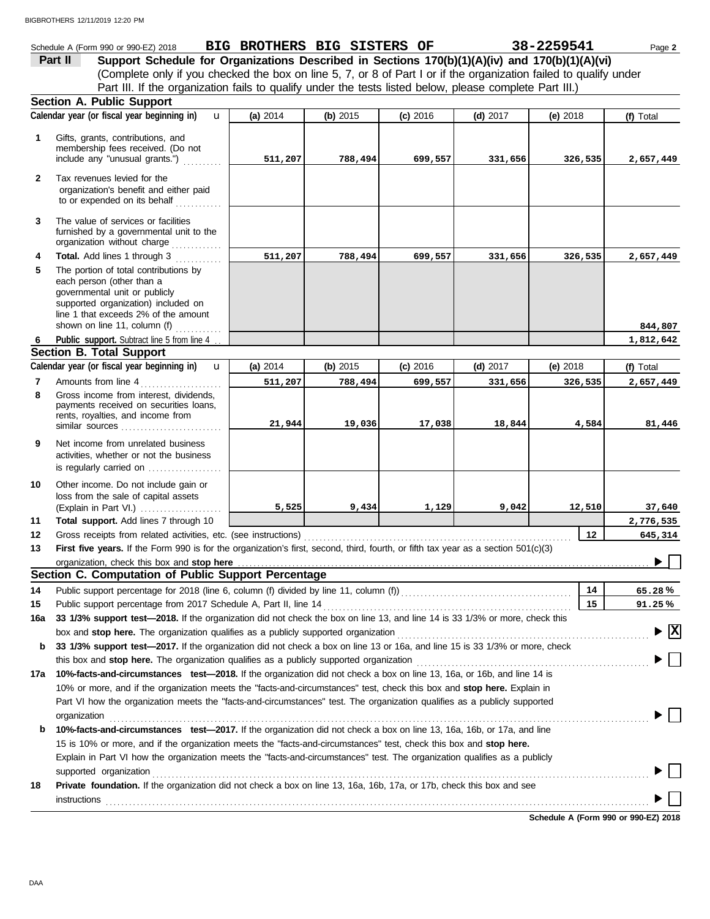Schedule A (Form 990 or 990-EZ) 2018 **BIG BROTHERS BIG SISTERS OF** **38-2259541** Page **2**

## Part II Support Schedule for Organizations Described in Sections 170(b)(1)(A)(iv) and 170(b)(1)(A)(vi)

(Complete only if you checked the box on line 5, 7, or 8 of Part I or if the organization failed to qualify under Part III. If the organization fails to qualify under the tests listed below, please complete Part III.)

### Section A. Public Support

| Calendar year (or fiscal year beginning in) | (a) 2014 | (b) 2015 | (c) 2016 | (d) 2017 | (e) 2018 | (f) Total |
|---|---|---|---|---|---|---|
| **1** Gifts, grants, contributions, and membership fees received. (Do not include any "unusual grants.") | 511,207 | 788,494 | 699,557 | 331,656 | 326,535 | 2,657,449 |
| **2** Tax revenues levied for the organization's benefit and either paid to or expended on its behalf | | | | | | |
| **3** The value of services or facilities furnished by a governmental unit to the organization without charge | | | | | | |
| **4** **Total.** Add lines 1 through 3 | 511,207 | 788,494 | 699,557 | 331,656 | 326,535 | 2,657,449 |
| **5** The portion of total contributions by each person (other than a governmental unit or publicly supported organization) included on line 1 that exceeds 2% of the amount shown on line 11, column (f) | | | | | | 844,807 |
| **6** **Public support.** Subtract line 5 from line 4 | | | | | | 1,812,642 |

### Section B. Total Support

| Calendar year (or fiscal year beginning in) | (a) 2014 | (b) 2015 | (c) 2016 | (d) 2017 | (e) 2018 | (f) Total |
|---|---|---|---|---|---|---|
| **7** Amounts from line 4 | 511,207 | 788,494 | 699,557 | 331,656 | 326,535 | 2,657,449 |
| **8** Gross income from interest, dividends, payments received on securities loans, rents, royalties, and income from similar sources | 21,944 | 19,036 | 17,038 | 18,844 | 4,584 | 81,446 |
| **9** Net income from unrelated business activities, whether or not the business is regularly carried on | | | | | | |
| **10** Other income. Do not include gain or loss from the sale of capital assets (Explain in Part VI.) | 5,525 | 9,434 | 1,129 | 9,042 | 12,510 | 37,640 |
| **11** **Total support.** Add lines 7 through 10 | | | | | | 2,776,535 |

**12** Gross receipts from related activities, etc. (see instructions) — **12** — 645,314

**13** **First five years.** If the Form 990 is for the organization's first, second, third, fourth, or fifth tax year as a section 501(c)(3) organization, check this box and **stop here** ☐

### Section C. Computation of Public Support Percentage

**14** Public support percentage for 2018 (line 6, column (f) divided by line 11, column (f)) — **14** — 65.28 %

**15** Public support percentage from 2017 Schedule A, Part II, line 14 — **15** — 91.25 %

**16a** **33 1/3% support test—2018.** If the organization did not check the box on line 13, and line 14 is 33 1/3% or more, check this box and **stop here.** The organization qualifies as a publicly supported organization ☒

**b** **33 1/3% support test—2017.** If the organization did not check a box on line 13 or 16a, and line 15 is 33 1/3% or more, check this box and **stop here.** The organization qualifies as a publicly supported organization ☐

**17a** **10%-facts-and-circumstances test—2018.** If the organization did not check a box on line 13, 16a, or 16b, and line 14 is 10% or more, and if the organization meets the "facts-and-circumstances" test, check this box and **stop here.** Explain in Part VI how the organization meets the "facts-and-circumstances" test. The organization qualifies as a publicly supported organization ☐

**b** **10%-facts-and-circumstances test—2017.** If the organization did not check a box on line 13, 16a, 16b, or 17a, and line 15 is 10% or more, and if the organization meets the "facts-and-circumstances" test, check this box and **stop here.** Explain in Part VI how the organization meets the "facts-and-circumstances" test. The organization qualifies as a publicly supported organization ☐

**18** **Private foundation.** If the organization did not check a box on line 13, 16a, 16b, 17a, or 17b, check this box and see instructions ☐

**Schedule A (Form 990 or 990-EZ) 2018**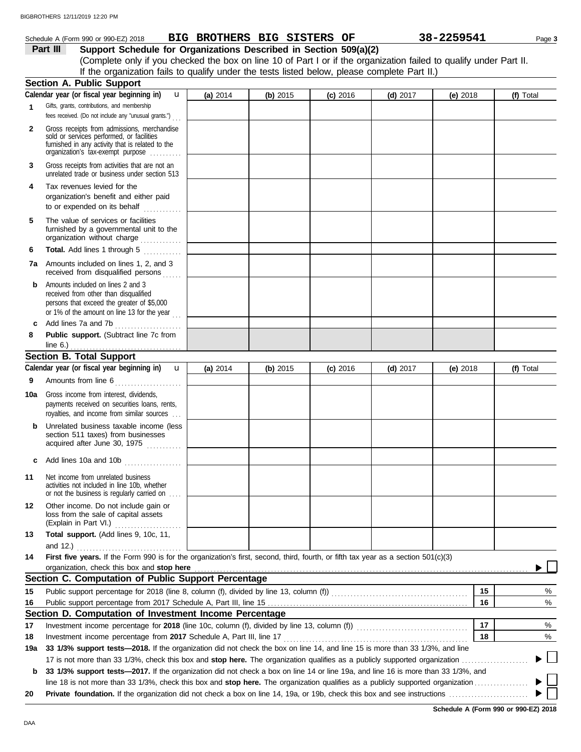Schedule A (Form 990 or 990-EZ) 2018 **BIG BROTHERS BIG SISTERS OF** **38-2259541** Page **3**

## Part III Support Schedule for Organizations Described in Section 509(a)(2)

(Complete only if you checked the box on line 10 of Part I or if the organization failed to qualify under Part II. If the organization fails to qualify under the tests listed below, please complete Part II.)

### Section A. Public Support

| Calendar year (or fiscal year beginning in) | (a) 2014 | (b) 2015 | (c) 2016 | (d) 2017 | (e) 2018 | (f) Total |
|---|---|---|---|---|---|---|
| **1** Gifts, grants, contributions, and membership fees received. (Do not include any "unusual grants.") | | | | | | |
| **2** Gross receipts from admissions, merchandise sold or services performed, or facilities furnished in any activity that is related to the organization's tax-exempt purpose | | | | | | |
| **3** Gross receipts from activities that are not an unrelated trade or business under section 513 | | | | | | |
| **4** Tax revenues levied for the organization's benefit and either paid to or expended on its behalf | | | | | | |
| **5** The value of services or facilities furnished by a governmental unit to the organization without charge | | | | | | |
| **6** **Total.** Add lines 1 through 5 | | | | | | |
| **7a** Amounts included on lines 1, 2, and 3 received from disqualified persons | | | | | | |
| **b** Amounts included on lines 2 and 3 received from other than disqualified persons that exceed the greater of $5,000 or 1% of the amount on line 13 for the year | | | | | | |
| **c** Add lines 7a and 7b | | | | | | |
| **8** **Public support.** (Subtract line 7c from line 6.) | | | | | | |

### Section B. Total Support

| Calendar year (or fiscal year beginning in) | (a) 2014 | (b) 2015 | (c) 2016 | (d) 2017 | (e) 2018 | (f) Total |
|---|---|---|---|---|---|---|
| **9** Amounts from line 6 | | | | | | |
| **10a** Gross income from interest, dividends, payments received on securities loans, rents, royalties, and income from similar sources | | | | | | |
| **b** Unrelated business taxable income (less section 511 taxes) from businesses acquired after June 30, 1975 | | | | | | |
| **c** Add lines 10a and 10b | | | | | | |
| **11** Net income from unrelated business activities not included in line 10b, whether or not the business is regularly carried on | | | | | | |
| **12** Other income. Do not include gain or loss from the sale of capital assets (Explain in Part VI.) | | | | | | |
| **13** **Total support.** (Add lines 9, 10c, 11, and 12.) | | | | | | |

**14** **First five years.** If the Form 990 is for the organization's first, second, third, fourth, or fifth tax year as a section 501(c)(3) organization, check this box and **stop here** ☐

### Section C. Computation of Public Support Percentage

| | | | |
|---|---|---|---|
| **15** | Public support percentage for 2018 (line 8, column (f), divided by line 13, column (f)) | 15 | % |
| **16** | Public support percentage from 2017 Schedule A, Part III, line 15 | 16 | % |

### Section D. Computation of Investment Income Percentage

| | | | |
|---|---|---|---|
| **17** | Investment income percentage for **2018** (line 10c, column (f), divided by line 13, column (f)) | 17 | % |
| **18** | Investment income percentage from **2017** Schedule A, Part III, line 17 | 18 | % |

**19a** **33 1/3% support tests—2018.** If the organization did not check the box on line 14, and line 15 is more than 33 1/3%, and line 17 is not more than 33 1/3%, check this box and **stop here.** The organization qualifies as a publicly supported organization ☐

**b** **33 1/3% support tests—2017.** If the organization did not check a box on line 14 or line 19a, and line 16 is more than 33 1/3%, and line 18 is not more than 33 1/3%, check this box and **stop here.** The organization qualifies as a publicly supported organization ☐

**20** **Private foundation.** If the organization did not check a box on line 14, 19a, or 19b, check this box and see instructions ☐

**Schedule A (Form 990 or 990-EZ) 2018**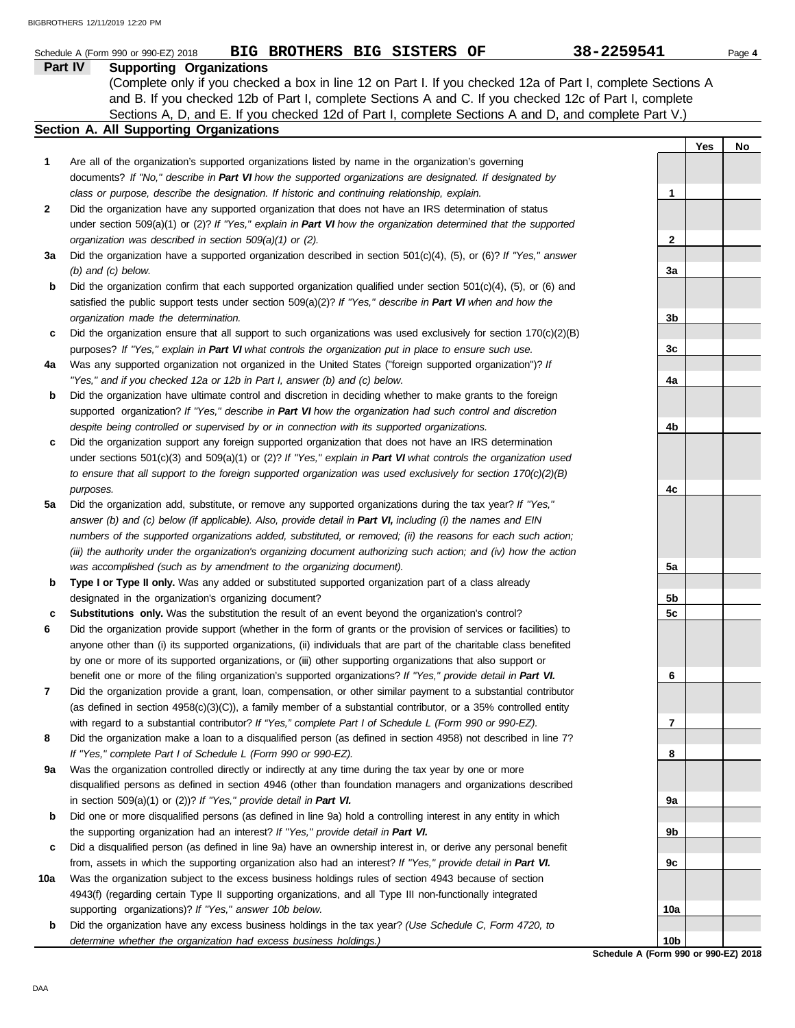Schedule A (Form 990 or 990-EZ) 2018 **BIG BROTHERS BIG SISTERS OF** **38-2259541**

## Part IV Supporting Organizations

(Complete only if you checked a box in line 12 on Part I. If you checked 12a of Part I, complete Sections A and B. If you checked 12b of Part I, complete Sections A and C. If you checked 12c of Part I, complete Sections A, D, and E. If you checked 12d of Part I, complete Sections A and D, and complete Part V.)

### Section A. All Supporting Organizations

| | | Line | Yes | No |
|---|---|---|---|---|
| **1** | Are all of the organization's supported organizations listed by name in the organization's governing documents? *If "No," describe in **Part VI** how the supported organizations are designated. If designated by class or purpose, describe the designation. If historic and continuing relationship, explain.* | 1 | | |
| **2** | Did the organization have any supported organization that does not have an IRS determination of status under section 509(a)(1) or (2)? *If "Yes," explain in **Part VI** how the organization determined that the supported organization was described in section 509(a)(1) or (2).* | 2 | | |
| **3a** | Did the organization have a supported organization described in section 501(c)(4), (5), or (6)? *If "Yes," answer (b) and (c) below.* | 3a | | |
| **b** | Did the organization confirm that each supported organization qualified under section 501(c)(4), (5), or (6) and satisfied the public support tests under section 509(a)(2)? *If "Yes," describe in **Part VI** when and how the organization made the determination.* | 3b | | |
| **c** | Did the organization ensure that all support to such organizations was used exclusively for section 170(c)(2)(B) purposes? *If "Yes," explain in **Part VI** what controls the organization put in place to ensure such use.* | 3c | | |
| **4a** | Was any supported organization not organized in the United States ("foreign supported organization")? *If "Yes," and if you checked 12a or 12b in Part I, answer (b) and (c) below.* | 4a | | |
| **b** | Did the organization have ultimate control and discretion in deciding whether to make grants to the foreign supported organization? *If "Yes," describe in **Part VI** how the organization had such control and discretion despite being controlled or supervised by or in connection with its supported organizations.* | 4b | | |
| **c** | Did the organization support any foreign supported organization that does not have an IRS determination under sections 501(c)(3) and 509(a)(1) or (2)? *If "Yes," explain in **Part VI** what controls the organization used to ensure that all support to the foreign supported organization was used exclusively for section 170(c)(2)(B) purposes.* | 4c | | |
| **5a** | Did the organization add, substitute, or remove any supported organizations during the tax year? *If "Yes," answer (b) and (c) below (if applicable). Also, provide detail in **Part VI,** including (i) the names and EIN numbers of the supported organizations added, substituted, or removed; (ii) the reasons for each such action; (iii) the authority under the organization's organizing document authorizing such action; and (iv) how the action was accomplished (such as by amendment to the organizing document).* | 5a | | |
| **b** | **Type I or Type II only.** Was any added or substituted supported organization part of a class already designated in the organization's organizing document? | 5b | | |
| **c** | **Substitutions only.** Was the substitution the result of an event beyond the organization's control? | 5c | | |
| **6** | Did the organization provide support (whether in the form of grants or the provision of services or facilities) to anyone other than (i) its supported organizations, (ii) individuals that are part of the charitable class benefited by one or more of its supported organizations, or (iii) other supporting organizations that also support or benefit one or more of the filing organization's supported organizations? *If "Yes," provide detail in **Part VI.*** | 6 | | |
| **7** | Did the organization provide a grant, loan, compensation, or other similar payment to a substantial contributor (as defined in section 4958(c)(3)(C)), a family member of a substantial contributor, or a 35% controlled entity with regard to a substantial contributor? *If "Yes," complete Part I of Schedule L (Form 990 or 990-EZ).* | 7 | | |
| **8** | Did the organization make a loan to a disqualified person (as defined in section 4958) not described in line 7? *If "Yes," complete Part I of Schedule L (Form 990 or 990-EZ).* | 8 | | |
| **9a** | Was the organization controlled directly or indirectly at any time during the tax year by one or more disqualified persons as defined in section 4946 (other than foundation managers and organizations described in section 509(a)(1) or (2))? *If "Yes," provide detail in **Part VI.*** | 9a | | |
| **b** | Did one or more disqualified persons (as defined in line 9a) hold a controlling interest in any entity in which the supporting organization had an interest? *If "Yes," provide detail in **Part VI.*** | 9b | | |
| **c** | Did a disqualified person (as defined in line 9a) have an ownership interest in, or derive any personal benefit from, assets in which the supporting organization also had an interest? *If "Yes," provide detail in **Part VI.*** | 9c | | |
| **10a** | Was the organization subject to the excess business holdings rules of section 4943 because of section 4943(f) (regarding certain Type II supporting organizations, and all Type III non-functionally integrated supporting organizations)? *If "Yes," answer 10b below.* | 10a | | |
| **b** | Did the organization have any excess business holdings in the tax year? *(Use Schedule C, Form 4720, to determine whether the organization had excess business holdings.)* | 10b | | |

**Schedule A (Form 990 or 990-EZ) 2018**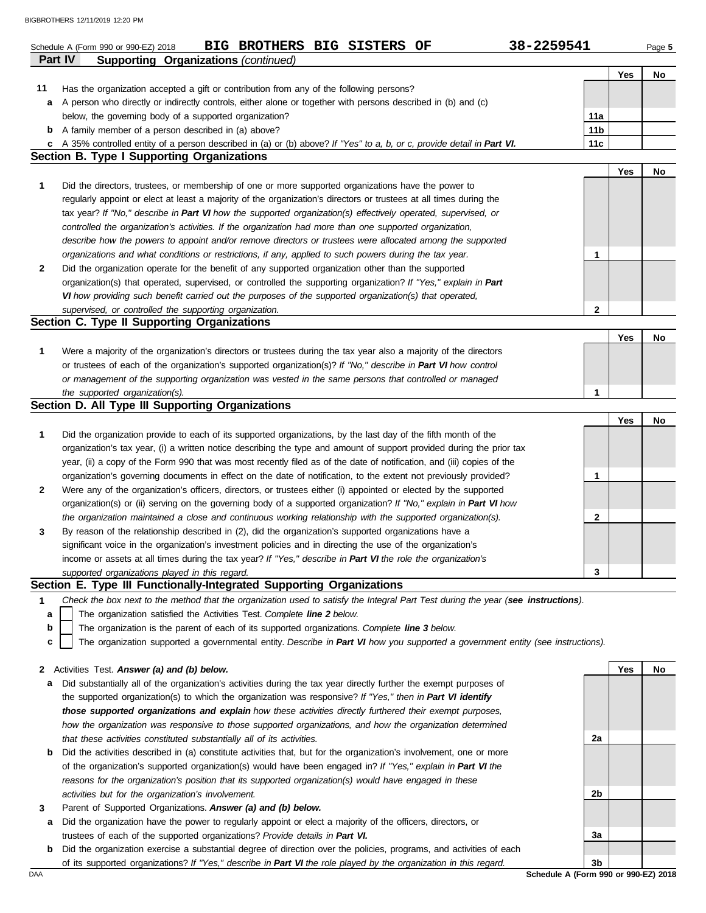Schedule A (Form 990 or 990-EZ) 2018 **BIG BROTHERS BIG SISTERS OF** **38-2259541**

## Part IV Supporting Organizations *(continued)*

| | | | Yes | No |
|---|---|---|---|---|
| **11** | Has the organization accepted a gift or contribution from any of the following persons? | | | |
| **a** | A person who directly or indirectly controls, either alone or together with persons described in (b) and (c) below, the governing body of a supported organization? | **11a** | | |
| **b** | A family member of a person described in (a) above? | **11b** | | |
| **c** | A 35% controlled entity of a person described in (a) or (b) above? *If "Yes" to a, b, or c, provide detail in **Part VI.*** | **11c** | | |

### Section B. Type I Supporting Organizations

| | | | Yes | No |
|---|---|---|---|---|
| **1** | Did the directors, trustees, or membership of one or more supported organizations have the power to regularly appoint or elect at least a majority of the organization's directors or trustees at all times during the tax year? *If "No," describe in **Part VI** how the supported organization(s) effectively operated, supervised, or controlled the organization's activities. If the organization had more than one supported organization, describe how the powers to appoint and/or remove directors or trustees were allocated among the supported organizations and what conditions or restrictions, if any, applied to such powers during the tax year.* | **1** | | |
| **2** | Did the organization operate for the benefit of any supported organization other than the supported organization(s) that operated, supervised, or controlled the supporting organization? *If "Yes," explain in **Part VI** how providing such benefit carried out the purposes of the supported organization(s) that operated, supervised, or controlled the supporting organization.* | **2** | | |

### Section C. Type II Supporting Organizations

| | | | Yes | No |
|---|---|---|---|---|
| **1** | Were a majority of the organization's directors or trustees during the tax year also a majority of the directors or trustees of each of the organization's supported organization(s)? *If "No," describe in **Part VI** how control or management of the supporting organization was vested in the same persons that controlled or managed the supported organization(s).* | **1** | | |

### Section D. All Type III Supporting Organizations

| | | | Yes | No |
|---|---|---|---|---|
| **1** | Did the organization provide to each of its supported organizations, by the last day of the fifth month of the organization's tax year, (i) a written notice describing the type and amount of support provided during the prior tax year, (ii) a copy of the Form 990 that was most recently filed as of the date of notification, and (iii) copies of the organization's governing documents in effect on the date of notification, to the extent not previously provided? | **1** | | |
| **2** | Were any of the organization's officers, directors, or trustees either (i) appointed or elected by the supported organization(s) or (ii) serving on the governing body of a supported organization? *If "No," explain in **Part VI** how the organization maintained a close and continuous working relationship with the supported organization(s).* | **2** | | |
| **3** | By reason of the relationship described in (2), did the organization's supported organizations have a significant voice in the organization's investment policies and in directing the use of the organization's income or assets at all times during the tax year? *If "Yes," describe in **Part VI** the role the organization's supported organizations played in this regard.* | **3** | | |

### Section E. Type III Functionally-Integrated Supporting Organizations

**1** *Check the box next to the method that the organization used to satisfy the Integral Part Test during the year (**see instructions**).*

- **a** ☐ The organization satisfied the Activities Test. *Complete **line 2** below.*
- **b** ☐ The organization is the parent of each of its supported organizations. *Complete **line 3** below.*
- **c** ☐ The organization supported a governmental entity. *Describe in **Part VI** how you supported a government entity (see instructions).*

| | | | Yes | No |
|---|---|---|---|---|
| **2** | Activities Test. ***Answer (a) and (b) below.*** | | | |
| **a** | Did substantially all of the organization's activities during the tax year directly further the exempt purposes of the supported organization(s) to which the organization was responsive? *If "Yes," then in **Part VI identify those supported organizations and explain** how these activities directly furthered their exempt purposes, how the organization was responsive to those supported organizations, and how the organization determined that these activities constituted substantially all of its activities.* | **2a** | | |
| **b** | Did the activities described in (a) constitute activities that, but for the organization's involvement, one or more of the organization's supported organization(s) would have been engaged in? *If "Yes," explain in **Part VI** the reasons for the organization's position that its supported organization(s) would have engaged in these activities but for the organization's involvement.* | **2b** | | |
| **3** | Parent of Supported Organizations. ***Answer (a) and (b) below.*** | | | |
| **a** | Did the organization have the power to regularly appoint or elect a majority of the officers, directors, or trustees of each of the supported organizations? *Provide details in **Part VI.*** | **3a** | | |
| **b** | Did the organization exercise a substantial degree of direction over the policies, programs, and activities of each of its supported organizations? *If "Yes," describe in **Part VI** the role played by the organization in this regard.* | **3b** | | |

**Schedule A (Form 990 or 990-EZ) 2018**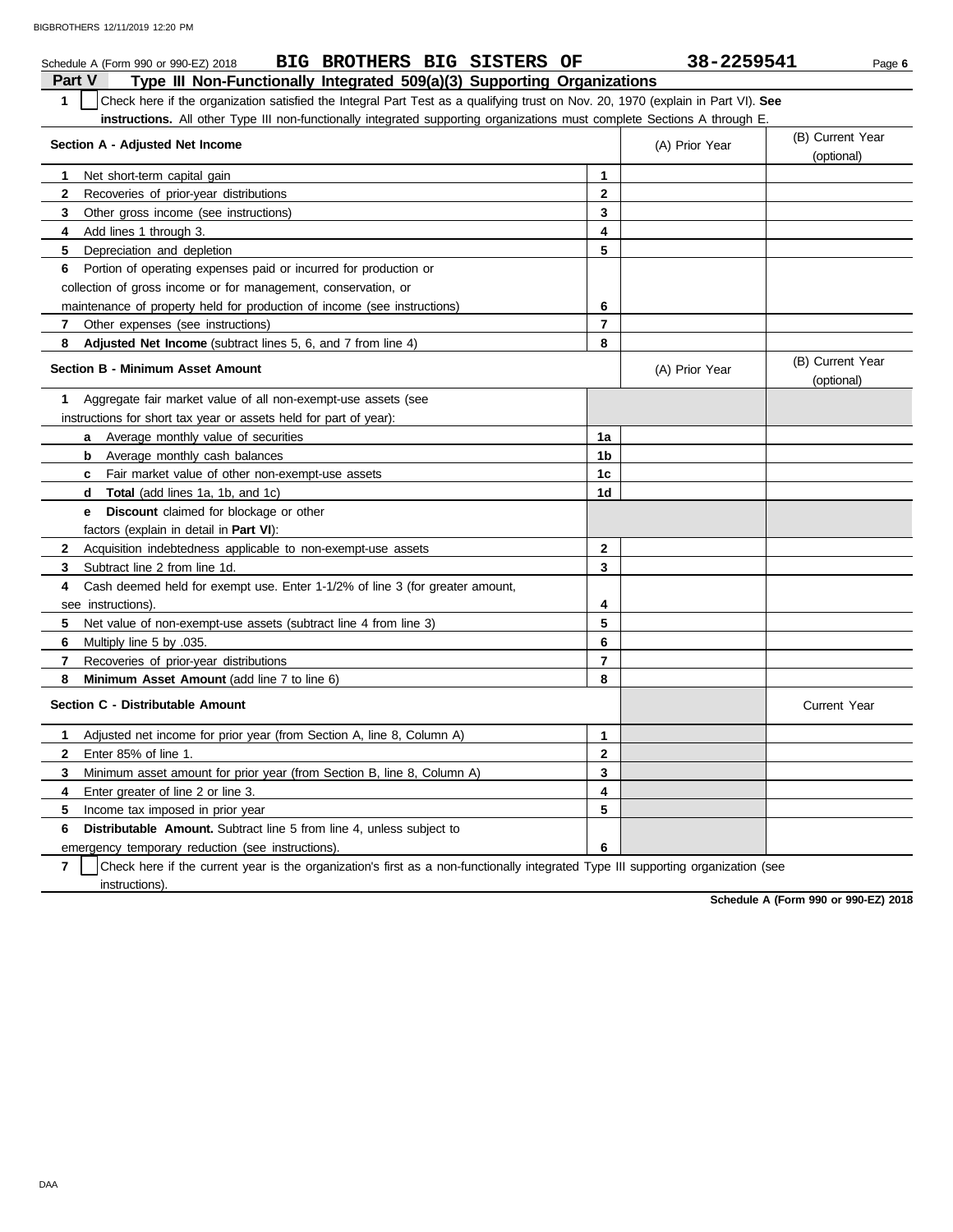Schedule A (Form 990 or 990-EZ) 2018 **BIG BROTHERS BIG SISTERS OF** **38-2259541**

## Part V Type III Non-Functionally Integrated 509(a)(3) Supporting Organizations

**1** ☐ Check here if the organization satisfied the Integral Part Test as a qualifying trust on Nov. 20, 1970 (explain in Part VI). **See instructions.** All other Type III non-functionally integrated supporting organizations must complete Sections A through E.

| Section A - Adjusted Net Income | | (A) Prior Year | (B) Current Year (optional) |
|---|---|---|---|
| **1** Net short-term capital gain | 1 | | |
| **2** Recoveries of prior-year distributions | 2 | | |
| **3** Other gross income (see instructions) | 3 | | |
| **4** Add lines 1 through 3. | 4 | | |
| **5** Depreciation and depletion | 5 | | |
| **6** Portion of operating expenses paid or incurred for production or collection of gross income or for management, conservation, or maintenance of property held for production of income (see instructions) | 6 | | |
| **7** Other expenses (see instructions) | 7 | | |
| **8** **Adjusted Net Income** (subtract lines 5, 6, and 7 from line 4) | 8 | | |

| Section B - Minimum Asset Amount | | (A) Prior Year | (B) Current Year (optional) |
|---|---|---|---|
| **1** Aggregate fair market value of all non-exempt-use assets (see instructions for short tax year or assets held for part of year): | | | |
| **a** Average monthly value of securities | 1a | | |
| **b** Average monthly cash balances | 1b | | |
| **c** Fair market value of other non-exempt-use assets | 1c | | |
| **d** **Total** (add lines 1a, 1b, and 1c) | 1d | | |
| **e** **Discount** claimed for blockage or other factors (explain in detail in **Part VI**): | | | |
| **2** Acquisition indebtedness applicable to non-exempt-use assets | 2 | | |
| **3** Subtract line 2 from line 1d. | 3 | | |
| **4** Cash deemed held for exempt use. Enter 1-1/2% of line 3 (for greater amount, see instructions). | 4 | | |
| **5** Net value of non-exempt-use assets (subtract line 4 from line 3) | 5 | | |
| **6** Multiply line 5 by .035. | 6 | | |
| **7** Recoveries of prior-year distributions | 7 | | |
| **8** **Minimum Asset Amount** (add line 7 to line 6) | 8 | | |

| Section C - Distributable Amount | | | Current Year |
|---|---|---|---|
| **1** Adjusted net income for prior year (from Section A, line 8, Column A) | 1 | | |
| **2** Enter 85% of line 1. | 2 | | |
| **3** Minimum asset amount for prior year (from Section B, line 8, Column A) | 3 | | |
| **4** Enter greater of line 2 or line 3. | 4 | | |
| **5** Income tax imposed in prior year | 5 | | |
| **6** **Distributable Amount.** Subtract line 5 from line 4, unless subject to emergency temporary reduction (see instructions). | 6 | | |

**7** ☐ Check here if the current year is the organization's first as a non-functionally integrated Type III supporting organization (see instructions).

**Schedule A (Form 990 or 990-EZ) 2018**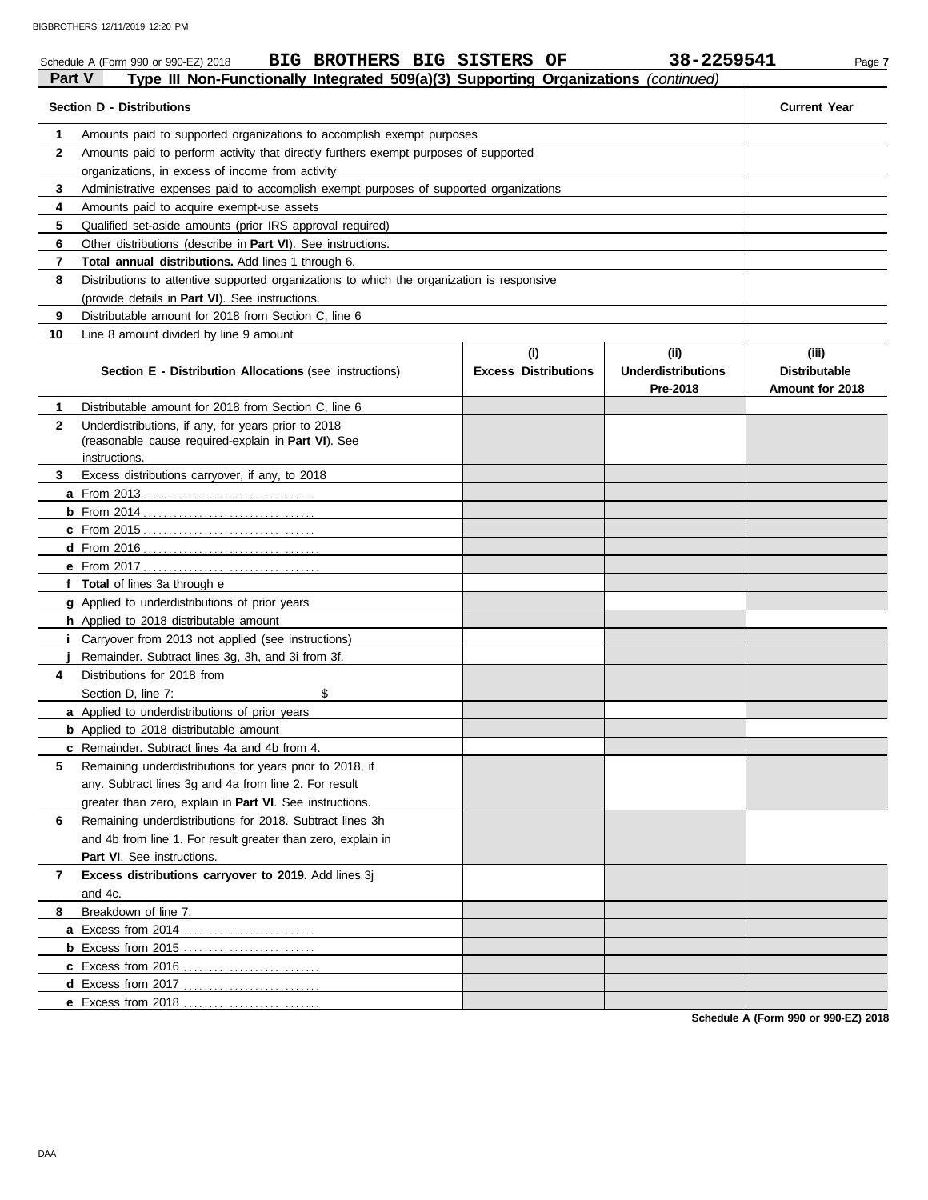Schedule A (Form 990 or 990-EZ) 2018 **BIG BROTHERS BIG SISTERS OF** **38-2259541**

## Part V Type III Non-Functionally Integrated 509(a)(3) Supporting Organizations *(continued)*

| **Section D - Distributions** | **Current Year** |
|---|---|
| **1** Amounts paid to supported organizations to accomplish exempt purposes | |
| **2** Amounts paid to perform activity that directly furthers exempt purposes of supported organizations, in excess of income from activity | |
| **3** Administrative expenses paid to accomplish exempt purposes of supported organizations | |
| **4** Amounts paid to acquire exempt-use assets | |
| **5** Qualified set-aside amounts (prior IRS approval required) | |
| **6** Other distributions (describe in **Part VI**). See instructions. | |
| **7** **Total annual distributions.** Add lines 1 through 6. | |
| **8** Distributions to attentive supported organizations to which the organization is responsive (provide details in **Part VI**). See instructions. | |
| **9** Distributable amount for 2018 from Section C, line 6 | |
| **10** Line 8 amount divided by line 9 amount | |

| **Section E - Distribution Allocations** (see instructions) | **(i) Excess Distributions** | **(ii) Underdistributions Pre-2018** | **(iii) Distributable Amount for 2018** |
|---|---|---|---|
| **1** Distributable amount for 2018 from Section C, line 6 | | | |
| **2** Underdistributions, if any, for years prior to 2018 (reasonable cause required-explain in **Part VI**). See instructions. | | | |
| **3** Excess distributions carryover, if any, to 2018 | | | |
| **a** From 2013 | | | |
| **b** From 2014 | | | |
| **c** From 2015 | | | |
| **d** From 2016 | | | |
| **e** From 2017 | | | |
| **f** **Total** of lines 3a through e | | | |
| **g** Applied to underdistributions of prior years | | | |
| **h** Applied to 2018 distributable amount | | | |
| **i** Carryover from 2013 not applied (see instructions) | | | |
| **j** Remainder. Subtract lines 3g, 3h, and 3i from 3f. | | | |
| **4** Distributions for 2018 from Section D, line 7: $ | | | |
| **a** Applied to underdistributions of prior years | | | |
| **b** Applied to 2018 distributable amount | | | |
| **c** Remainder. Subtract lines 4a and 4b from 4. | | | |
| **5** Remaining underdistributions for years prior to 2018, if any. Subtract lines 3g and 4a from line 2. For result greater than zero, explain in **Part VI**. See instructions. | | | |
| **6** Remaining underdistributions for 2018. Subtract lines 3h and 4b from line 1. For result greater than zero, explain in **Part VI**. See instructions. | | | |
| **7** **Excess distributions carryover to 2019.** Add lines 3j and 4c. | | | |
| **8** Breakdown of line 7: | | | |
| **a** Excess from 2014 | | | |
| **b** Excess from 2015 | | | |
| **c** Excess from 2016 | | | |
| **d** Excess from 2017 | | | |
| **e** Excess from 2018 | | | |

**Schedule A (Form 990 or 990-EZ) 2018**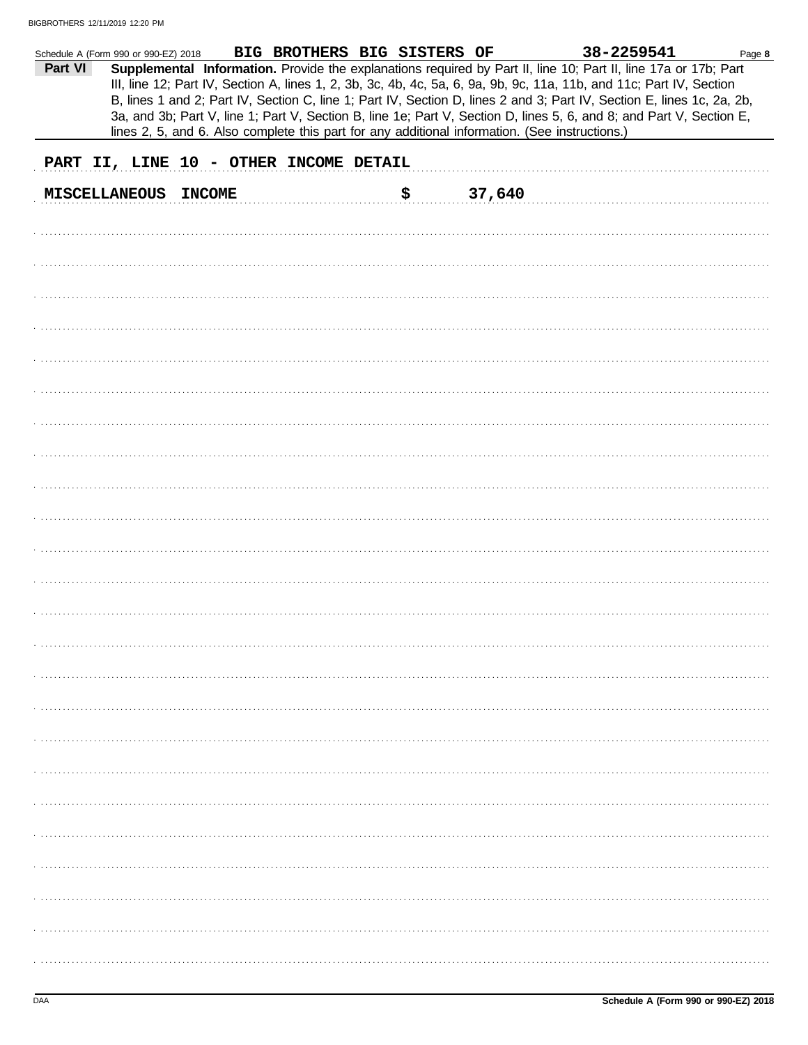Schedule A (Form 990 or 990-EZ) 2018 **BIG BROTHERS BIG SISTERS OF** **38-2259541** Page **8**

**Part VI** **Supplemental Information.** Provide the explanations required by Part II, line 10; Part II, line 17a or 17b; Part III, line 12; Part IV, Section A, lines 1, 2, 3b, 3c, 4b, 4c, 5a, 6, 9a, 9b, 9c, 11a, 11b, and 11c; Part IV, Section B, lines 1 and 2; Part IV, Section C, line 1; Part IV, Section D, lines 2 and 3; Part IV, Section E, lines 1c, 2a, 2b, 3a, and 3b; Part V, line 1; Part V, Section B, line 1e; Part V, Section D, lines 5, 6, and 8; and Part V, Section E, lines 2, 5, and 6. Also complete this part for any additional information. (See instructions.)

**PART II, LINE 10 - OTHER INCOME DETAIL**

**MISCELLANEOUS INCOME** **$ 37,640**

Schedule A (Form 990 or 990-EZ) 2018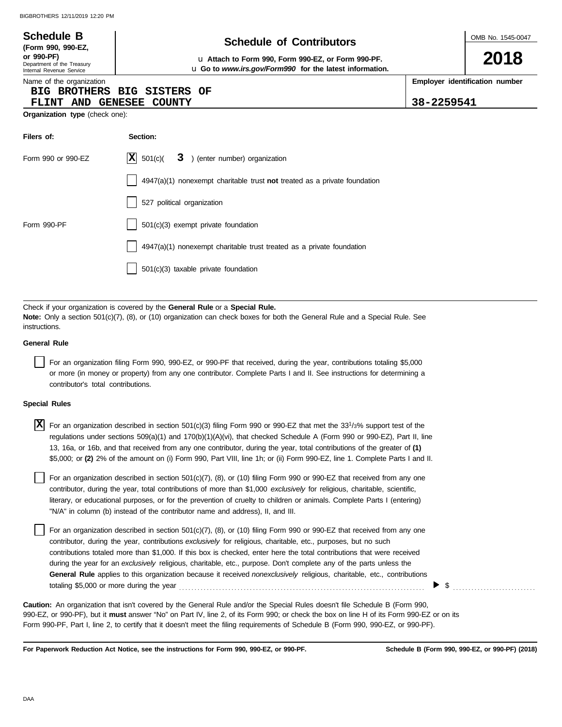**Schedule B**
**(Form 990, 990-EZ, or 990-PF)**
Department of the Treasury
Internal Revenue Service

# Schedule of Contributors

u **Attach to Form 990, Form 990-EZ, or Form 990-PF.**
u **Go to** ***www.irs.gov/Form990*** **for the latest information.**

OMB No. 1545-0047

**2018**

Name of the organization
**BIG BROTHERS BIG SISTERS OF FLINT AND GENESEE COUNTY**

**Employer identification number**
**38-2259541**

**Organization type** (check one):

| Filers of: | Section: |
|---|---|
| Form 990 or 990-EZ | [X] 501(c)( **3** ) (enter number) organization |
| | [ ] 4947(a)(1) nonexempt charitable trust **not** treated as a private foundation |
| | [ ] 527 political organization |
| Form 990-PF | [ ] 501(c)(3) exempt private foundation |
| | [ ] 4947(a)(1) nonexempt charitable trust treated as a private foundation |
| | [ ] 501(c)(3) taxable private foundation |

Check if your organization is covered by the **General Rule** or a **Special Rule.**
**Note:** Only a section 501(c)(7), (8), or (10) organization can check boxes for both the General Rule and a Special Rule. See instructions.

**General Rule**

[ ] For an organization filing Form 990, 990-EZ, or 990-PF that received, during the year, contributions totaling $5,000 or more (in money or property) from any one contributor. Complete Parts I and II. See instructions for determining a contributor's total contributions.

**Special Rules**

[X] For an organization described in section 501(c)(3) filing Form 990 or 990-EZ that met the 33 1/3% support test of the regulations under sections 509(a)(1) and 170(b)(1)(A)(vi), that checked Schedule A (Form 990 or 990-EZ), Part II, line 13, 16a, or 16b, and that received from any one contributor, during the year, total contributions of the greater of **(1)** $5,000; or **(2)** 2% of the amount on (i) Form 990, Part VIII, line 1h; or (ii) Form 990-EZ, line 1. Complete Parts I and II.

[ ] For an organization described in section 501(c)(7), (8), or (10) filing Form 990 or 990-EZ that received from any one contributor, during the year, total contributions of more than $1,000 *exclusively* for religious, charitable, scientific, literary, or educational purposes, or for the prevention of cruelty to children or animals. Complete Parts I (entering) "N/A" in column (b) instead of the contributor name and address), II, and III.

[ ] For an organization described in section 501(c)(7), (8), or (10) filing Form 990 or 990-EZ that received from any one contributor, during the year, contributions *exclusively* for religious, charitable, etc., purposes, but no such contributions totaled more than $1,000. If this box is checked, enter here the total contributions that were received during the year for an *exclusively* religious, charitable, etc., purpose. Don't complete any of the parts unless the **General Rule** applies to this organization because it received *nonexclusively* religious, charitable, etc., contributions totaling $5,000 or more during the year . . . . . . . . ▶ $ . . . . . . . . . .

**Caution:** An organization that isn't covered by the General Rule and/or the Special Rules doesn't file Schedule B (Form 990, 990-EZ, or 990-PF), but it **must** answer "No" on Part IV, line 2, of its Form 990; or check the box on line H of its Form 990-EZ or on its Form 990-PF, Part I, line 2, to certify that it doesn't meet the filing requirements of Schedule B (Form 990, 990-EZ, or 990-PF).

**For Paperwork Reduction Act Notice, see the instructions for Form 990, 990-EZ, or 990-PF.** **Schedule B (Form 990, 990-EZ, or 990-PF) (2018)**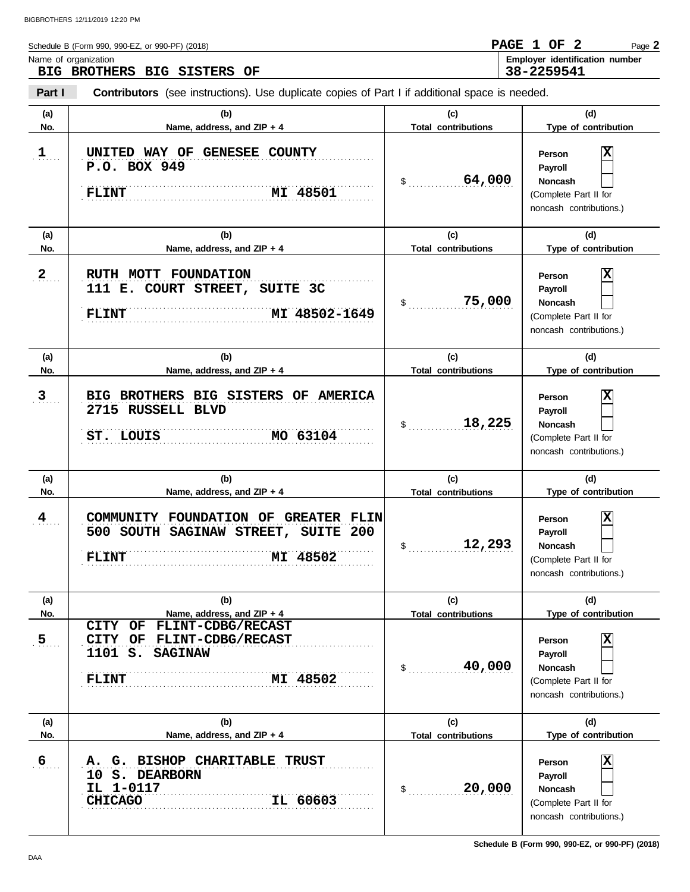Schedule B (Form 990, 990-EZ, or 990-PF) (2018)

PAGE 1 OF 2

Name of organization
**BIG BROTHERS BIG SISTERS OF**

Employer identification number
**38-2259541**

**Part I** **Contributors** (see instructions). Use duplicate copies of Part I if additional space is needed.

| (a) No. | (b) Name, address, and ZIP + 4 | (c) Total contributions | (d) Type of contribution |
|---|---|---|---|
| 1 | UNITED WAY OF GENESEE COUNTY<br>P.O. BOX 949<br>FLINT MI 48501 | $ 64,000 | Person [X]<br>Payroll [ ]<br>Noncash [ ]<br>(Complete Part II for noncash contributions.) |
| 2 | RUTH MOTT FOUNDATION<br>111 E. COURT STREET, SUITE 3C<br>FLINT MI 48502-1649 | $ 75,000 | Person [X]<br>Payroll [ ]<br>Noncash [ ]<br>(Complete Part II for noncash contributions.) |
| 3 | BIG BROTHERS BIG SISTERS OF AMERICA<br>2715 RUSSELL BLVD<br>ST. LOUIS MO 63104 | $ 18,225 | Person [X]<br>Payroll [ ]<br>Noncash [ ]<br>(Complete Part II for noncash contributions.) |
| 4 | COMMUNITY FOUNDATION OF GREATER FLIN<br>500 SOUTH SAGINAW STREET, SUITE 200<br>FLINT MI 48502 | $ 12,293 | Person [X]<br>Payroll [ ]<br>Noncash [ ]<br>(Complete Part II for noncash contributions.) |
| 5 | CITY OF FLINT-CDBG/RECAST<br>CITY OF FLINT-CDBG/RECAST<br>1101 S. SAGINAW<br>FLINT MI 48502 | $ 40,000 | Person [X]<br>Payroll [ ]<br>Noncash [ ]<br>(Complete Part II for noncash contributions.) |
| 6 | A. G. BISHOP CHARITABLE TRUST<br>10 S. DEARBORN<br>IL 1-0117<br>CHICAGO IL 60603 | $ 20,000 | Person [X]<br>Payroll [ ]<br>Noncash [ ]<br>(Complete Part II for noncash contributions.) |

Schedule B (Form 990, 990-EZ, or 990-PF) (2018)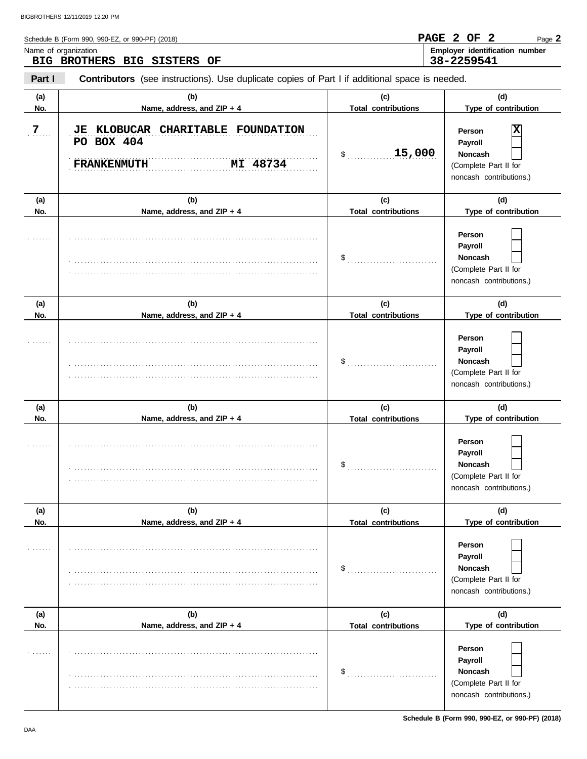Schedule B (Form 990, 990-EZ, or 990-PF) (2018)

Name of organization: **BIG BROTHERS BIG SISTERS OF**

Employer identification number: **38-2259541**

**Part I** **Contributors** (see instructions). Use duplicate copies of Part I if additional space is needed.

| (a) No. | (b) Name, address, and ZIP + 4 | (c) Total contributions | (d) Type of contribution |
|---|---|---|---|
| 7 | JE KLOBUCAR CHARITABLE FOUNDATION<br>PO BOX 404<br>FRANKENMUTH MI 48734 | $ 15,000 | Person [X]<br>Payroll [ ]<br>Noncash [ ]<br>(Complete Part II for noncash contributions.) |
| | | $ | Person [ ]<br>Payroll [ ]<br>Noncash [ ]<br>(Complete Part II for noncash contributions.) |
| | | $ | Person [ ]<br>Payroll [ ]<br>Noncash [ ]<br>(Complete Part II for noncash contributions.) |
| | | $ | Person [ ]<br>Payroll [ ]<br>Noncash [ ]<br>(Complete Part II for noncash contributions.) |
| | | $ | Person [ ]<br>Payroll [ ]<br>Noncash [ ]<br>(Complete Part II for noncash contributions.) |
| | | $ | Person [ ]<br>Payroll [ ]<br>Noncash [ ]<br>(Complete Part II for noncash contributions.) |

Schedule B (Form 990, 990-EZ, or 990-PF) (2018)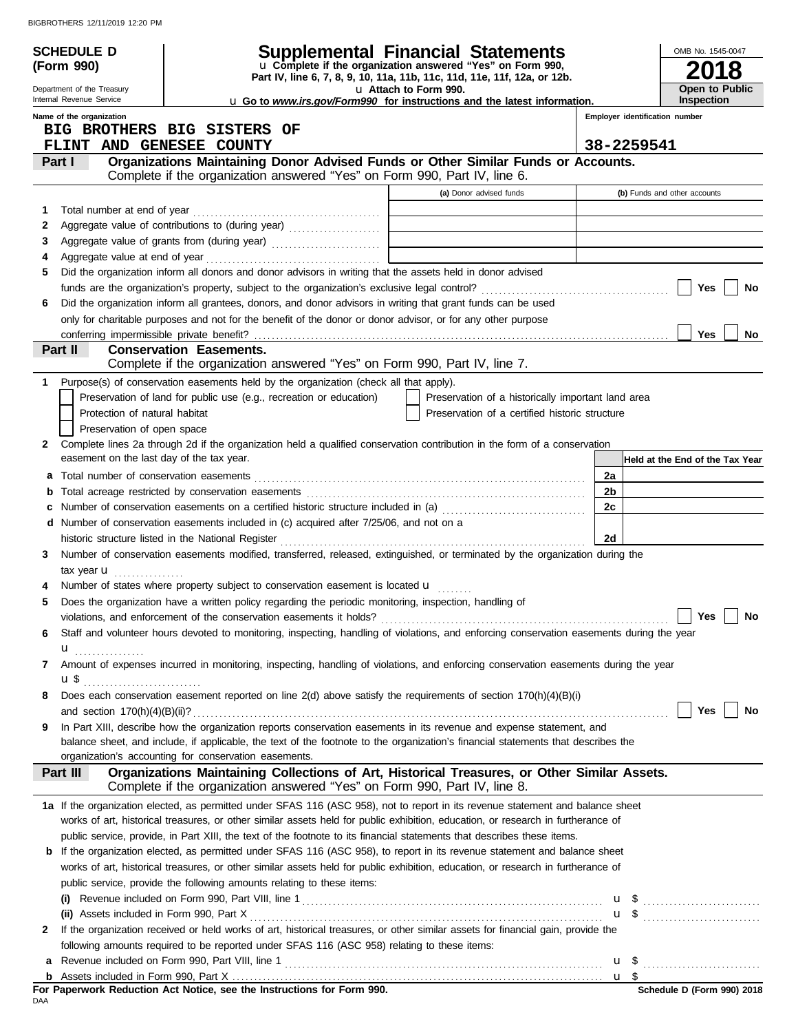**SCHEDULE D (Form 990)**

Department of the Treasury
Internal Revenue Service

# Supplemental Financial Statements

u Complete if the organization answered "Yes" on Form 990, Part IV, line 6, 7, 8, 9, 10, 11a, 11b, 11c, 11d, 11e, 11f, 12a, or 12b.

u Attach to Form 990.

u Go to *www.irs.gov/Form990* for instructions and the latest information.

OMB No. 1545-0047

**2018**

**Open to Public Inspection**

Name of the organization: BIG BROTHERS BIG SISTERS OF FLINT AND GENESEE COUNTY

Employer identification number: 38-2259541

## Part I — Organizations Maintaining Donor Advised Funds or Other Similar Funds or Accounts.

Complete if the organization answered "Yes" on Form 990, Part IV, line 6.

| | | (a) Donor advised funds | (b) Funds and other accounts |
|---|---|---|---|
| 1 | Total number at end of year | | |
| 2 | Aggregate value of contributions to (during year) | | |
| 3 | Aggregate value of grants from (during year) | | |
| 4 | Aggregate value at end of year | | |

5 Did the organization inform all donors and donor advisors in writing that the assets held in donor advised funds are the organization's property, subject to the organization's exclusive legal control? [ ] Yes [ ] No

6 Did the organization inform all grantees, donors, and donor advisors in writing that grant funds can be used only for charitable purposes and not for the benefit of the donor or donor advisor, or for any other purpose conferring impermissible private benefit? [ ] Yes [ ] No

## Part II — Conservation Easements.

Complete if the organization answered "Yes" on Form 990, Part IV, line 7.

1 Purpose(s) of conservation easements held by the organization (check all that apply).

- [ ] Preservation of land for public use (e.g., recreation or education)
- [ ] Protection of natural habitat
- [ ] Preservation of open space
- [ ] Preservation of a historically important land area
- [ ] Preservation of a certified historic structure

2 Complete lines 2a through 2d if the organization held a qualified conservation contribution in the form of a conservation easement on the last day of the tax year.

| | | | Held at the End of the Tax Year |
|---|---|---|---|
| a | Total number of conservation easements | 2a | |
| b | Total acreage restricted by conservation easements | 2b | |
| c | Number of conservation easements on a certified historic structure included in (a) | 2c | |
| d | Number of conservation easements included in (c) acquired after 7/25/06, and not on a historic structure listed in the National Register | 2d | |

3 Number of conservation easements modified, transferred, released, extinguished, or terminated by the organization during the tax year u

4 Number of states where property subject to conservation easement is located u

5 Does the organization have a written policy regarding the periodic monitoring, inspection, handling of violations, and enforcement of the conservation easements it holds? [ ] Yes [ ] No

6 Staff and volunteer hours devoted to monitoring, inspecting, handling of violations, and enforcing conservation easements during the year u

7 Amount of expenses incurred in monitoring, inspecting, handling of violations, and enforcing conservation easements during the year u $

8 Does each conservation easement reported on line 2(d) above satisfy the requirements of section 170(h)(4)(B)(i) and section 170(h)(4)(B)(ii)? [ ] Yes [ ] No

9 In Part XIII, describe how the organization reports conservation easements in its revenue and expense statement, and balance sheet, and include, if applicable, the text of the footnote to the organization's financial statements that describes the organization's accounting for conservation easements.

## Part III — Organizations Maintaining Collections of Art, Historical Treasures, or Other Similar Assets.

Complete if the organization answered "Yes" on Form 990, Part IV, line 8.

1a If the organization elected, as permitted under SFAS 116 (ASC 958), not to report in its revenue statement and balance sheet works of art, historical treasures, or other similar assets held for public exhibition, education, or research in furtherance of public service, provide, in Part XIII, the text of the footnote to its financial statements that describes these items.

b If the organization elected, as permitted under SFAS 116 (ASC 958), to report in its revenue statement and balance sheet works of art, historical treasures, or other similar assets held for public exhibition, education, or research in furtherance of public service, provide the following amounts relating to these items:

(i) Revenue included on Form 990, Part VIII, line 1 u $

(ii) Assets included in Form 990, Part X u $

2 If the organization received or held works of art, historical treasures, or other similar assets for financial gain, provide the following amounts required to be reported under SFAS 116 (ASC 958) relating to these items:

a Revenue included on Form 990, Part VIII, line 1 u $

b Assets included in Form 990, Part X u $

**For Paperwork Reduction Act Notice, see the Instructions for Form 990.**

Schedule D (Form 990) 2018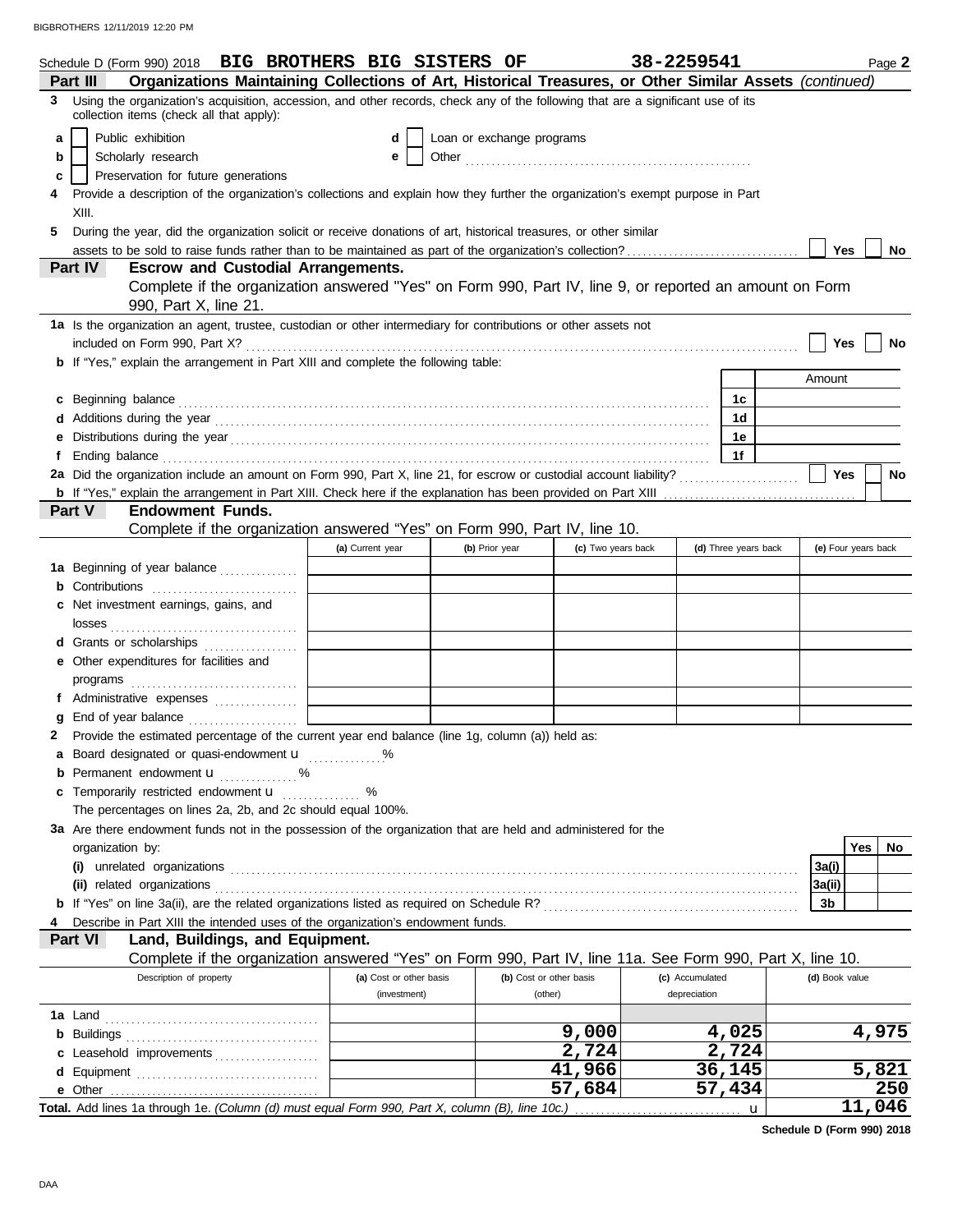Schedule D (Form 990) 2018 **BIG BROTHERS BIG SISTERS OF** **38-2259541** Page **2**

**Part III — Organizations Maintaining Collections of Art, Historical Treasures, or Other Similar Assets** *(continued)*

**3** Using the organization's acquisition, accession, and other records, check any of the following that are a significant use of its collection items (check all that apply):

- **a** [ ] Public exhibition
- **b** [ ] Scholarly research
- **c** [ ] Preservation for future generations
- **d** [ ] Loan or exchange programs
- **e** [ ] Other

**4** Provide a description of the organization's collections and explain how they further the organization's exempt purpose in Part XIII.

**5** During the year, did the organization solicit or receive donations of art, historical treasures, or other similar assets to be sold to raise funds rather than to be maintained as part of the organization's collection? [ ] Yes [ ] No

**Part IV — Escrow and Custodial Arrangements.**

Complete if the organization answered "Yes" on Form 990, Part IV, line 9, or reported an amount on Form 990, Part X, line 21.

**1a** Is the organization an agent, trustee, custodian or other intermediary for contributions or other assets not included on Form 990, Part X? [ ] Yes [ ] No

**b** If "Yes," explain the arrangement in Part XIII and complete the following table:

| | | Amount |
|---|---|---|
| **c** Beginning balance | 1c | |
| **d** Additions during the year | 1d | |
| **e** Distributions during the year | 1e | |
| **f** Ending balance | 1f | |

**2a** Did the organization include an amount on Form 990, Part X, line 21, for escrow or custodial account liability? [ ] Yes [ ] No

**b** If "Yes," explain the arrangement in Part XIII. Check here if the explanation has been provided on Part XIII [ ]

**Part V — Endowment Funds.**

Complete if the organization answered "Yes" on Form 990, Part IV, line 10.

| | (a) Current year | (b) Prior year | (c) Two years back | (d) Three years back | (e) Four years back |
|---|---|---|---|---|---|
| **1a** Beginning of year balance | | | | | |
| **b** Contributions | | | | | |
| **c** Net investment earnings, gains, and losses | | | | | |
| **d** Grants or scholarships | | | | | |
| **e** Other expenditures for facilities and programs | | | | | |
| **f** Administrative expenses | | | | | |
| **g** End of year balance | | | | | |

**2** Provide the estimated percentage of the current year end balance (line 1g, column (a)) held as:

- **a** Board designated or quasi-endowment u ............ %
- **b** Permanent endowment u ............ %
- **c** Temporarily restricted endowment u ............ %

The percentages on lines 2a, 2b, and 2c should equal 100%.

**3a** Are there endowment funds not in the possession of the organization that are held and administered for the organization by:

| | | Yes | No |
|---|---|---|---|
| **(i)** unrelated organizations | 3a(i) | | |
| **(ii)** related organizations | 3a(ii) | | |
| **b** If "Yes" on line 3a(ii), are the related organizations listed as required on Schedule R? | 3b | | |

**4** Describe in Part XIII the intended uses of the organization's endowment funds.

**Part VI — Land, Buildings, and Equipment.**

Complete if the organization answered "Yes" on Form 990, Part IV, line 11a. See Form 990, Part X, line 10.

| Description of property | (a) Cost or other basis (investment) | (b) Cost or other basis (other) | (c) Accumulated depreciation | (d) Book value |
|---|---|---|---|---|
| **1a** Land | | | | |
| **b** Buildings | | 9,000 | 4,025 | 4,975 |
| **c** Leasehold improvements | | 2,724 | 2,724 | |
| **d** Equipment | | 41,966 | 36,145 | 5,821 |
| **e** Other | | 57,684 | 57,434 | 250 |
| **Total.** Add lines 1a through 1e. *(Column (d) must equal Form 990, Part X, column (B), line 10c.)* u | | | | 11,046 |

**Schedule D (Form 990) 2018**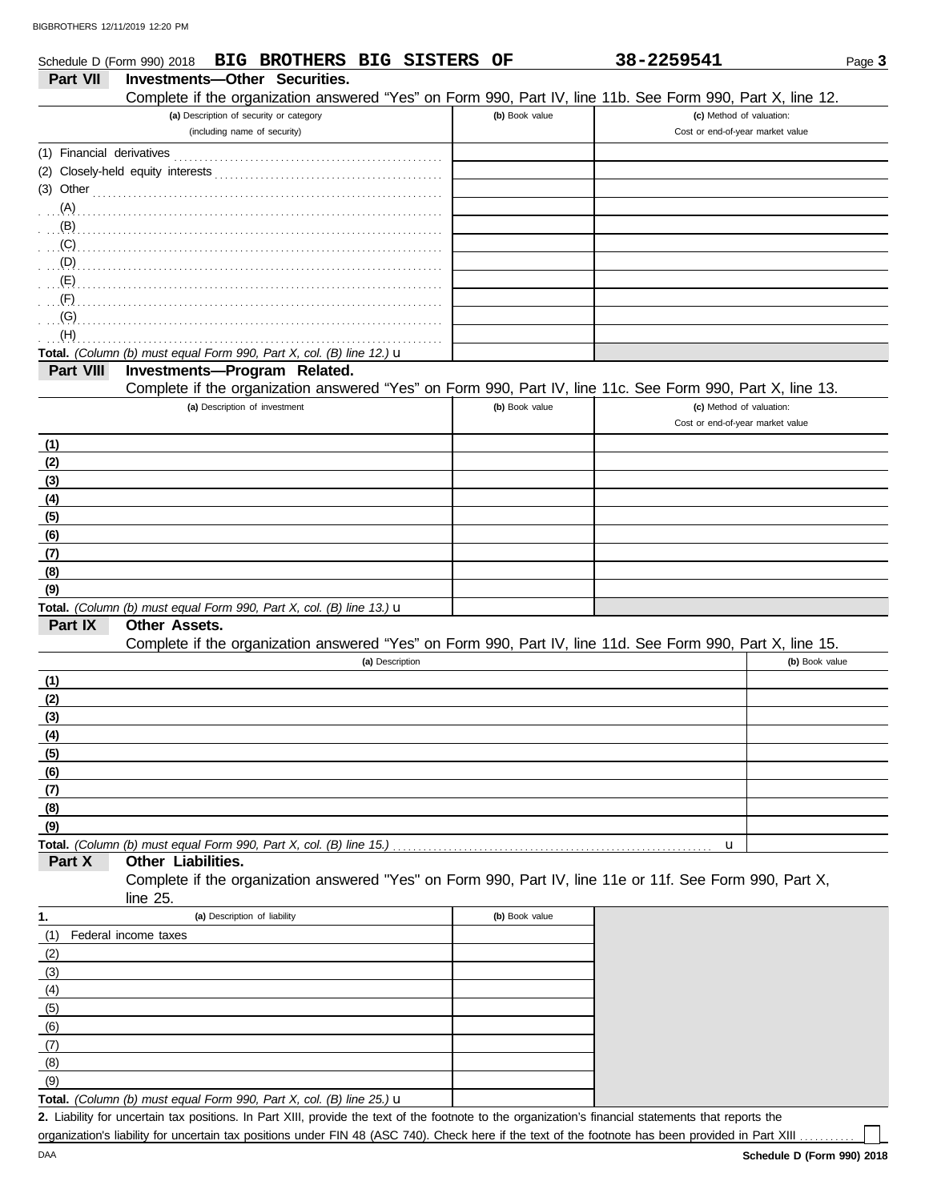Schedule D (Form 990) 2018 **BIG BROTHERS BIG SISTERS OF** **38-2259541** Page **3**

## Part VII Investments—Other Securities.

Complete if the organization answered "Yes" on Form 990, Part IV, line 11b. See Form 990, Part X, line 12.

| (a) Description of security or category (including name of security) | (b) Book value | (c) Method of valuation: Cost or end-of-year market value |
|---|---|---|
| (1) Financial derivatives | | |
| (2) Closely-held equity interests | | |
| (3) Other | | |
| (A) | | |
| (B) | | |
| (C) | | |
| (D) | | |
| (E) | | |
| (F) | | |
| (G) | | |
| (H) | | |
| **Total.** *(Column (b) must equal Form 990, Part X, col. (B) line 12.)* u | | |

## Part VIII Investments—Program Related.

Complete if the organization answered "Yes" on Form 990, Part IV, line 11c. See Form 990, Part X, line 13.

| (a) Description of investment | (b) Book value | (c) Method of valuation: Cost or end-of-year market value |
|---|---|---|
| **(1)** | | |
| **(2)** | | |
| **(3)** | | |
| **(4)** | | |
| **(5)** | | |
| **(6)** | | |
| **(7)** | | |
| **(8)** | | |
| **(9)** | | |
| **Total.** *(Column (b) must equal Form 990, Part X, col. (B) line 13.)* u | | |

## Part IX Other Assets.

Complete if the organization answered "Yes" on Form 990, Part IV, line 11d. See Form 990, Part X, line 15.

| (a) Description | (b) Book value |
|---|---|
| **(1)** | |
| **(2)** | |
| **(3)** | |
| **(4)** | |
| **(5)** | |
| **(6)** | |
| **(7)** | |
| **(8)** | |
| **(9)** | |
| **Total.** *(Column (b) must equal Form 990, Part X, col. (B) line 15.)* u | |

## Part X Other Liabilities.

Complete if the organization answered "Yes" on Form 990, Part IV, line 11e or 11f. See Form 990, Part X, line 25.

| 1. (a) Description of liability | (b) Book value |
|---|---|
| (1) Federal income taxes | |
| (2) | |
| (3) | |
| (4) | |
| (5) | |
| (6) | |
| (7) | |
| (8) | |
| (9) | |
| **Total.** *(Column (b) must equal Form 990, Part X, col. (B) line 25.)* u | |

**2.** Liability for uncertain tax positions. In Part XIII, provide the text of the footnote to the organization's financial statements that reports the organization's liability for uncertain tax positions under FIN 48 (ASC 740). Check here if the text of the footnote has been provided in Part XIII ☐

**Schedule D (Form 990) 2018**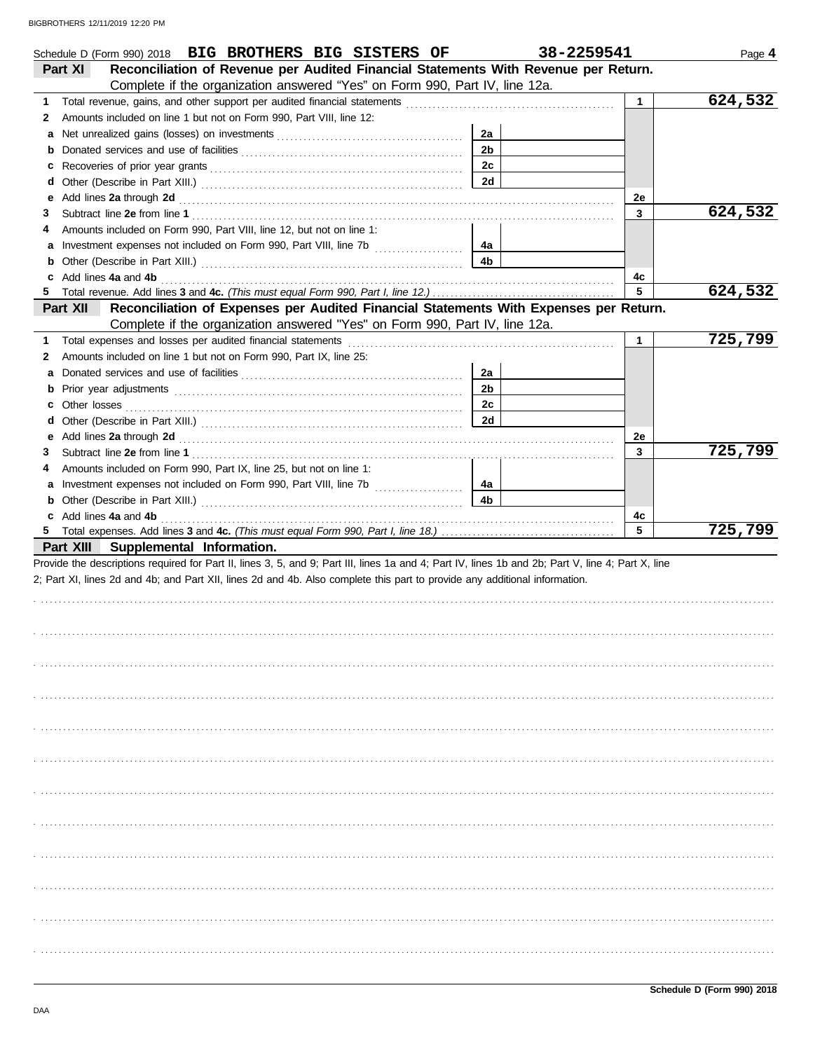Schedule D (Form 990) 2018 **BIG BROTHERS BIG SISTERS OF** **38-2259541** Page **4**

## Part XI Reconciliation of Revenue per Audited Financial Statements With Revenue per Return.

Complete if the organization answered "Yes" on Form 990, Part IV, line 12a.

| | | | | | |
|---|---|---|---|---|---|
| **1** | Total revenue, gains, and other support per audited financial statements | | | 1 | 624,532 |
| **2** | Amounts included on line 1 but not on Form 990, Part VIII, line 12: | | | | |
| **a** | Net unrealized gains (losses) on investments | 2a | | | |
| **b** | Donated services and use of facilities | 2b | | | |
| **c** | Recoveries of prior year grants | 2c | | | |
| **d** | Other (Describe in Part XIII.) | 2d | | | |
| **e** | Add lines **2a** through **2d** | | | 2e | |
| **3** | Subtract line **2e** from line **1** | | | 3 | 624,532 |
| **4** | Amounts included on Form 990, Part VIII, line 12, but not on line 1: | | | | |
| **a** | Investment expenses not included on Form 990, Part VIII, line 7b | 4a | | | |
| **b** | Other (Describe in Part XIII.) | 4b | | | |
| **c** | Add lines **4a** and **4b** | | | 4c | |
| **5** | Total revenue. Add lines **3** and **4c.** *(This must equal Form 990, Part I, line 12.)* | | | 5 | 624,532 |

## Part XII Reconciliation of Expenses per Audited Financial Statements With Expenses per Return.

Complete if the organization answered "Yes" on Form 990, Part IV, line 12a.

| | | | | | |
|---|---|---|---|---|---|
| **1** | Total expenses and losses per audited financial statements | | | 1 | 725,799 |
| **2** | Amounts included on line 1 but not on Form 990, Part IX, line 25: | | | | |
| **a** | Donated services and use of facilities | 2a | | | |
| **b** | Prior year adjustments | 2b | | | |
| **c** | Other losses | 2c | | | |
| **d** | Other (Describe in Part XIII.) | 2d | | | |
| **e** | Add lines **2a** through **2d** | | | 2e | |
| **3** | Subtract line **2e** from line **1** | | | 3 | 725,799 |
| **4** | Amounts included on Form 990, Part IX, line 25, but not on line 1: | | | | |
| **a** | Investment expenses not included on Form 990, Part VIII, line 7b | 4a | | | |
| **b** | Other (Describe in Part XIII.) | 4b | | | |
| **c** | Add lines **4a** and **4b** | | | 4c | |
| **5** | Total expenses. Add lines **3** and **4c.** *(This must equal Form 990, Part I, line 18.)* | | | 5 | 725,799 |

## Part XIII Supplemental Information.

Provide the descriptions required for Part II, lines 3, 5, and 9; Part III, lines 1a and 4; Part IV, lines 1b and 2b; Part V, line 4; Part X, line 2; Part XI, lines 2d and 4b; and Part XII, lines 2d and 4b. Also complete this part to provide any additional information.

**Schedule D (Form 990) 2018**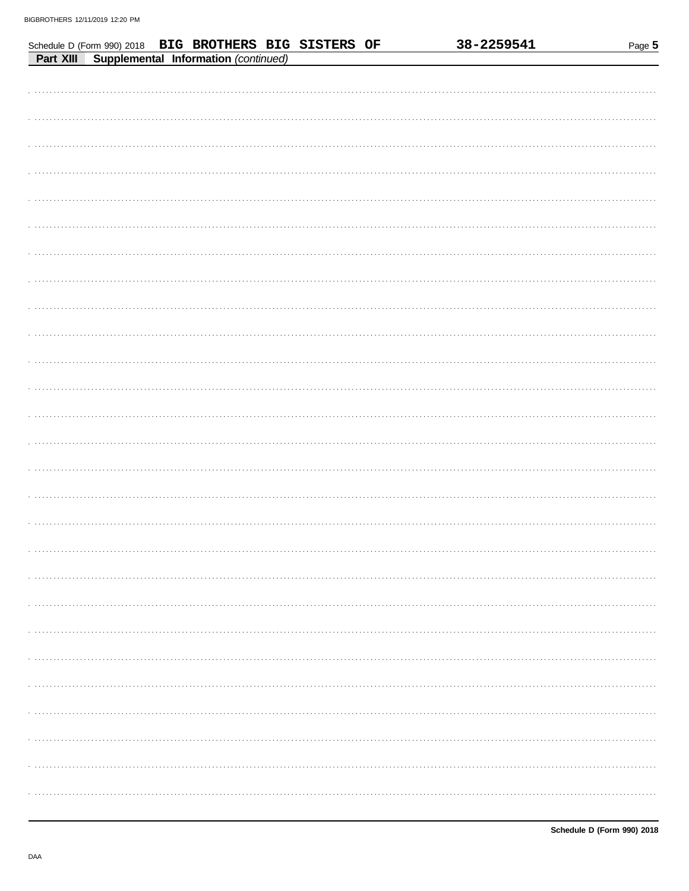Schedule D (Form 990) 2018 **BIG BROTHERS BIG SISTERS OF** **38-2259541**

**Part XIII** **Supplemental Information** *(continued)*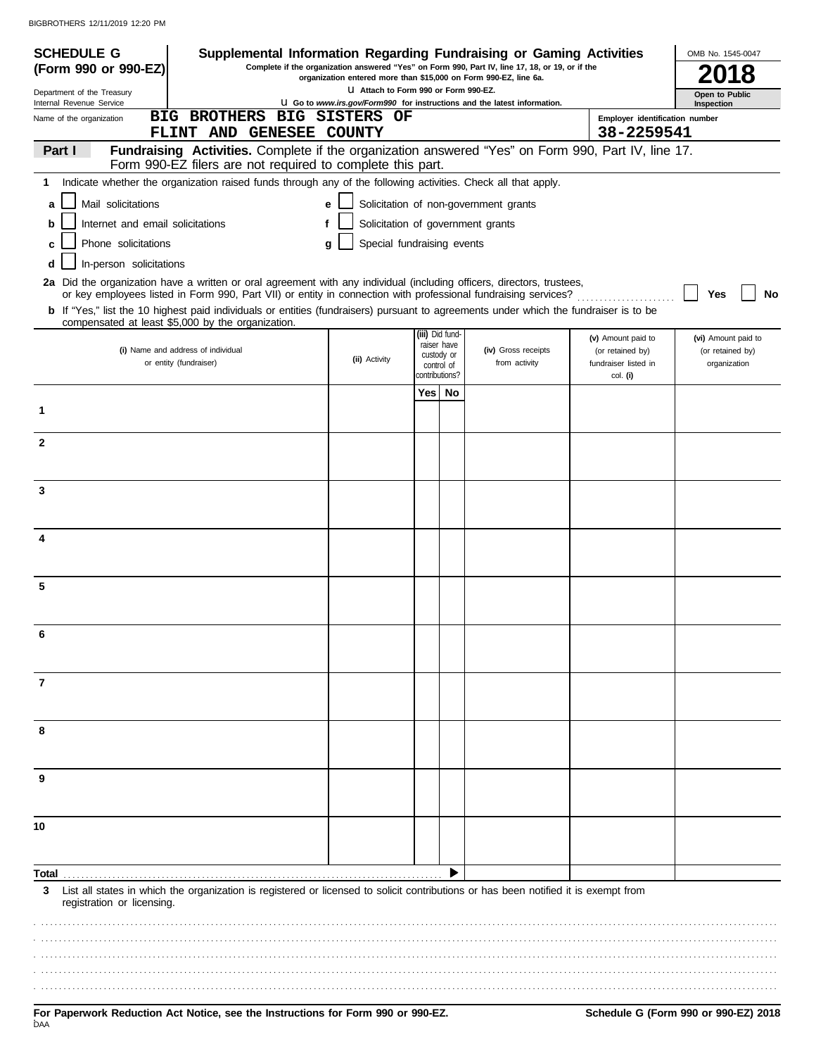BIGBROTHERS 12/11/2019 12:20 PM

**SCHEDULE G (Form 990 or 990-EZ)**

Department of the Treasury
Internal Revenue Service

# Supplemental Information Regarding Fundraising or Gaming Activities

**Complete if the organization answered "Yes" on Form 990, Part IV, line 17, 18, or 19, or if the organization entered more than $15,000 on Form 990-EZ, line 6a.**

**Attach to Form 990 or Form 990-EZ.**

**Go to *www.irs.gov/Form990* for instructions and the latest information.**

OMB No. 1545-0047

**2018**

**Open to Public Inspection**

Name of the organization: BIG BROTHERS BIG SISTERS OF FLINT AND GENESEE COUNTY

Employer identification number: 38-2259541

## Part I Fundraising Activities.

Complete if the organization answered "Yes" on Form 990, Part IV, line 17. Form 990-EZ filers are not required to complete this part.

**1** Indicate whether the organization raised funds through any of the following activities. Check all that apply.

- **a** ☐ Mail solicitations
- **b** ☐ Internet and email solicitations
- **c** ☐ Phone solicitations
- **d** ☐ In-person solicitations
- **e** ☐ Solicitation of non-government grants
- **f** ☐ Solicitation of government grants
- **g** ☐ Special fundraising events

**2a** Did the organization have a written or oral agreement with any individual (including officers, directors, trustees, or key employees listed in Form 990, Part VII) or entity in connection with professional fundraising services? ☐ Yes ☐ No

**b** If "Yes," list the 10 highest paid individuals or entities (fundraisers) pursuant to agreements under which the fundraiser is to be compensated at least $5,000 by the organization.

| | (i) Name and address of individual or entity (fundraiser) | (ii) Activity | (iii) Did fundraiser have custody or control of contributions? Yes | No | (iv) Gross receipts from activity | (v) Amount paid to (or retained by) fundraiser listed in col. (i) | (vi) Amount paid to (or retained by) organization |
|---|---|---|---|---|---|---|---|
| 1 | | | | | | | |
| 2 | | | | | | | |
| 3 | | | | | | | |
| 4 | | | | | | | |
| 5 | | | | | | | |
| 6 | | | | | | | |
| 7 | | | | | | | |
| 8 | | | | | | | |
| 9 | | | | | | | |
| 10 | | | | | | | |
| **Total** | | | | | | | |

**3** List all states in which the organization is registered or licensed to solicit contributions or has been notified it is exempt from registration or licensing.

**For Paperwork Reduction Act Notice, see the Instructions for Form 990 or 990-EZ.**

DAA

**Schedule G (Form 990 or 990-EZ) 2018**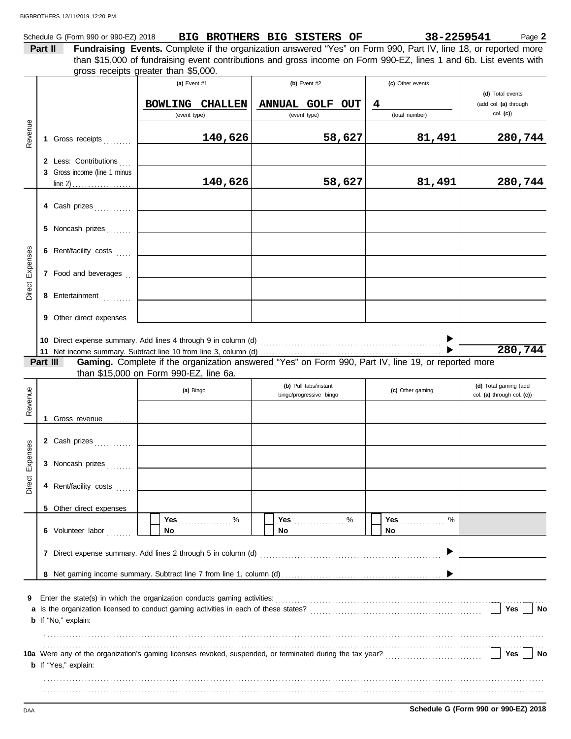Schedule G (Form 990 or 990-EZ) 2018 **BIG BROTHERS BIG SISTERS OF** **38-2259541** Page **2**

**Part II** **Fundraising Events.** Complete if the organization answered "Yes" on Form 990, Part IV, line 18, or reported more than $15,000 of fundraising event contributions and gross income on Form 990-EZ, lines 1 and 6b. List events with gross receipts greater than $5,000.

| | | (a) Event #1 | (b) Event #2 | (c) Other events | (d) Total events (add col. (a) through col. (c)) |
|---|---|---|---|---|---|
| | | BOWLING CHALLEN (event type) | ANNUAL GOLF OUT (event type) | 4 (total number) | |
| Revenue | 1 Gross receipts | 140,626 | 58,627 | 81,491 | 280,744 |
| | 2 Less: Contributions | | | | |
| | 3 Gross income (line 1 minus line 2) | 140,626 | 58,627 | 81,491 | 280,744 |
| Direct Expenses | 4 Cash prizes | | | | |
| | 5 Noncash prizes | | | | |
| | 6 Rent/facility costs | | | | |
| | 7 Food and beverages | | | | |
| | 8 Entertainment | | | | |
| | 9 Other direct expenses | | | | |
| | 10 Direct expense summary. Add lines 4 through 9 in column (d) | | | | |
| | 11 Net income summary. Subtract line 10 from line 3, column (d) | | | | 280,744 |

**Part III** **Gaming.** Complete if the organization answered "Yes" on Form 990, Part IV, line 19, or reported more than $15,000 on Form 990-EZ, line 6a.

| | | (a) Bingo | (b) Pull tabs/instant bingo/progressive bingo | (c) Other gaming | (d) Total gaming (add col. (a) through col. (c)) |
|---|---|---|---|---|---|
| Revenue | 1 Gross revenue | | | | |
| Direct Expenses | 2 Cash prizes | | | | |
| | 3 Noncash prizes | | | | |
| | 4 Rent/facility costs | | | | |
| | 5 Other direct expenses | | | | |
| | 6 Volunteer labor | Yes ____ % / No | Yes ____ % / No | Yes ____ % / No | |
| | 7 Direct expense summary. Add lines 2 through 5 in column (d) | | | | |
| | 8 Net gaming income summary. Subtract line 7 from line 1, column (d) | | | | |

**9** Enter the state(s) in which the organization conducts gaming activities: ____________

**a** Is the organization licensed to conduct gaming activities in each of these states? ☐ Yes ☐ No

**b** If "No," explain:

**10a** Were any of the organization's gaming licenses revoked, suspended, or terminated during the tax year? ☐ Yes ☐ No

**b** If "Yes," explain:

DAA **Schedule G (Form 990 or 990-EZ) 2018**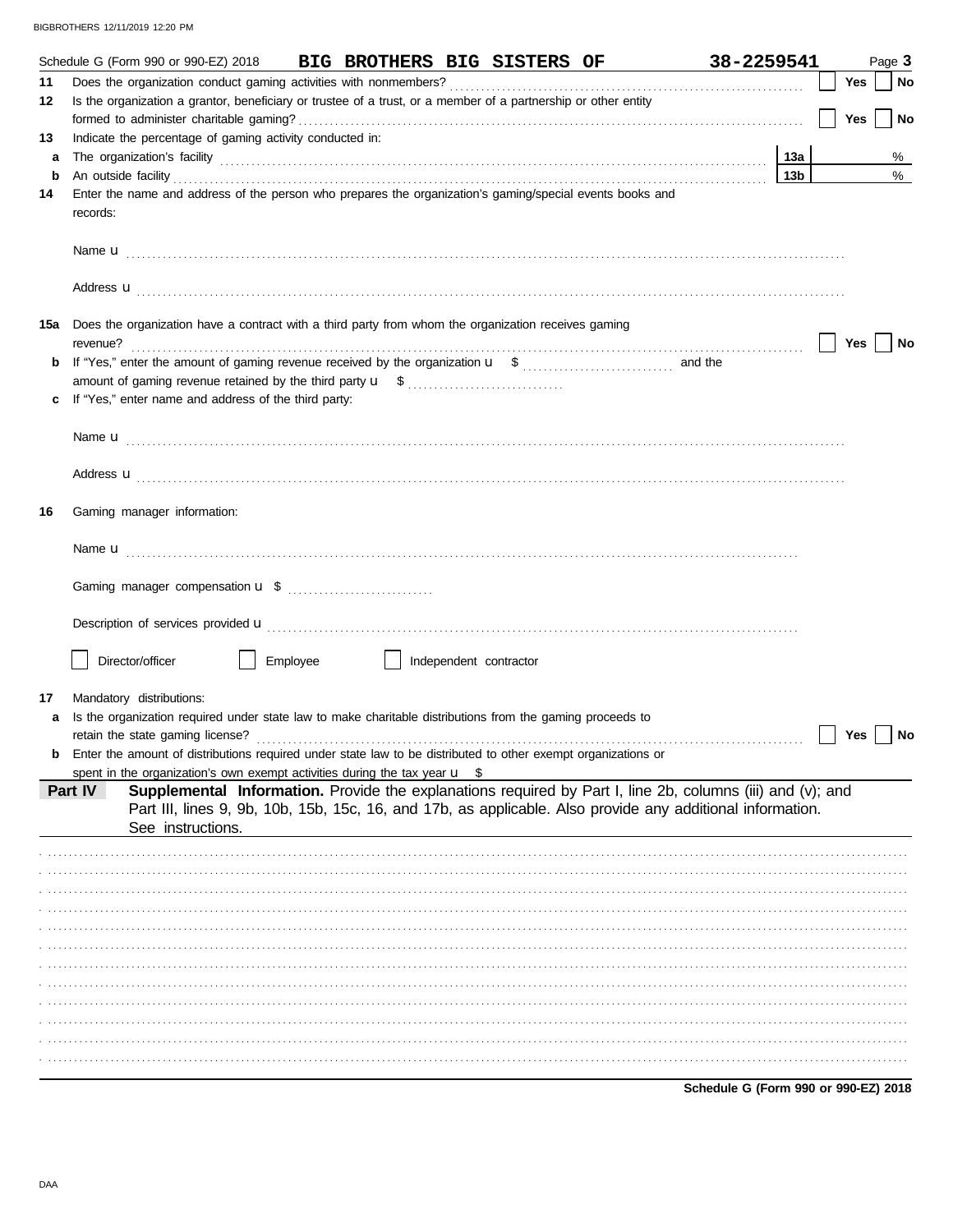Schedule G (Form 990 or 990-EZ) 2018 **BIG BROTHERS BIG SISTERS OF** **38-2259541** Page **3**

**11** Does the organization conduct gaming activities with nonmembers? ☐ Yes ☐ No

**12** Is the organization a grantor, beneficiary or trustee of a trust, or a member of a partnership or other entity formed to administer charitable gaming? ☐ Yes ☐ No

**13** Indicate the percentage of gaming activity conducted in:

**a** The organization's facility **13a** %

**b** An outside facility **13b** %

**14** Enter the name and address of the person who prepares the organization's gaming/special events books and records:

Name u

Address u

**15a** Does the organization have a contract with a third party from whom the organization receives gaming revenue? ☐ Yes ☐ No

**b** If "Yes," enter the amount of gaming revenue received by the organization u $ and the amount of gaming revenue retained by the third party u $

**c** If "Yes," enter name and address of the third party:

Name u

Address u

**16** Gaming manager information:

Name u

Gaming manager compensation u $

Description of services provided u

☐ Director/officer ☐ Employee ☐ Independent contractor

**17** Mandatory distributions:

**a** Is the organization required under state law to make charitable distributions from the gaming proceeds to retain the state gaming license? ☐ Yes ☐ No

**b** Enter the amount of distributions required under state law to be distributed to other exempt organizations or spent in the organization's own exempt activities during the tax year u $

**Part IV** **Supplemental Information.** Provide the explanations required by Part I, line 2b, columns (iii) and (v); and Part III, lines 9, 9b, 10b, 15b, 15c, 16, and 17b, as applicable. Also provide any additional information. See instructions.

**Schedule G (Form 990 or 990-EZ) 2018**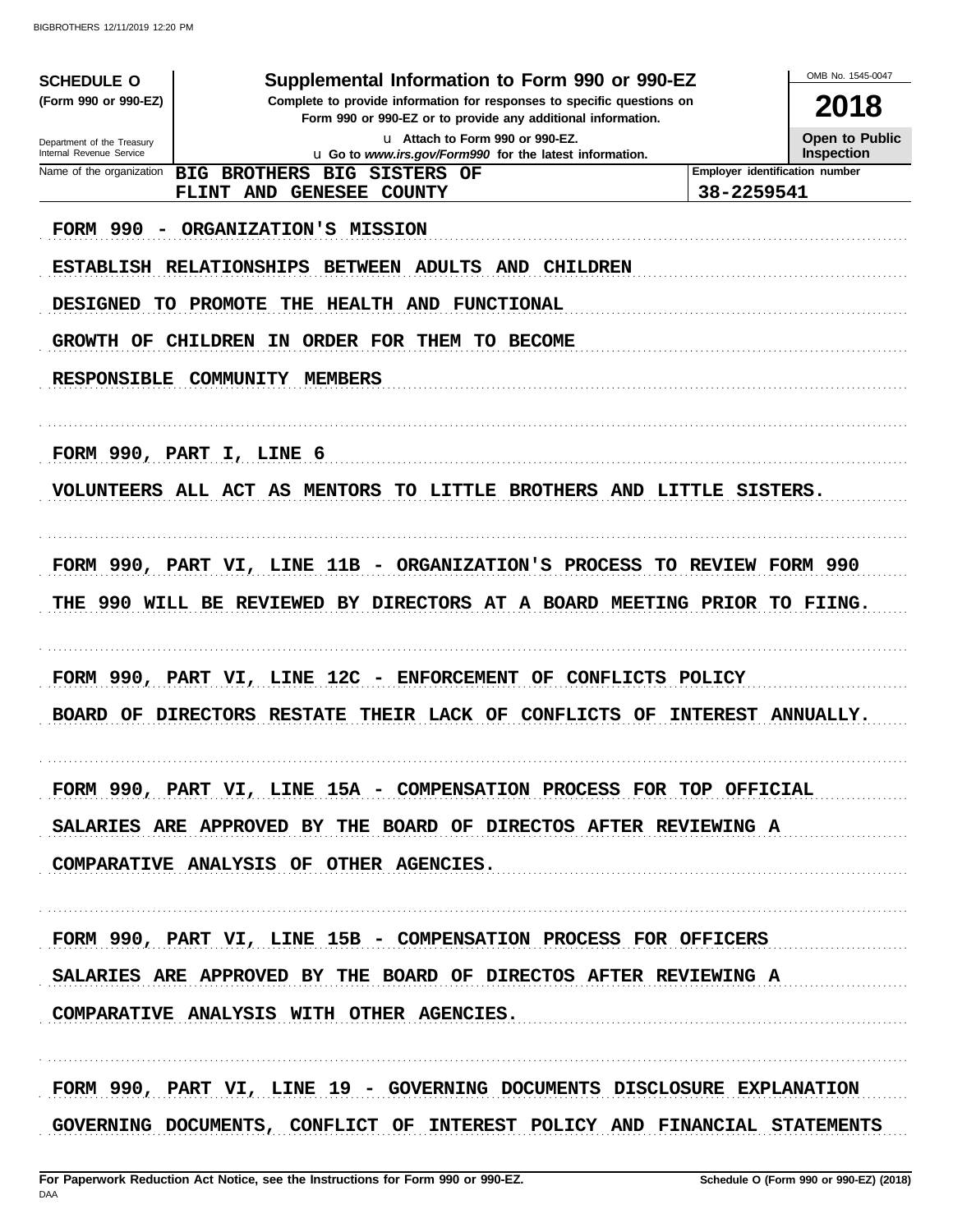**SCHEDULE O**
**(Form 990 or 990-EZ)**

Department of the Treasury
Internal Revenue Service

# Supplemental Information to Form 990 or 990-EZ

**Complete to provide information for responses to specific questions on Form 990 or 990-EZ or to provide any additional information.**

u Attach to Form 990 or 990-EZ.
u Go to *www.irs.gov/Form990* for the latest information.

OMB No. 1545-0047

**2018**

**Open to Public Inspection**

| Name of the organization | Employer identification number |
|---|---|
| BIG BROTHERS BIG SISTERS OF FLINT AND GENESEE COUNTY | 38-2259541 |

FORM 990 - ORGANIZATION'S MISSION

ESTABLISH RELATIONSHIPS BETWEEN ADULTS AND CHILDREN
DESIGNED TO PROMOTE THE HEALTH AND FUNCTIONAL
GROWTH OF CHILDREN IN ORDER FOR THEM TO BECOME
RESPONSIBLE COMMUNITY MEMBERS

FORM 990, PART I, LINE 6

VOLUNTEERS ALL ACT AS MENTORS TO LITTLE BROTHERS AND LITTLE SISTERS.

FORM 990, PART VI, LINE 11B - ORGANIZATION'S PROCESS TO REVIEW FORM 990

THE 990 WILL BE REVIEWED BY DIRECTORS AT A BOARD MEETING PRIOR TO FIING.

FORM 990, PART VI, LINE 12C - ENFORCEMENT OF CONFLICTS POLICY

BOARD OF DIRECTORS RESTATE THEIR LACK OF CONFLICTS OF INTEREST ANNUALLY.

FORM 990, PART VI, LINE 15A - COMPENSATION PROCESS FOR TOP OFFICIAL

SALARIES ARE APPROVED BY THE BOARD OF DIRECTOS AFTER REVIEWING A
COMPARATIVE ANALYSIS OF OTHER AGENCIES.

FORM 990, PART VI, LINE 15B - COMPENSATION PROCESS FOR OFFICERS

SALARIES ARE APPROVED BY THE BOARD OF DIRECTOS AFTER REVIEWING A
COMPARATIVE ANALYSIS WITH OTHER AGENCIES.

FORM 990, PART VI, LINE 19 - GOVERNING DOCUMENTS DISCLOSURE EXPLANATION

GOVERNING DOCUMENTS, CONFLICT OF INTEREST POLICY AND FINANCIAL STATEMENTS

**For Paperwork Reduction Act Notice, see the Instructions for Form 990 or 990-EZ.** **Schedule O (Form 990 or 990-EZ) (2018)**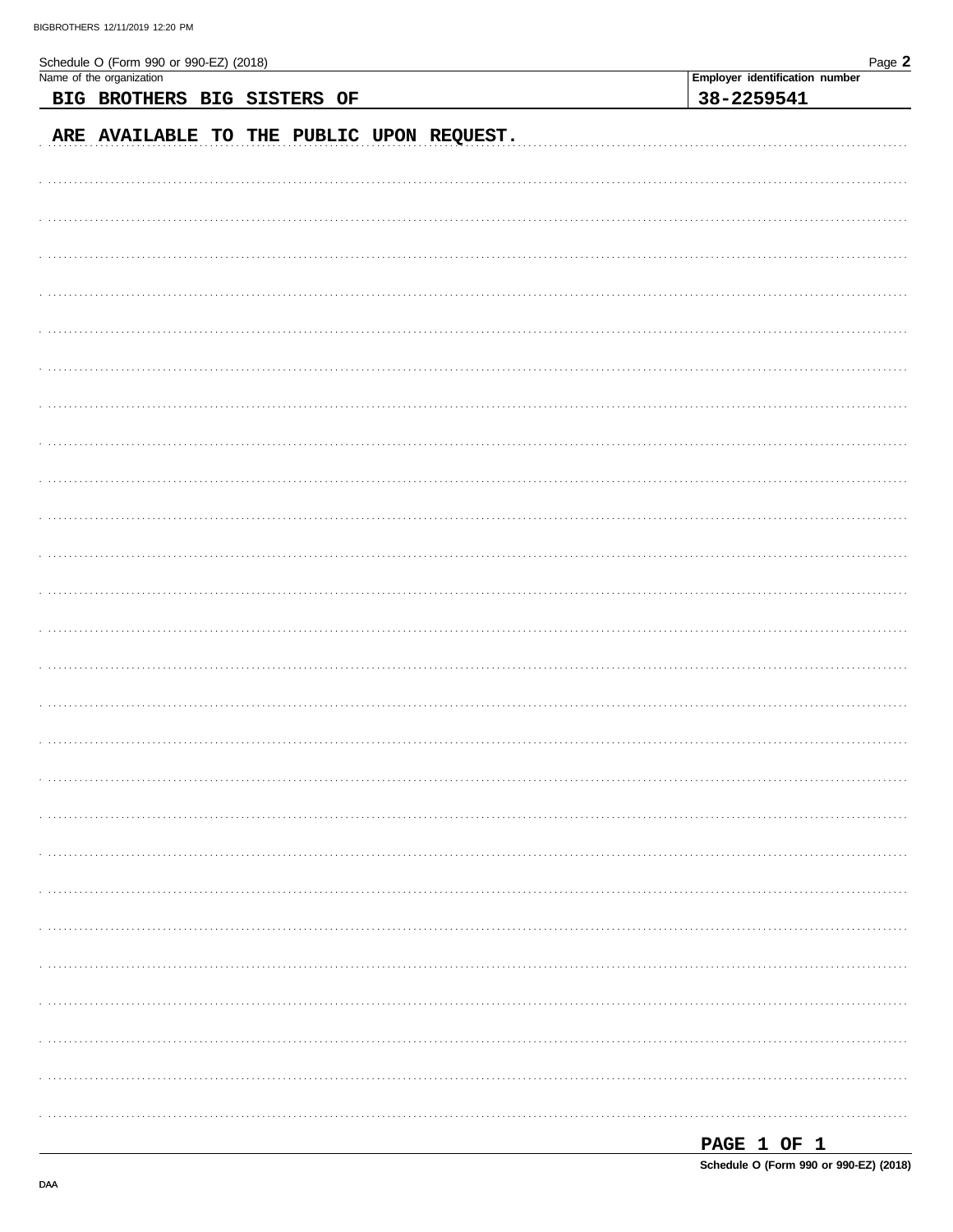Schedule O (Form 990 or 990-EZ) (2018)

| Name of the organization | Employer identification number |
| --- | --- |
| BIG BROTHERS BIG SISTERS OF | 38-2259541 |

ARE AVAILABLE TO THE PUBLIC UPON REQUEST.

Schedule O (Form 990 or 990-EZ) (2018)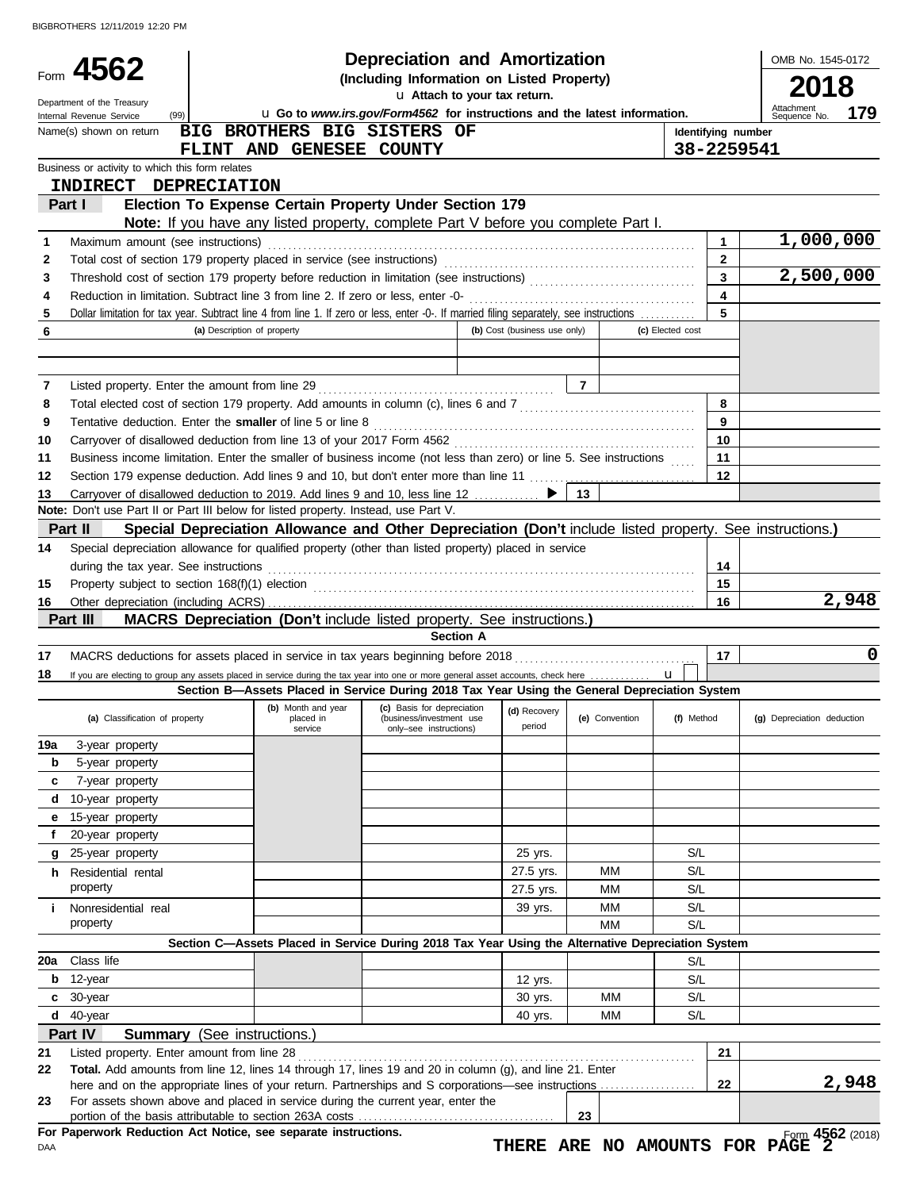Form **4562**

Department of the Treasury
Internal Revenue Service (99)

# Depreciation and Amortization

**(Including Information on Listed Property)**

u **Attach to your tax return.**

u **Go to *www.irs.gov/Form4562* for instructions and the latest information.**

OMB No. 1545-0172

**2018**

Attachment Sequence No. **179**

Name(s) shown on return: **BIG BROTHERS BIG SISTERS OF FLINT AND GENESEE COUNTY**

Identifying number: **38-2259541**

Business or activity to which this form relates: **INDIRECT DEPRECIATION**

## Part I — Election To Expense Certain Property Under Section 179

**Note:** If you have any listed property, complete Part V before you complete Part I.

| Line | Description | | Amount |
|---|---|---|---|
| 1 | Maximum amount (see instructions) | 1 | 1,000,000 |
| 2 | Total cost of section 179 property placed in service (see instructions) | 2 | |
| 3 | Threshold cost of section 179 property before reduction in limitation (see instructions) | 3 | 2,500,000 |
| 4 | Reduction in limitation. Subtract line 3 from line 2. If zero or less, enter -0- | 4 | |
| 5 | Dollar limitation for tax year. Subtract line 4 from line 1. If zero or less, enter -0-. If married filing separately, see instructions | 5 | |

| 6 | (a) Description of property | (b) Cost (business use only) | (c) Elected cost |
|---|---|---|---|
| | | | |
| | | | |

| Line | Description | | Amount |
|---|---|---|---|
| 7 | Listed property. Enter the amount from line 29 | 7 | |
| 8 | Total elected cost of section 179 property. Add amounts in column (c), lines 6 and 7 | 8 | |
| 9 | Tentative deduction. Enter the **smaller** of line 5 or line 8 | 9 | |
| 10 | Carryover of disallowed deduction from line 13 of your 2017 Form 4562 | 10 | |
| 11 | Business income limitation. Enter the smaller of business income (not less than zero) or line 5. See instructions | 11 | |
| 12 | Section 179 expense deduction. Add lines 9 and 10, but don't enter more than line 11 | 12 | |
| 13 | Carryover of disallowed deduction to 2019. Add lines 9 and 10, less line 12 ▶ | 13 | |

**Note:** Don't use Part II or Part III below for listed property. Instead, use Part V.

## Part II — Special Depreciation Allowance and Other Depreciation (Don't include listed property. See instructions.)

| Line | Description | | Amount |
|---|---|---|---|
| 14 | Special depreciation allowance for qualified property (other than listed property) placed in service during the tax year. See instructions | 14 | |
| 15 | Property subject to section 168(f)(1) election | 15 | |
| 16 | Other depreciation (including ACRS) | 16 | 2,948 |

## Part III — MACRS Depreciation (Don't include listed property. See instructions.)

### Section A

| Line | Description | | Amount |
|---|---|---|---|
| 17 | MACRS deductions for assets placed in service in tax years beginning before 2018 | 17 | 0 |
| 18 | If you are electing to group any assets placed in service during the tax year into one or more general asset accounts, check here u | | |

### Section B—Assets Placed in Service During 2018 Tax Year Using the General Depreciation System

| (a) Classification of property | (b) Month and year placed in service | (c) Basis for depreciation (business/investment use only–see instructions) | (d) Recovery period | (e) Convention | (f) Method | (g) Depreciation deduction |
|---|---|---|---|---|---|---|
| 19a 3-year property | | | | | | |
| b 5-year property | | | | | | |
| c 7-year property | | | | | | |
| d 10-year property | | | | | | |
| e 15-year property | | | | | | |
| f 20-year property | | | | | | |
| g 25-year property | | | 25 yrs. | | S/L | |
| h Residential rental property | | | 27.5 yrs. | MM | S/L | |
| | | | 27.5 yrs. | MM | S/L | |
| i Nonresidential real property | | | 39 yrs. | MM | S/L | |
| | | | | MM | S/L | |

### Section C—Assets Placed in Service During 2018 Tax Year Using the Alternative Depreciation System

| (a) Classification of property | (b) Month and year placed in service | (c) Basis for depreciation | (d) Recovery period | (e) Convention | (f) Method | (g) Depreciation deduction |
|---|---|---|---|---|---|---|
| 20a Class life | | | | | S/L | |
| b 12-year | | | 12 yrs. | | S/L | |
| c 30-year | | | 30 yrs. | MM | S/L | |
| d 40-year | | | 40 yrs. | MM | S/L | |

## Part IV — Summary (See instructions.)

| Line | Description | | Amount |
|---|---|---|---|
| 21 | Listed property. Enter amount from line 28 | 21 | |
| 22 | **Total.** Add amounts from line 12, lines 14 through 17, lines 19 and 20 in column (g), and line 21. Enter here and on the appropriate lines of your return. Partnerships and S corporations—see instructions | 22 | 2,948 |
| 23 | For assets shown above and placed in service during the current year, enter the portion of the basis attributable to section 263A costs | 23 | |

**For Paperwork Reduction Act Notice, see separate instructions.**

DAA

**THERE ARE NO AMOUNTS FOR PAGE 2**

Form **4562** (2018)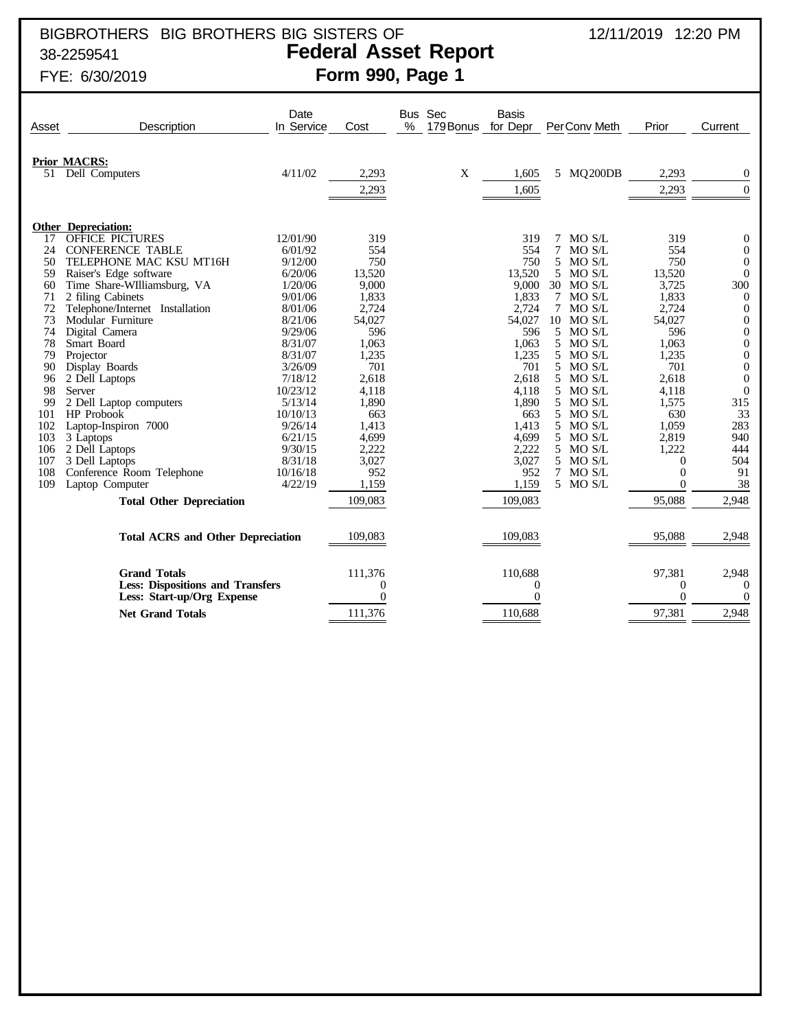BIGBROTHERS BIG BROTHERS BIG SISTERS OF 12/11/2019 12:20 PM

38-2259541

# Federal Asset Report

FYE: 6/30/2019

## Form 990, Page 1

| Asset | Description | Date In Service | Cost | Bus % | Sec 179 Bonus | Basis for Depr | Per | Conv Meth | Prior | Current |
|---|---|---|---|---|---|---|---|---|---|---|
| **Prior MACRS:** | | | | | | | | | | |
| 51 | Dell Computers | 4/11/02 | 2,293 | | X | 1,605 | 5 | MQ200DB | 2,293 | 0 |
| | | | 2,293 | | | 1,605 | | | 2,293 | 0 |
| **Other Depreciation:** | | | | | | | | | | |
| 17 | OFFICE PICTURES | 12/01/90 | 319 | | | 319 | 7 | MO S/L | 319 | 0 |
| 24 | CONFERENCE TABLE | 6/01/92 | 554 | | | 554 | 7 | MO S/L | 554 | 0 |
| 50 | TELEPHONE MAC KSU MT16H | 9/12/00 | 750 | | | 750 | 5 | MO S/L | 750 | 0 |
| 59 | Raiser's Edge software | 6/20/06 | 13,520 | | | 13,520 | 5 | MO S/L | 13,520 | 0 |
| 60 | Time Share-WIlliamsburg, VA | 1/20/06 | 9,000 | | | 9,000 | 30 | MO S/L | 3,725 | 300 |
| 71 | 2 filing Cabinets | 9/01/06 | 1,833 | | | 1,833 | 7 | MO S/L | 1,833 | 0 |
| 72 | Telephone/Internet Installation | 8/01/06 | 2,724 | | | 2,724 | 7 | MO S/L | 2,724 | 0 |
| 73 | Modular Furniture | 8/21/06 | 54,027 | | | 54,027 | 10 | MO S/L | 54,027 | 0 |
| 74 | Digital Camera | 9/29/06 | 596 | | | 596 | 5 | MO S/L | 596 | 0 |
| 78 | Smart Board | 8/31/07 | 1,063 | | | 1,063 | 5 | MO S/L | 1,063 | 0 |
| 79 | Projector | 8/31/07 | 1,235 | | | 1,235 | 5 | MO S/L | 1,235 | 0 |
| 90 | Display Boards | 3/26/09 | 701 | | | 701 | 5 | MO S/L | 701 | 0 |
| 96 | 2 Dell Laptops | 7/18/12 | 2,618 | | | 2,618 | 5 | MO S/L | 2,618 | 0 |
| 98 | Server | 10/23/12 | 4,118 | | | 4,118 | 5 | MO S/L | 4,118 | 0 |
| 99 | 2 Dell Laptop computers | 5/13/14 | 1,890 | | | 1,890 | 5 | MO S/L | 1,575 | 315 |
| 101 | HP Probook | 10/10/13 | 663 | | | 663 | 5 | MO S/L | 630 | 33 |
| 102 | Laptop-Inspiron 7000 | 9/26/14 | 1,413 | | | 1,413 | 5 | MO S/L | 1,059 | 283 |
| 103 | 3 Laptops | 6/21/15 | 4,699 | | | 4,699 | 5 | MO S/L | 2,819 | 940 |
| 106 | 2 Dell Laptops | 9/30/15 | 2,222 | | | 2,222 | 5 | MO S/L | 1,222 | 444 |
| 107 | 3 Dell Laptops | 8/31/18 | 3,027 | | | 3,027 | 5 | MO S/L | 0 | 504 |
| 108 | Conference Room Telephone | 10/16/18 | 952 | | | 952 | 7 | MO S/L | 0 | 91 |
| 109 | Laptop Computer | 4/22/19 | 1,159 | | | 1,159 | 5 | MO S/L | 0 | 38 |
| | **Total Other Depreciation** | | 109,083 | | | 109,083 | | | 95,088 | 2,948 |
| | **Total ACRS and Other Depreciation** | | 109,083 | | | 109,083 | | | 95,088 | 2,948 |
| | **Grand Totals** | | 111,376 | | | 110,688 | | | 97,381 | 2,948 |
| | **Less: Dispositions and Transfers** | | 0 | | | 0 | | | 0 | 0 |
| | **Less: Start-up/Org Expense** | | 0 | | | 0 | | | 0 | 0 |
| | **Net Grand Totals** | | 111,376 | | | 110,688 | | | 97,381 | 2,948 |